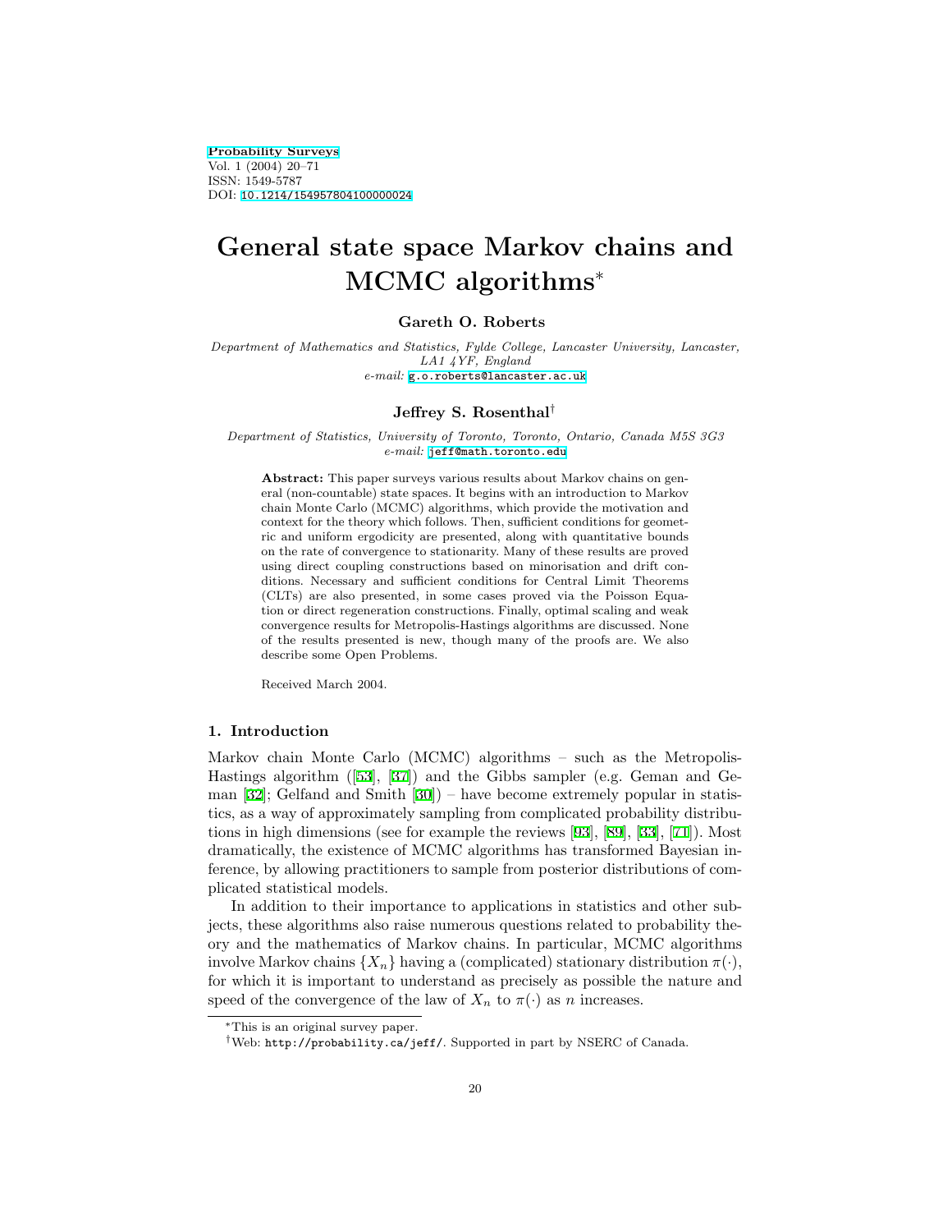Probability Surveys
Vol. 1 (2004) 20–71
ISSN: 1549-5787
DOI: 10.1214/154957804100000024

# General state space Markov chains and MCMC algorithms*

**Gareth O. Roberts**

*Department of Mathematics and Statistics, Fylde College, Lancaster University, Lancaster, LA1 4YF, England*
*e-mail:* g.o.roberts@lancaster.ac.uk

**Jeffrey S. Rosenthal**[†]

*Department of Statistics, University of Toronto, Toronto, Ontario, Canada M5S 3G3*
*e-mail:* jeff@math.toronto.edu

**Abstract:** This paper surveys various results about Markov chains on general (non-countable) state spaces. It begins with an introduction to Markov chain Monte Carlo (MCMC) algorithms, which provide the motivation and context for the theory which follows. Then, sufficient conditions for geometric and uniform ergodicity are presented, along with quantitative bounds on the rate of convergence to stationarity. Many of these results are proved using direct coupling constructions based on minorisation and drift conditions. Necessary and sufficient conditions for Central Limit Theorems (CLTs) are also presented, in some cases proved via the Poisson Equation or direct regeneration constructions. Finally, optimal scaling and weak convergence results for Metropolis-Hastings algorithms are discussed. None of the results presented is new, though many of the proofs are. We also describe some Open Problems.

Received March 2004.

## 1. Introduction

Markov chain Monte Carlo (MCMC) algorithms – such as the Metropolis-Hastings algorithm ([53], [37]) and the Gibbs sampler (e.g. Geman and Geman [32]; Gelfand and Smith [30]) – have become extremely popular in statistics, as a way of approximately sampling from complicated probability distributions in high dimensions (see for example the reviews [93], [89], [33], [71]). Most dramatically, the existence of MCMC algorithms has transformed Bayesian inference, by allowing practitioners to sample from posterior distributions of complicated statistical models.

In addition to their importance to applications in statistics and other subjects, these algorithms also raise numerous questions related to probability theory and the mathematics of Markov chains. In particular, MCMC algorithms involve Markov chains $\{X_n\}$ having a (complicated) stationary distribution $\pi(\cdot)$, for which it is important to understand as precisely as possible the nature and speed of the convergence of the law of $X_n$ to $\pi(\cdot)$ as $n$ increases.

*This is an original survey paper.

[†]Web: http://probability.ca/jeff/. Supported in part by NSERC of Canada.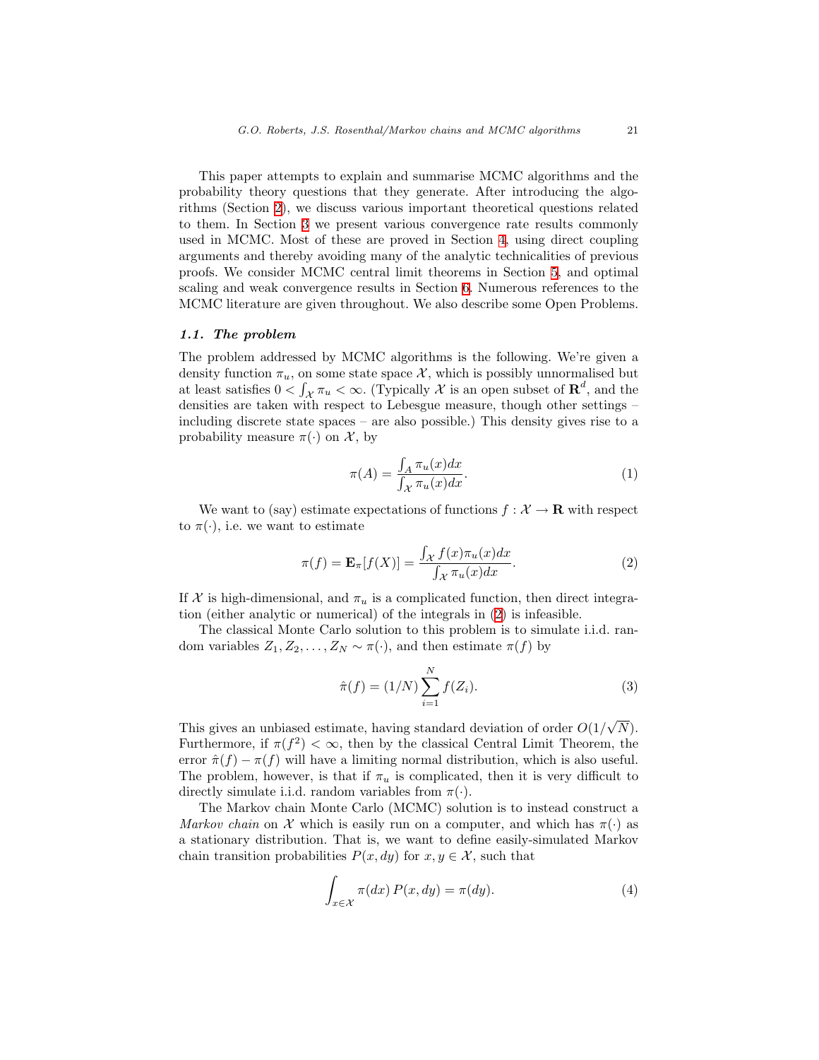This paper attempts to explain and summarise MCMC algorithms and the probability theory questions that they generate. After introducing the algorithms (Section 2), we discuss various important theoretical questions related to them. In Section 3 we present various convergence rate results commonly used in MCMC. Most of these are proved in Section 4, using direct coupling arguments and thereby avoiding many of the analytic technicalities of previous proofs. We consider MCMC central limit theorems in Section 5, and optimal scaling and weak convergence results in Section 6. Numerous references to the MCMC literature are given throughout. We also describe some Open Problems.

### 1.1. The problem

The problem addressed by MCMC algorithms is the following. We're given a density function $\pi_u$, on some state space $\mathcal{X}$, which is possibly unnormalised but at least satisfies $0 < \int_{\mathcal{X}} \pi_u < \infty$. (Typically $\mathcal{X}$ is an open subset of $\mathbf{R}^d$, and the densities are taken with respect to Lebesgue measure, though other settings – including discrete state spaces – are also possible.) This density gives rise to a probability measure $\pi(\cdot)$ on $\mathcal{X}$, by

$$\pi(A) = \frac{\int_A \pi_u(x)dx}{\int_{\mathcal{X}} \pi_u(x)dx}. \tag{1}$$

We want to (say) estimate expectations of functions $f : \mathcal{X} \to \mathbf{R}$ with respect to $\pi(\cdot)$, i.e. we want to estimate

$$\pi(f) = \mathbf{E}_\pi[f(X)] = \frac{\int_{\mathcal{X}} f(x)\pi_u(x)dx}{\int_{\mathcal{X}} \pi_u(x)dx}. \tag{2}$$

If $\mathcal{X}$ is high-dimensional, and $\pi_u$ is a complicated function, then direct integration (either analytic or numerical) of the integrals in (2) is infeasible.

The classical Monte Carlo solution to this problem is to simulate i.i.d. random variables $Z_1, Z_2, \ldots, Z_N \sim \pi(\cdot)$, and then estimate $\pi(f)$ by

$$\hat{\pi}(f) = (1/N) \sum_{i=1}^{N} f(Z_i). \tag{3}$$

This gives an unbiased estimate, having standard deviation of order $O(1/\sqrt{N})$. Furthermore, if $\pi(f^2) < \infty$, then by the classical Central Limit Theorem, the error $\hat{\pi}(f) - \pi(f)$ will have a limiting normal distribution, which is also useful. The problem, however, is that if $\pi_u$ is complicated, then it is very difficult to directly simulate i.i.d. random variables from $\pi(\cdot)$.

The Markov chain Monte Carlo (MCMC) solution is to instead construct a *Markov chain* on $\mathcal{X}$ which is easily run on a computer, and which has $\pi(\cdot)$ as a stationary distribution. That is, we want to define easily-simulated Markov chain transition probabilities $P(x, dy)$ for $x, y \in \mathcal{X}$, such that

$$\int_{x \in \mathcal{X}} \pi(dx)\, P(x, dy) = \pi(dy). \tag{4}$$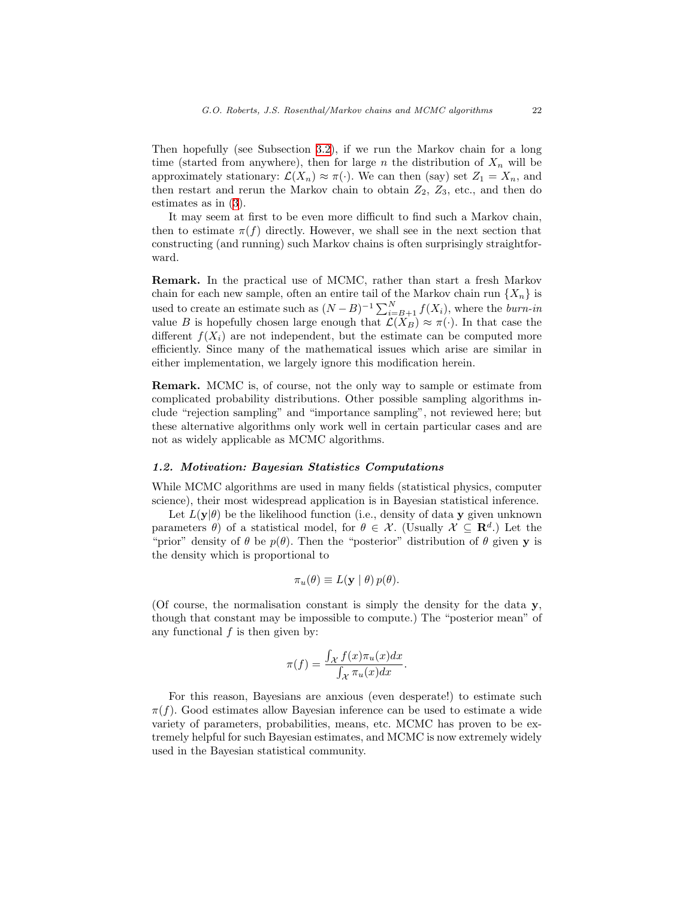Then hopefully (see Subsection 3.2), if we run the Markov chain for a long time (started from anywhere), then for large $n$ the distribution of $X_n$ will be approximately stationary: $\mathcal{L}(X_n) \approx \pi(\cdot)$. We can then (say) set $Z_1 = X_n$, and then restart and rerun the Markov chain to obtain $Z_2$, $Z_3$, etc., and then do estimates as in (3).

It may seem at first to be even more difficult to find such a Markov chain, then to estimate $\pi(f)$ directly. However, we shall see in the next section that constructing (and running) such Markov chains is often surprisingly straightforward.

**Remark.** In the practical use of MCMC, rather than start a fresh Markov chain for each new sample, often an entire tail of the Markov chain run $\{X_n\}$ is used to create an estimate such as $(N-B)^{-1}\sum_{i=B+1}^{N} f(X_i)$, where the *burn-in* value $B$ is hopefully chosen large enough that $\mathcal{L}(X_B) \approx \pi(\cdot)$. In that case the different $f(X_i)$ are not independent, but the estimate can be computed more efficiently. Since many of the mathematical issues which arise are similar in either implementation, we largely ignore this modification herein.

**Remark.** MCMC is, of course, not the only way to sample or estimate from complicated probability distributions. Other possible sampling algorithms include "rejection sampling" and "importance sampling", not reviewed here; but these alternative algorithms only work well in certain particular cases and are not as widely applicable as MCMC algorithms.

### *1.2. Motivation: Bayesian Statistics Computations*

While MCMC algorithms are used in many fields (statistical physics, computer science), their most widespread application is in Bayesian statistical inference.

Let $L(\mathbf{y}|\theta)$ be the likelihood function (i.e., density of data $\mathbf{y}$ given unknown parameters $\theta$) of a statistical model, for $\theta \in \mathcal{X}$. (Usually $\mathcal{X} \subseteq \mathbf{R}^d$.) Let the "prior" density of $\theta$ be $p(\theta)$. Then the "posterior" distribution of $\theta$ given $\mathbf{y}$ is the density which is proportional to

$$\pi_u(\theta) \equiv L(\mathbf{y} \mid \theta)\, p(\theta).$$

(Of course, the normalisation constant is simply the density for the data $\mathbf{y}$, though that constant may be impossible to compute.) The "posterior mean" of any functional $f$ is then given by:

$$\pi(f) = \frac{\int_{\mathcal{X}} f(x)\pi_u(x)dx}{\int_{\mathcal{X}} \pi_u(x)dx}.$$

For this reason, Bayesians are anxious (even desperate!) to estimate such $\pi(f)$. Good estimates allow Bayesian inference can be used to estimate a wide variety of parameters, probabilities, means, etc. MCMC has proven to be extremely helpful for such Bayesian estimates, and MCMC is now extremely widely used in the Bayesian statistical community.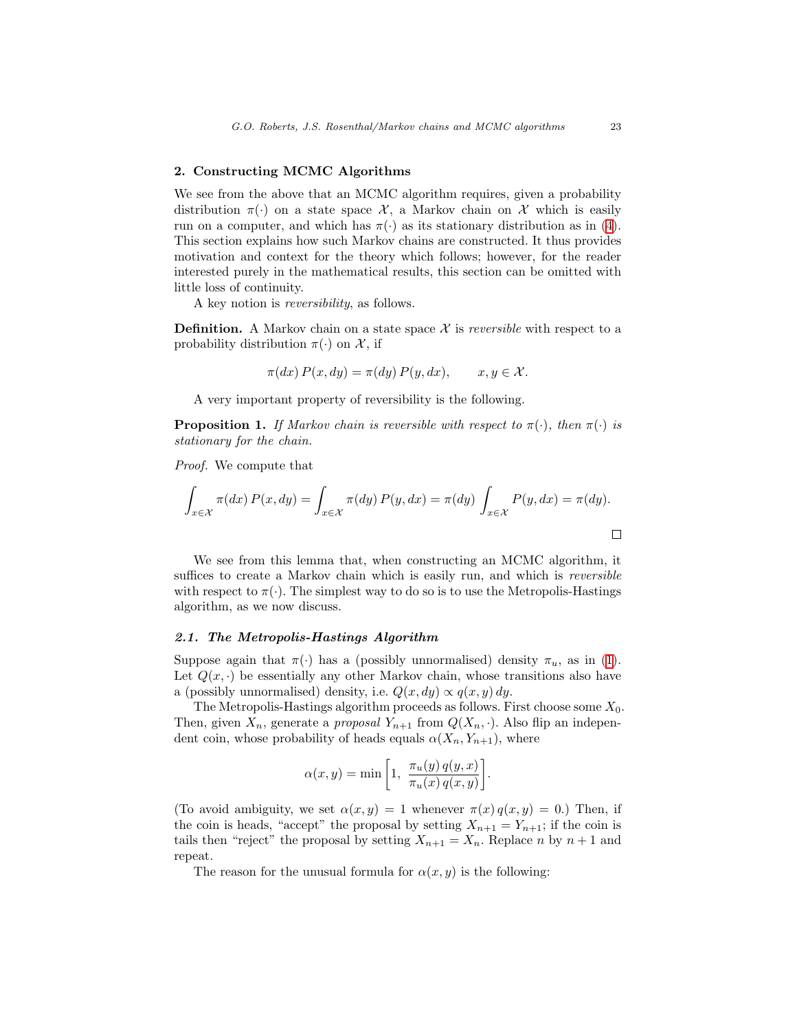## 2. Constructing MCMC Algorithms

We see from the above that an MCMC algorithm requires, given a probability distribution $\pi(\cdot)$ on a state space $\mathcal{X}$, a Markov chain on $\mathcal{X}$ which is easily run on a computer, and which has $\pi(\cdot)$ as its stationary distribution as in (4). This section explains how such Markov chains are constructed. It thus provides motivation and context for the theory which follows; however, for the reader interested purely in the mathematical results, this section can be omitted with little loss of continuity.

A key notion is *reversibility*, as follows.

**Definition.** A Markov chain on a state space $\mathcal{X}$ is *reversible* with respect to a probability distribution $\pi(\cdot)$ on $\mathcal{X}$, if

$$\pi(dx)\, P(x, dy) = \pi(dy)\, P(y, dx), \qquad x, y \in \mathcal{X}.$$

A very important property of reversibility is the following.

**Proposition 1.** *If Markov chain is reversible with respect to $\pi(\cdot)$, then $\pi(\cdot)$ is stationary for the chain.*

*Proof.* We compute that

$$\int_{x \in \mathcal{X}} \pi(dx)\, P(x, dy) = \int_{x \in \mathcal{X}} \pi(dy)\, P(y, dx) = \pi(dy) \int_{x \in \mathcal{X}} P(y, dx) = \pi(dy).$$

□

We see from this lemma that, when constructing an MCMC algorithm, it suffices to create a Markov chain which is easily run, and which is *reversible* with respect to $\pi(\cdot)$. The simplest way to do so is to use the Metropolis-Hastings algorithm, as we now discuss.

### 2.1. The Metropolis-Hastings Algorithm

Suppose again that $\pi(\cdot)$ has a (possibly unnormalised) density $\pi_u$, as in (1). Let $Q(x, \cdot)$ be essentially any other Markov chain, whose transitions also have a (possibly unnormalised) density, i.e. $Q(x, dy) \propto q(x, y)\, dy$.

The Metropolis-Hastings algorithm proceeds as follows. First choose some $X_0$. Then, given $X_n$, generate a *proposal* $Y_{n+1}$ from $Q(X_n, \cdot)$. Also flip an independent coin, whose probability of heads equals $\alpha(X_n, Y_{n+1})$, where

$$\alpha(x, y) = \min\left[1, \ \frac{\pi_u(y)\, q(y, x)}{\pi_u(x)\, q(x, y)}\right].$$

(To avoid ambiguity, we set $\alpha(x, y) = 1$ whenever $\pi(x)\, q(x, y) = 0$.) Then, if the coin is heads, "accept" the proposal by setting $X_{n+1} = Y_{n+1}$; if the coin is tails then "reject" the proposal by setting $X_{n+1} = X_n$. Replace $n$ by $n + 1$ and repeat.

The reason for the unusual formula for $\alpha(x, y)$ is the following: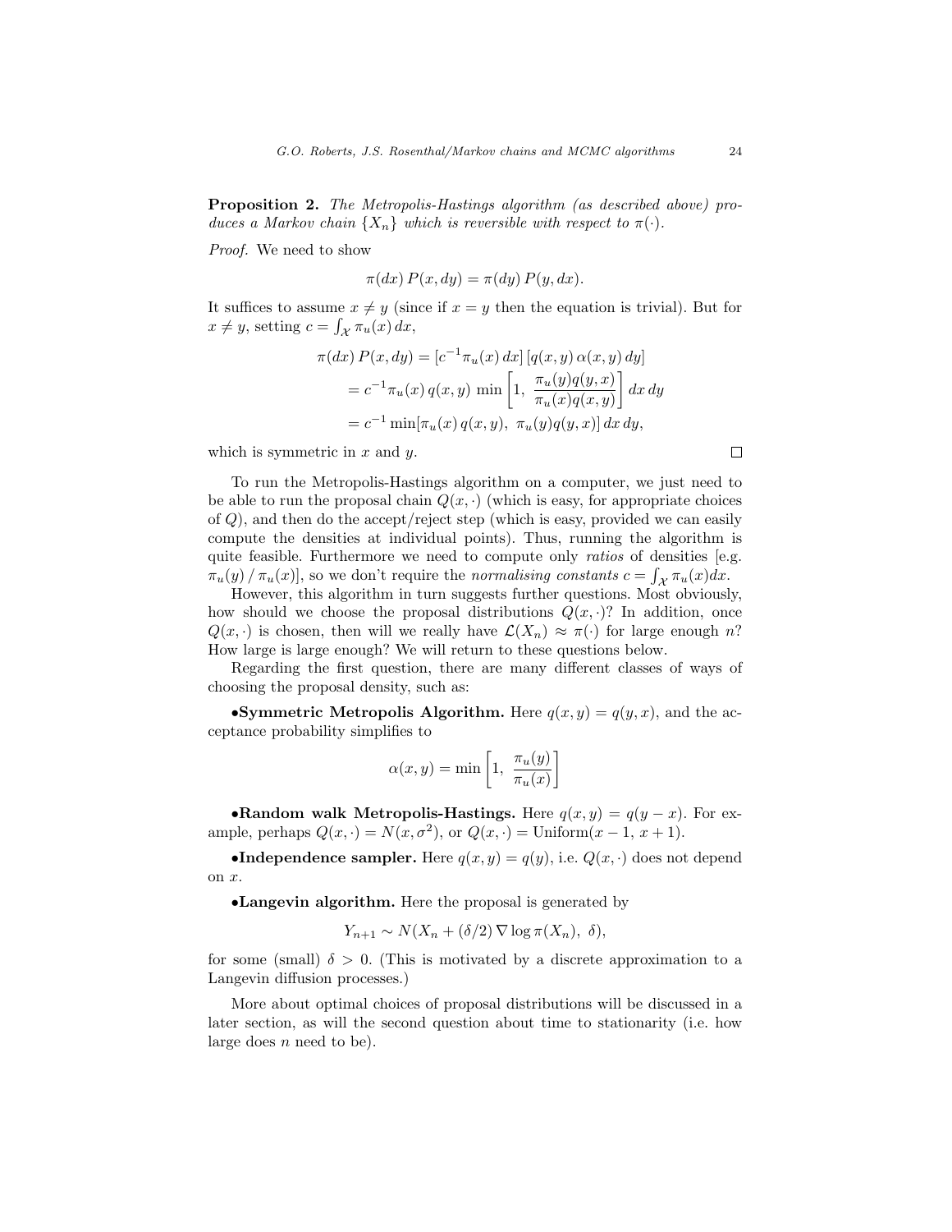**Proposition 2.** *The Metropolis-Hastings algorithm (as described above) produces a Markov chain $\{X_n\}$ which is reversible with respect to $\pi(\cdot)$.*

*Proof.* We need to show

$$\pi(dx)\, P(x, dy) = \pi(dy)\, P(y, dx).$$

It suffices to assume $x \neq y$ (since if $x = y$ then the equation is trivial). But for $x \neq y$, setting $c = \int_{\mathcal{X}} \pi_u(x)\, dx$,

$$\begin{aligned}
\pi(dx)\, P(x, dy) &= [c^{-1}\pi_u(x)\, dx]\, [q(x,y)\, \alpha(x,y)\, dy] \\
&= c^{-1}\pi_u(x)\, q(x,y)\, \min\left[1,\ \frac{\pi_u(y) q(y,x)}{\pi_u(x) q(x,y)}\right] dx\, dy \\
&= c^{-1} \min[\pi_u(x)\, q(x,y),\ \pi_u(y) q(y,x)]\, dx\, dy,
\end{aligned}$$

which is symmetric in $x$ and $y$. □

To run the Metropolis-Hastings algorithm on a computer, we just need to be able to run the proposal chain $Q(x, \cdot)$ (which is easy, for appropriate choices of $Q$), and then do the accept/reject step (which is easy, provided we can easily compute the densities at individual points). Thus, running the algorithm is quite feasible. Furthermore we need to compute only *ratios* of densities [e.g. $\pi_u(y) \,/\, \pi_u(x)$], so we don't require the *normalising constants* $c = \int_{\mathcal{X}} \pi_u(x) dx$.

However, this algorithm in turn suggests further questions. Most obviously, how should we choose the proposal distributions $Q(x, \cdot)$? In addition, once $Q(x, \cdot)$ is chosen, then will we really have $\mathcal{L}(X_n) \approx \pi(\cdot)$ for large enough $n$? How large is large enough? We will return to these questions below.

Regarding the first question, there are many different classes of ways of choosing the proposal density, such as:

•**Symmetric Metropolis Algorithm.** Here $q(x, y) = q(y, x)$, and the acceptance probability simplifies to

$$\alpha(x, y) = \min\left[1,\ \frac{\pi_u(y)}{\pi_u(x)}\right]$$

•**Random walk Metropolis-Hastings.** Here $q(x, y) = q(y - x)$. For example, perhaps $Q(x, \cdot) = N(x, \sigma^2)$, or $Q(x, \cdot) = \text{Uniform}(x - 1,\ x + 1)$.

•**Independence sampler.** Here $q(x, y) = q(y)$, i.e. $Q(x, \cdot)$ does not depend on $x$.

•**Langevin algorithm.** Here the proposal is generated by

$$Y_{n+1} \sim N(X_n + (\delta/2)\, \nabla \log \pi(X_n),\ \delta),$$

for some (small) $\delta > 0$. (This is motivated by a discrete approximation to a Langevin diffusion processes.)

More about optimal choices of proposal distributions will be discussed in a later section, as will the second question about time to stationarity (i.e. how large does $n$ need to be).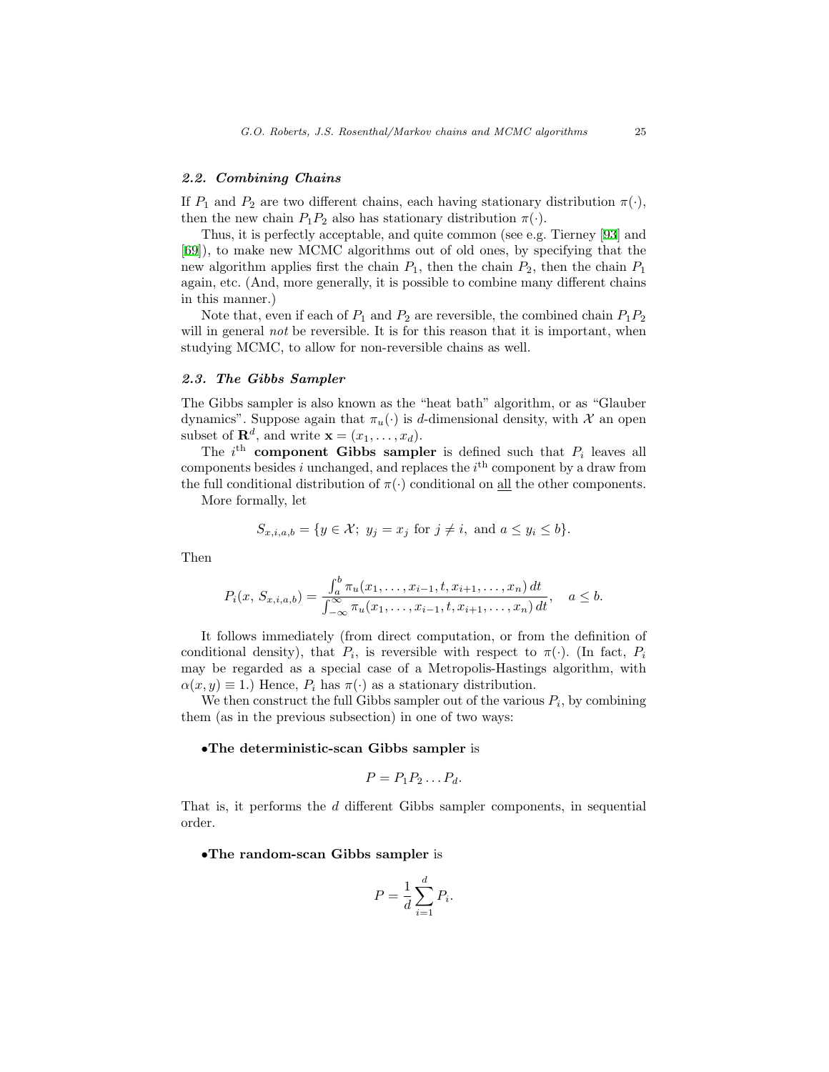### 2.2. Combining Chains

If $P_1$ and $P_2$ are two different chains, each having stationary distribution $\pi(\cdot)$, then the new chain $P_1 P_2$ also has stationary distribution $\pi(\cdot)$.

Thus, it is perfectly acceptable, and quite common (see e.g. Tierney [93] and [69]), to make new MCMC algorithms out of old ones, by specifying that the new algorithm applies first the chain $P_1$, then the chain $P_2$, then the chain $P_1$ again, etc. (And, more generally, it is possible to combine many different chains in this manner.)

Note that, even if each of $P_1$ and $P_2$ are reversible, the combined chain $P_1 P_2$ will in general *not* be reversible. It is for this reason that it is important, when studying MCMC, to allow for non-reversible chains as well.

### 2.3. The Gibbs Sampler

The Gibbs sampler is also known as the "heat bath" algorithm, or as "Glauber dynamics". Suppose again that $\pi_u(\cdot)$ is $d$-dimensional density, with $\mathcal{X}$ an open subset of $\mathbf{R}^d$, and write $\mathbf{x} = (x_1, \ldots, x_d)$.

The $i^{\text{th}}$ **component Gibbs sampler** is defined such that $P_i$ leaves all components besides $i$ unchanged, and replaces the $i^{\text{th}}$ component by a draw from the full conditional distribution of $\pi(\cdot)$ conditional on <u>all</u> the other components.

More formally, let

$$S_{x,i,a,b} = \{y \in \mathcal{X};\ y_j = x_j \text{ for } j \neq i, \text{ and } a \leq y_i \leq b\}.$$

Then

$$P_i(x,\, S_{x,i,a,b}) = \frac{\int_a^b \pi_u(x_1, \ldots, x_{i-1}, t, x_{i+1}, \ldots, x_n)\, dt}{\int_{-\infty}^{\infty} \pi_u(x_1, \ldots, x_{i-1}, t, x_{i+1}, \ldots, x_n)\, dt}, \quad a \leq b.$$

It follows immediately (from direct computation, or from the definition of conditional density), that $P_i$, is reversible with respect to $\pi(\cdot)$. (In fact, $P_i$ may be regarded as a special case of a Metropolis-Hastings algorithm, with $\alpha(x, y) \equiv 1$.) Hence, $P_i$ has $\pi(\cdot)$ as a stationary distribution.

We then construct the full Gibbs sampler out of the various $P_i$, by combining them (as in the previous subsection) in one of two ways:

• **The deterministic-scan Gibbs sampler** is

$$P = P_1 P_2 \ldots P_d.$$

That is, it performs the $d$ different Gibbs sampler components, in sequential order.

• **The random-scan Gibbs sampler** is

$$P = \frac{1}{d} \sum_{i=1}^{d} P_i.$$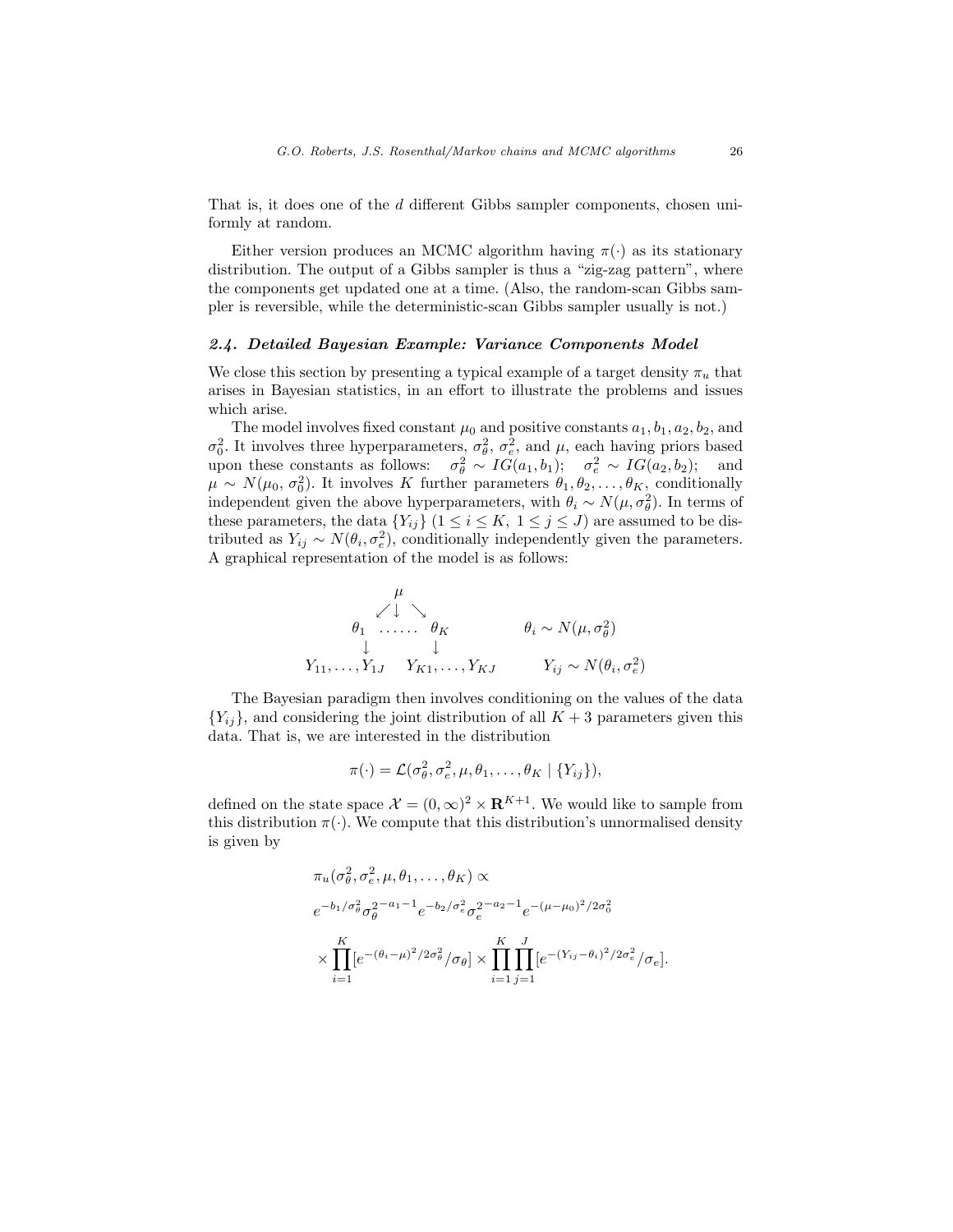That is, it does one of the $d$ different Gibbs sampler components, chosen uniformly at random.

Either version produces an MCMC algorithm having $\pi(\cdot)$ as its stationary distribution. The output of a Gibbs sampler is thus a "zig-zag pattern", where the components get updated one at a time. (Also, the random-scan Gibbs sampler is reversible, while the deterministic-scan Gibbs sampler usually is not.)

### *2.4. Detailed Bayesian Example: Variance Components Model*

We close this section by presenting a typical example of a target density $\pi_u$ that arises in Bayesian statistics, in an effort to illustrate the problems and issues which arise.

The model involves fixed constant $\mu_0$ and positive constants $a_1, b_1, a_2, b_2$, and $\sigma_0^2$. It involves three hyperparameters, $\sigma_\theta^2$, $\sigma_e^2$, and $\mu$, each having priors based upon these constants as follows: $\sigma_\theta^2 \sim IG(a_1, b_1)$; $\sigma_e^2 \sim IG(a_2, b_2)$; and $\mu \sim N(\mu_0, \sigma_0^2)$. It involves $K$ further parameters $\theta_1, \theta_2, \ldots, \theta_K$, conditionally independent given the above hyperparameters, with $\theta_i \sim N(\mu, \sigma_\theta^2)$. In terms of these parameters, the data $\{Y_{ij}\}$ $(1 \le i \le K,\ 1 \le j \le J)$ are assumed to be distributed as $Y_{ij} \sim N(\theta_i, \sigma_e^2)$, conditionally independently given the parameters. A graphical representation of the model is as follows:

$$
\begin{array}{ccc}
 & \mu & \\
 \swarrow & \downarrow & \searrow \\
\theta_1 & \ldots\ldots & \theta_K \\
\downarrow & & \downarrow \\
Y_{11}, \ldots, Y_{1J} & & Y_{K1}, \ldots, Y_{KJ}
\end{array}
\qquad
\begin{array}{c}
\theta_i \sim N(\mu, \sigma_\theta^2) \\
\\
Y_{ij} \sim N(\theta_i, \sigma_e^2)
\end{array}
$$

The Bayesian paradigm then involves conditioning on the values of the data $\{Y_{ij}\}$, and considering the joint distribution of all $K+3$ parameters given this data. That is, we are interested in the distribution

$$\pi(\cdot) = \mathcal{L}(\sigma_\theta^2, \sigma_e^2, \mu, \theta_1, \ldots, \theta_K \mid \{Y_{ij}\}),$$

defined on the state space $\mathcal{X} = (0, \infty)^2 \times \mathbf{R}^{K+1}$. We would like to sample from this distribution $\pi(\cdot)$. We compute that this distribution's unnormalised density is given by

$$
\begin{aligned}
&\pi_u(\sigma_\theta^2, \sigma_e^2, \mu, \theta_1, \ldots, \theta_K) \propto \\
&e^{-b_1/\sigma_\theta^2} \sigma_\theta^{2^{-a_1-1}} e^{-b_2/\sigma_e^2} \sigma_e^{2^{-a_2-1}} e^{-(\mu-\mu_0)^2/2\sigma_0^2} \\
&\times \prod_{i=1}^{K} [e^{-(\theta_i-\mu)^2/2\sigma_\theta^2}/\sigma_\theta] \times \prod_{i=1}^{K} \prod_{j=1}^{J} [e^{-(Y_{ij}-\theta_i)^2/2\sigma_e^2}/\sigma_e].
\end{aligned}
$$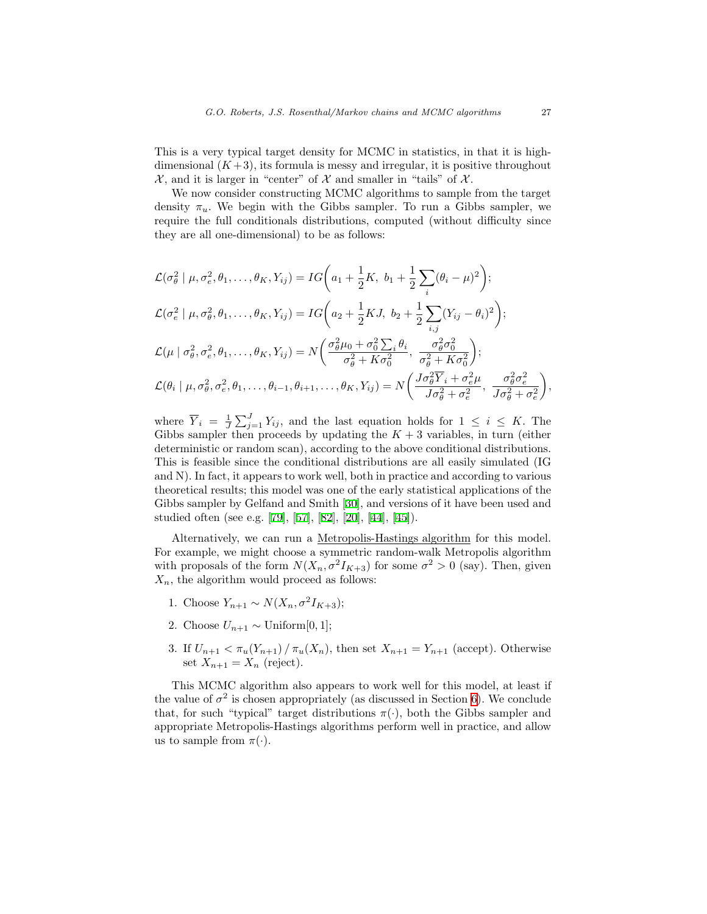This is a very typical target density for MCMC in statistics, in that it is high-dimensional ($K+3$), its formula is messy and irregular, it is positive throughout $\mathcal{X}$, and it is larger in "center" of $\mathcal{X}$ and smaller in "tails" of $\mathcal{X}$.

We now consider constructing MCMC algorithms to sample from the target density $\pi_u$. We begin with the Gibbs sampler. To run a Gibbs sampler, we require the full conditionals distributions, computed (without difficulty since they are all one-dimensional) to be as follows:

$$\mathcal{L}(\sigma_\theta^2 \mid \mu, \sigma_e^2, \theta_1, \ldots, \theta_K, Y_{ij}) = IG\bigg(a_1 + \frac{1}{2}K,\ b_1 + \frac{1}{2}\sum_i (\theta_i - \mu)^2\bigg);$$

$$\mathcal{L}(\sigma_e^2 \mid \mu, \sigma_\theta^2, \theta_1, \ldots, \theta_K, Y_{ij}) = IG\bigg(a_2 + \frac{1}{2}KJ,\ b_2 + \frac{1}{2}\sum_{i,j} (Y_{ij} - \theta_i)^2\bigg);$$

$$\mathcal{L}(\mu \mid \sigma_\theta^2, \sigma_e^2, \theta_1, \ldots, \theta_K, Y_{ij}) = N\bigg(\frac{\sigma_\theta^2 \mu_0 + \sigma_0^2 \sum_i \theta_i}{\sigma_\theta^2 + K\sigma_0^2},\ \frac{\sigma_\theta^2 \sigma_0^2}{\sigma_\theta^2 + K\sigma_0^2}\bigg);$$

$$\mathcal{L}(\theta_i \mid \mu, \sigma_\theta^2, \sigma_e^2, \theta_1, \ldots, \theta_{i-1}, \theta_{i+1}, \ldots, \theta_K, Y_{ij}) = N\bigg(\frac{J\sigma_\theta^2 \overline{Y}_i + \sigma_e^2 \mu}{J\sigma_\theta^2 + \sigma_e^2},\ \frac{\sigma_\theta^2 \sigma_e^2}{J\sigma_\theta^2 + \sigma_e^2}\bigg),$$

where $\overline{Y}_i = \frac{1}{J}\sum_{j=1}^J Y_{ij}$, and the last equation holds for $1 \le i \le K$. The Gibbs sampler then proceeds by updating the $K+3$ variables, in turn (either deterministic or random scan), according to the above conditional distributions. This is feasible since the conditional distributions are all easily simulated (IG and N). In fact, it appears to work well, both in practice and according to various theoretical results; this model was one of the early statistical applications of the Gibbs sampler by Gelfand and Smith [30], and versions of it have been used and studied often (see e.g. [79], [57], [82], [20], [44], [45]).

Alternatively, we can run a Metropolis-Hastings algorithm for this model. For example, we might choose a symmetric random-walk Metropolis algorithm with proposals of the form $N(X_n, \sigma^2 I_{K+3})$ for some $\sigma^2 > 0$ (say). Then, given $X_n$, the algorithm would proceed as follows:

1. Choose $Y_{n+1} \sim N(X_n, \sigma^2 I_{K+3})$;
2. Choose $U_{n+1} \sim \text{Uniform}[0,1]$;
3. If $U_{n+1} < \pi_u(Y_{n+1}) \,/\, \pi_u(X_n)$, then set $X_{n+1} = Y_{n+1}$ (accept). Otherwise set $X_{n+1} = X_n$ (reject).

This MCMC algorithm also appears to work well for this model, at least if the value of $\sigma^2$ is chosen appropriately (as discussed in Section 6). We conclude that, for such "typical" target distributions $\pi(\cdot)$, both the Gibbs sampler and appropriate Metropolis-Hastings algorithms perform well in practice, and allow us to sample from $\pi(\cdot)$.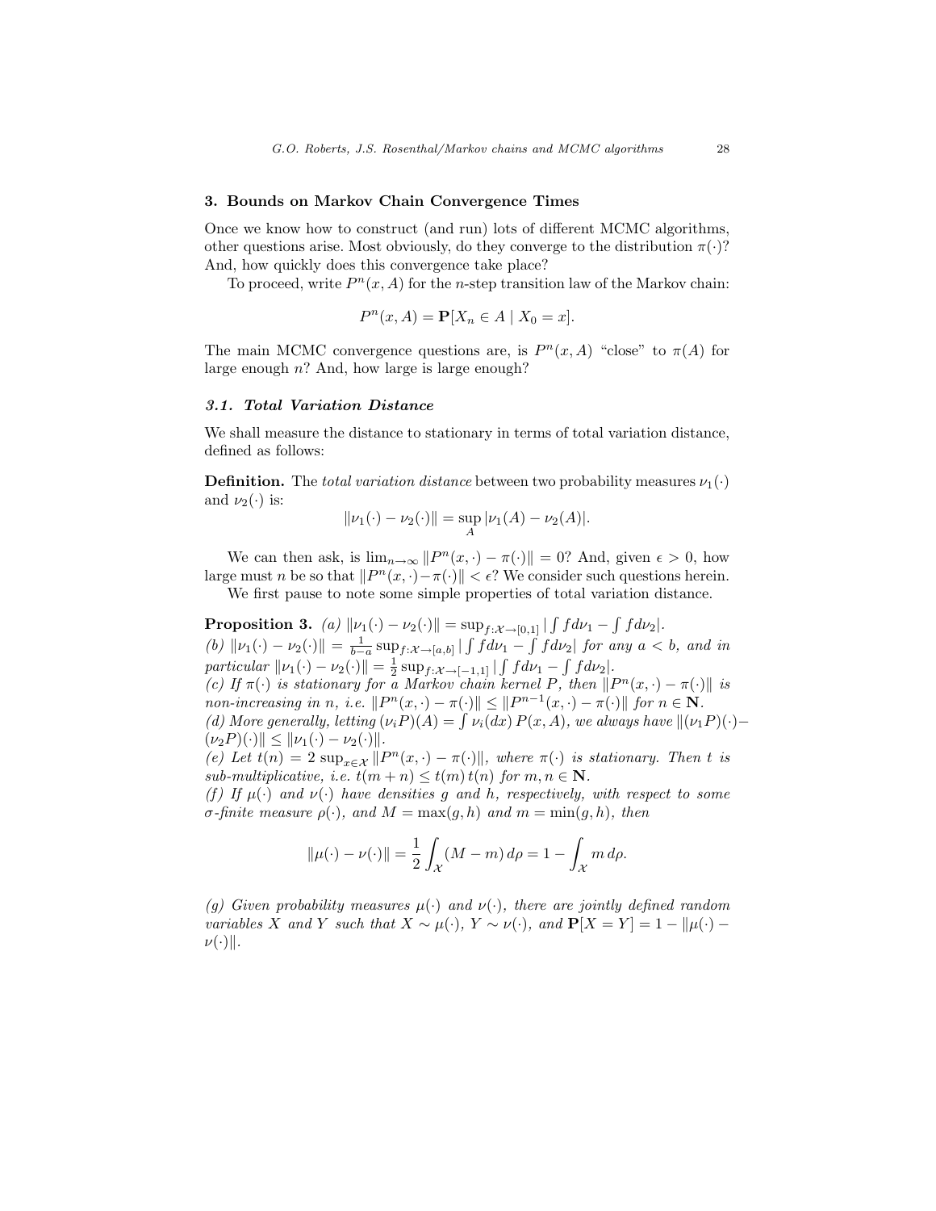## 3. Bounds on Markov Chain Convergence Times

Once we know how to construct (and run) lots of different MCMC algorithms, other questions arise. Most obviously, do they converge to the distribution $\pi(\cdot)$? And, how quickly does this convergence take place?

To proceed, write $P^n(x, A)$ for the $n$-step transition law of the Markov chain:

$$P^n(x, A) = \mathbf{P}[X_n \in A \mid X_0 = x].$$

The main MCMC convergence questions are, is $P^n(x, A)$ "close" to $\pi(A)$ for large enough $n$? And, how large is large enough?

### *3.1. Total Variation Distance*

We shall measure the distance to stationary in terms of total variation distance, defined as follows:

**Definition.** The *total variation distance* between two probability measures $\nu_1(\cdot)$ and $\nu_2(\cdot)$ is:

$$\|\nu_1(\cdot) - \nu_2(\cdot)\| = \sup_A |\nu_1(A) - \nu_2(A)|.$$

We can then ask, is $\lim_{n\to\infty} \|P^n(x,\cdot) - \pi(\cdot)\| = 0$? And, given $\epsilon > 0$, how large must $n$ be so that $\|P^n(x,\cdot) - \pi(\cdot)\| < \epsilon$? We consider such questions herein.

We first pause to note some simple properties of total variation distance.

**Proposition 3.** *(a)* $\|\nu_1(\cdot) - \nu_2(\cdot)\| = \sup_{f:\mathcal{X}\to[0,1]} |\int f d\nu_1 - \int f d\nu_2|$.
*(b)* $\|\nu_1(\cdot) - \nu_2(\cdot)\| = \frac{1}{b-a} \sup_{f:\mathcal{X}\to[a,b]} |\int f d\nu_1 - \int f d\nu_2|$ *for any* $a < b$, *and in particular* $\|\nu_1(\cdot) - \nu_2(\cdot)\| = \frac{1}{2} \sup_{f:\mathcal{X}\to[-1,1]} |\int f d\nu_1 - \int f d\nu_2|$.
*(c) If* $\pi(\cdot)$ *is stationary for a Markov chain kernel* $P$, *then* $\|P^n(x,\cdot) - \pi(\cdot)\|$ *is non-increasing in* $n$, *i.e.* $\|P^n(x,\cdot) - \pi(\cdot)\| \le \|P^{n-1}(x,\cdot) - \pi(\cdot)\|$ *for* $n \in \mathbf{N}$.
*(d) More generally, letting* $(\nu_i P)(A) = \int \nu_i(dx)\, P(x, A)$, *we always have* $\|(\nu_1 P)(\cdot) - (\nu_2 P)(\cdot)\| \le \|\nu_1(\cdot) - \nu_2(\cdot)\|$.
*(e) Let* $t(n) = 2 \sup_{x\in\mathcal{X}} \|P^n(x,\cdot) - \pi(\cdot)\|$, *where* $\pi(\cdot)$ *is stationary. Then* $t$ *is sub-multiplicative, i.e.* $t(m+n) \le t(m)\, t(n)$ *for* $m, n \in \mathbf{N}$.
*(f) If* $\mu(\cdot)$ *and* $\nu(\cdot)$ *have densities* $g$ *and* $h$, *respectively, with respect to some* $\sigma$*-finite measure* $\rho(\cdot)$, *and* $M = \max(g, h)$ *and* $m = \min(g, h)$, *then*

$$\|\mu(\cdot) - \nu(\cdot)\| = \frac{1}{2} \int_{\mathcal{X}} (M - m)\, d\rho = 1 - \int_{\mathcal{X}} m\, d\rho.$$

*(g) Given probability measures* $\mu(\cdot)$ *and* $\nu(\cdot)$, *there are jointly defined random variables* $X$ *and* $Y$ *such that* $X \sim \mu(\cdot)$, $Y \sim \nu(\cdot)$, *and* $\mathbf{P}[X = Y] = 1 - \|\mu(\cdot) - \nu(\cdot)\|$.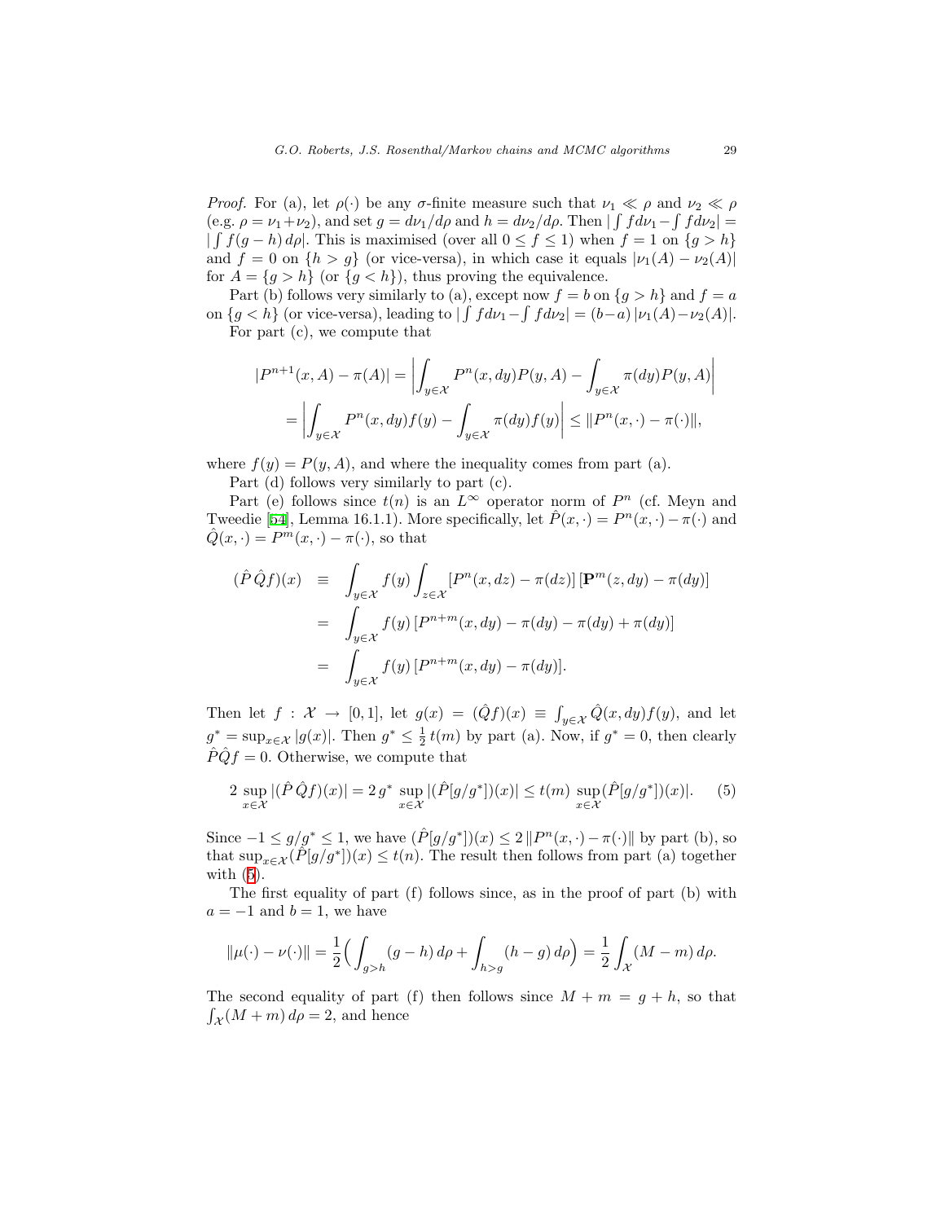*Proof.* For (a), let $\rho(\cdot)$ be any $\sigma$-finite measure such that $\nu_1 \ll \rho$ and $\nu_2 \ll \rho$ (e.g. $\rho = \nu_1 + \nu_2$), and set $g = d\nu_1/d\rho$ and $h = d\nu_2/d\rho$. Then $|\int f d\nu_1 - \int f d\nu_2| = |\int f(g-h)\, d\rho|$. This is maximised (over all $0 \leq f \leq 1$) when $f = 1$ on $\{g > h\}$ and $f = 0$ on $\{h > g\}$ (or vice-versa), in which case it equals $|\nu_1(A) - \nu_2(A)|$ for $A = \{g > h\}$ (or $\{g < h\}$), thus proving the equivalence.

Part (b) follows very similarly to (a), except now $f = b$ on $\{g > h\}$ and $f = a$ on $\{g < h\}$ (or vice-versa), leading to $|\int f d\nu_1 - \int f d\nu_2| = (b-a)\,|\nu_1(A) - \nu_2(A)|$.

For part (c), we compute that

$$
\begin{aligned}
|P^{n+1}(x,A) - \pi(A)| &= \left| \int_{y\in\mathcal{X}} P^n(x,dy) P(y,A) - \int_{y\in\mathcal{X}} \pi(dy) P(y,A) \right| \\
&= \left| \int_{y\in\mathcal{X}} P^n(x,dy) f(y) - \int_{y\in\mathcal{X}} \pi(dy) f(y) \right| \leq \|P^n(x,\cdot) - \pi(\cdot)\|,
\end{aligned}
$$

where $f(y) = P(y,A)$, and where the inequality comes from part (a).

Part (d) follows very similarly to part (c).

Part (e) follows since $t(n)$ is an $L^\infty$ operator norm of $P^n$ (cf. Meyn and Tweedie [54], Lemma 16.1.1). More specifically, let $\hat{P}(x,\cdot) = P^n(x,\cdot) - \pi(\cdot)$ and $\hat{Q}(x,\cdot) = P^m(x,\cdot) - \pi(\cdot)$, so that

$$
\begin{aligned}
(\hat{P}\,\hat{Q} f)(x) &\equiv \int_{y\in\mathcal{X}} f(y) \int_{z\in\mathcal{X}} [P^n(x,dz) - \pi(dz)]\, [\mathbf{P}^m(z,dy) - \pi(dy)] \\
&= \int_{y\in\mathcal{X}} f(y)\, [P^{n+m}(x,dy) - \pi(dy) - \pi(dy) + \pi(dy)] \\
&= \int_{y\in\mathcal{X}} f(y)\, [P^{n+m}(x,dy) - \pi(dy)].
\end{aligned}
$$

Then let $f : \mathcal{X} \to [0,1]$, let $g(x) = (\hat{Q} f)(x) \equiv \int_{y\in\mathcal{X}} \hat{Q}(x,dy) f(y)$, and let $g^* = \sup_{x\in\mathcal{X}} |g(x)|$. Then $g^* \leq \frac{1}{2}\, t(m)$ by part (a). Now, if $g^* = 0$, then clearly $\hat{P}\hat{Q} f = 0$. Otherwise, we compute that

$$
2 \sup_{x\in\mathcal{X}} |(\hat{P}\,\hat{Q} f)(x)| = 2\, g^* \sup_{x\in\mathcal{X}} |(\hat{P}[g/g^*])(x)| \leq t(m) \sup_{x\in\mathcal{X}} (\hat{P}[g/g^*])(x)|. \tag{5}
$$

Since $-1 \leq g/g^* \leq 1$, we have $(\hat{P}[g/g^*])(x) \leq 2\, \|P^n(x,\cdot) - \pi(\cdot)\|$ by part (b), so that $\sup_{x\in\mathcal{X}} (\hat{P}[g/g^*])(x) \leq t(n)$. The result then follows from part (a) together with (5).

The first equality of part (f) follows since, as in the proof of part (b) with $a = -1$ and $b = 1$, we have

$$
\|\mu(\cdot) - \nu(\cdot)\| = \frac{1}{2}\Big( \int_{g>h} (g-h)\, d\rho + \int_{h>g} (h-g)\, d\rho \Big) = \frac{1}{2} \int_{\mathcal{X}} (M - m)\, d\rho.
$$

The second equality of part (f) then follows since $M + m = g + h$, so that $\int_{\mathcal{X}} (M+m)\, d\rho = 2$, and hence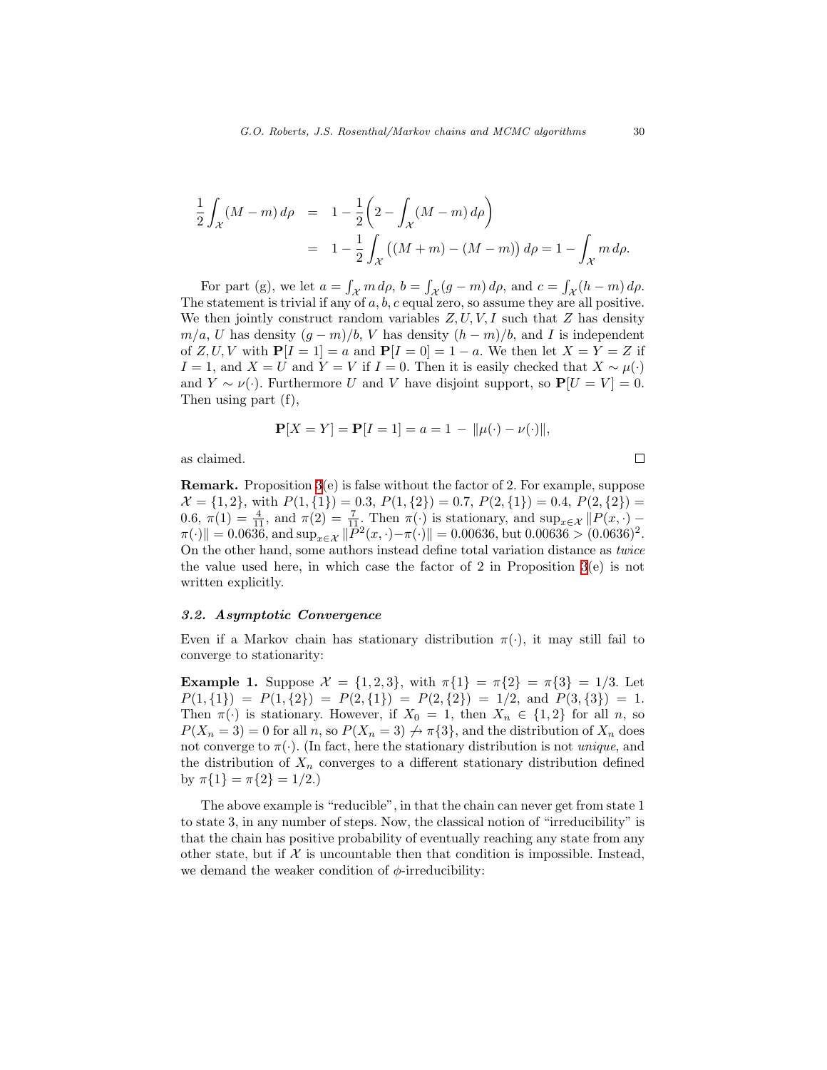$$
\begin{aligned}
\frac{1}{2}\int_{\mathcal{X}} (M-m)\, d\rho &= 1 - \frac{1}{2}\bigg(2 - \int_{\mathcal{X}} (M-m)\, d\rho\bigg) \\
&= 1 - \frac{1}{2}\int_{\mathcal{X}} \big((M+m) - (M-m)\big)\, d\rho = 1 - \int_{\mathcal{X}} m\, d\rho.
\end{aligned}
$$

For part (g), we let $a = \int_{\mathcal{X}} m\, d\rho$, $b = \int_{\mathcal{X}} (g-m)\, d\rho$, and $c = \int_{\mathcal{X}} (h-m)\, d\rho$. The statement is trivial if any of $a, b, c$ equal zero, so assume they are all positive. We then jointly construct random variables $Z, U, V, I$ such that $Z$ has density $m/a$, $U$ has density $(g-m)/b$, $V$ has density $(h-m)/b$, and $I$ is independent of $Z, U, V$ with $\mathbf{P}[I=1] = a$ and $\mathbf{P}[I=0] = 1-a$. We then let $X = Y = Z$ if $I = 1$, and $X = U$ and $Y = V$ if $I = 0$. Then it is easily checked that $X \sim \mu(\cdot)$ and $Y \sim \nu(\cdot)$. Furthermore $U$ and $V$ have disjoint support, so $\mathbf{P}[U = V] = 0$. Then using part (f),

$$
\mathbf{P}[X = Y] = \mathbf{P}[I = 1] = a = 1 - \|\mu(\cdot) - \nu(\cdot)\|,
$$

as claimed. □

**Remark.** Proposition 3(e) is false without the factor of 2. For example, suppose $\mathcal{X} = \{1, 2\}$, with $P(1, \{1\}) = 0.3$, $P(1, \{2\}) = 0.7$, $P(2, \{1\}) = 0.4$, $P(2, \{2\}) = 0.6$, $\pi(1) = \frac{4}{11}$, and $\pi(2) = \frac{7}{11}$. Then $\pi(\cdot)$ is stationary, and $\sup_{x \in \mathcal{X}} \|P(x, \cdot) - \pi(\cdot)\| = 0.0636$, and $\sup_{x \in \mathcal{X}} \|P^2(x, \cdot) - \pi(\cdot)\| = 0.00636$, but $0.00636 > (0.0636)^2$. On the other hand, some authors instead define total variation distance as *twice* the value used here, in which case the factor of 2 in Proposition 3(e) is not written explicitly.

### 3.2. Asymptotic Convergence

Even if a Markov chain has stationary distribution $\pi(\cdot)$, it may still fail to converge to stationarity:

**Example 1.** Suppose $\mathcal{X} = \{1, 2, 3\}$, with $\pi\{1\} = \pi\{2\} = \pi\{3\} = 1/3$. Let $P(1, \{1\}) = P(1, \{2\}) = P(2, \{1\}) = P(2, \{2\}) = 1/2$, and $P(3, \{3\}) = 1$. Then $\pi(\cdot)$ is stationary. However, if $X_0 = 1$, then $X_n \in \{1, 2\}$ for all $n$, so $P(X_n = 3) = 0$ for all $n$, so $P(X_n = 3) \not\to \pi\{3\}$, and the distribution of $X_n$ does not converge to $\pi(\cdot)$. (In fact, here the stationary distribution is not *unique*, and the distribution of $X_n$ converges to a different stationary distribution defined by $\pi\{1\} = \pi\{2\} = 1/2$.)

The above example is "reducible", in that the chain can never get from state 1 to state 3, in any number of steps. Now, the classical notion of "irreducibility" is that the chain has positive probability of eventually reaching any state from any other state, but if $\mathcal{X}$ is uncountable then that condition is impossible. Instead, we demand the weaker condition of $\phi$-irreducibility: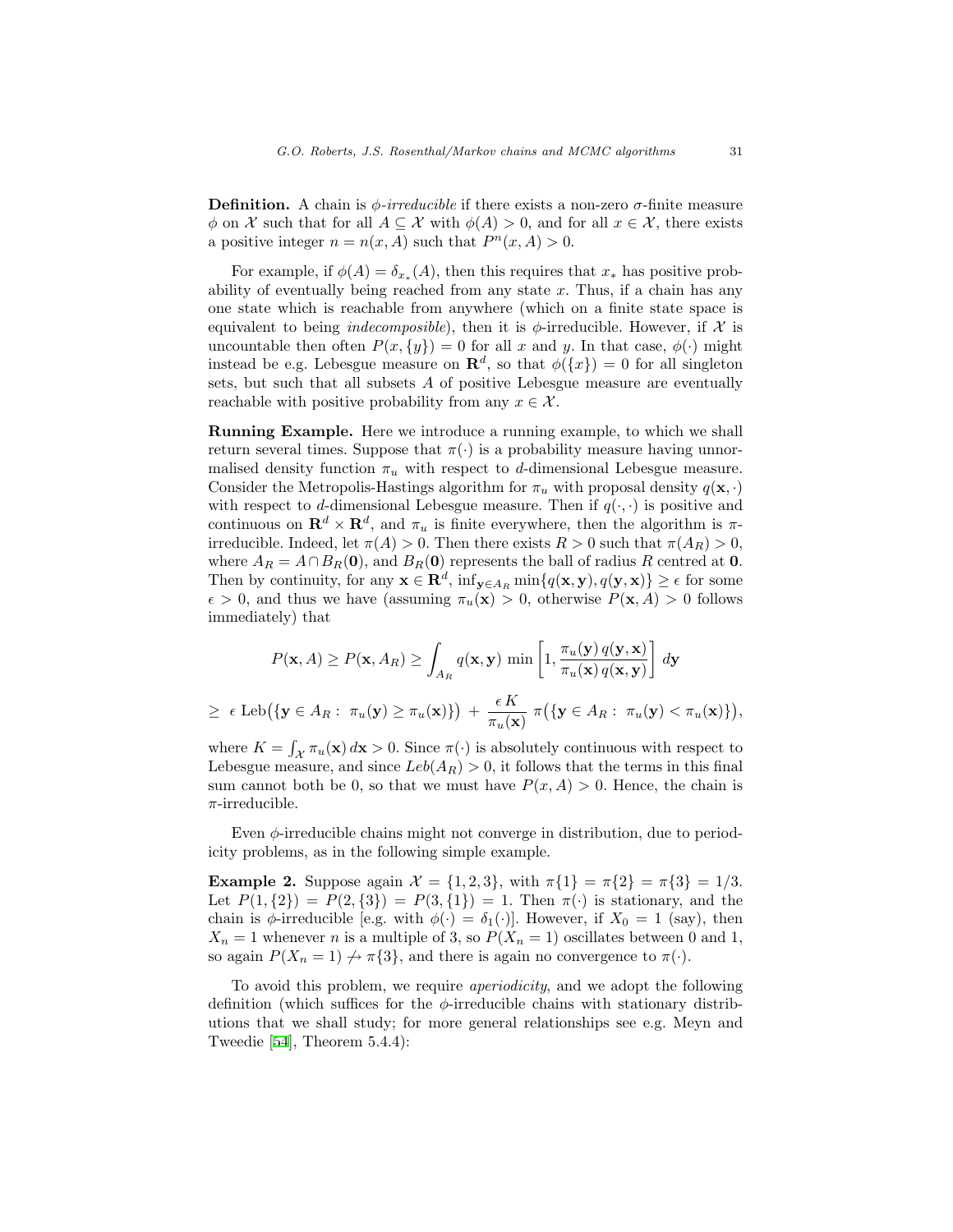**Definition.** A chain is *$\phi$-irreducible* if there exists a non-zero $\sigma$-finite measure $\phi$ on $\mathcal{X}$ such that for all $A \subseteq \mathcal{X}$ with $\phi(A) > 0$, and for all $x \in \mathcal{X}$, there exists a positive integer $n = n(x, A)$ such that $P^n(x, A) > 0$.

For example, if $\phi(A) = \delta_{x_*}(A)$, then this requires that $x_*$ has positive probability of eventually being reached from any state $x$. Thus, if a chain has any one state which is reachable from anywhere (which on a finite state space is equivalent to being *indecomposible*), then it is $\phi$-irreducible. However, if $\mathcal{X}$ is uncountable then often $P(x, \{y\}) = 0$ for all $x$ and $y$. In that case, $\phi(\cdot)$ might instead be e.g. Lebesgue measure on $\mathbf{R}^d$, so that $\phi(\{x\}) = 0$ for all singleton sets, but such that all subsets $A$ of positive Lebesgue measure are eventually reachable with positive probability from any $x \in \mathcal{X}$.

**Running Example.** Here we introduce a running example, to which we shall return several times. Suppose that $\pi(\cdot)$ is a probability measure having unnormalised density function $\pi_u$ with respect to $d$-dimensional Lebesgue measure. Consider the Metropolis-Hastings algorithm for $\pi_u$ with proposal density $q(\mathbf{x}, \cdot)$ with respect to $d$-dimensional Lebesgue measure. Then if $q(\cdot, \cdot)$ is positive and continuous on $\mathbf{R}^d \times \mathbf{R}^d$, and $\pi_u$ is finite everywhere, then the algorithm is $\pi$-irreducible. Indeed, let $\pi(A) > 0$. Then there exists $R > 0$ such that $\pi(A_R) > 0$, where $A_R = A \cap B_R(\mathbf{0})$, and $B_R(\mathbf{0})$ represents the ball of radius $R$ centred at $\mathbf{0}$. Then by continuity, for any $\mathbf{x} \in \mathbf{R}^d$, $\inf_{\mathbf{y} \in A_R} \min\{q(\mathbf{x}, \mathbf{y}), q(\mathbf{y}, \mathbf{x})\} \geq \epsilon$ for some $\epsilon > 0$, and thus we have (assuming $\pi_u(\mathbf{x}) > 0$, otherwise $P(\mathbf{x}, A) > 0$ follows immediately) that

$$P(\mathbf{x}, A) \geq P(\mathbf{x}, A_R) \geq \int_{A_R} q(\mathbf{x}, \mathbf{y}) \min\left[1, \frac{\pi_u(\mathbf{y})\, q(\mathbf{y}, \mathbf{x})}{\pi_u(\mathbf{x})\, q(\mathbf{x}, \mathbf{y})}\right] d\mathbf{y}$$

$$\geq \ \epsilon \ \mathrm{Leb}\big(\{\mathbf{y} \in A_R : \ \pi_u(\mathbf{y}) \geq \pi_u(\mathbf{x})\}\big) \ + \ \frac{\epsilon K}{\pi_u(\mathbf{x})} \ \pi\big(\{\mathbf{y} \in A_R : \ \pi_u(\mathbf{y}) < \pi_u(\mathbf{x})\}\big),$$

where $K = \int_{\mathcal{X}} \pi_u(\mathbf{x})\, d\mathbf{x} > 0$. Since $\pi(\cdot)$ is absolutely continuous with respect to Lebesgue measure, and since $Leb(A_R) > 0$, it follows that the terms in this final sum cannot both be 0, so that we must have $P(x, A) > 0$. Hence, the chain is $\pi$-irreducible.

Even $\phi$-irreducible chains might not converge in distribution, due to periodicity problems, as in the following simple example.

**Example 2.** Suppose again $\mathcal{X} = \{1, 2, 3\}$, with $\pi\{1\} = \pi\{2\} = \pi\{3\} = 1/3$. Let $P(1, \{2\}) = P(2, \{3\}) = P(3, \{1\}) = 1$. Then $\pi(\cdot)$ is stationary, and the chain is $\phi$-irreducible [e.g. with $\phi(\cdot) = \delta_1(\cdot)$]. However, if $X_0 = 1$ (say), then $X_n = 1$ whenever $n$ is a multiple of 3, so $P(X_n = 1)$ oscillates between 0 and 1, so again $P(X_n = 1) \not\to \pi\{3\}$, and there is again no convergence to $\pi(\cdot)$.

To avoid this problem, we require *aperiodicity*, and we adopt the following definition (which suffices for the $\phi$-irreducible chains with stationary distributions that we shall study; for more general relationships see e.g. Meyn and Tweedie [54], Theorem 5.4.4):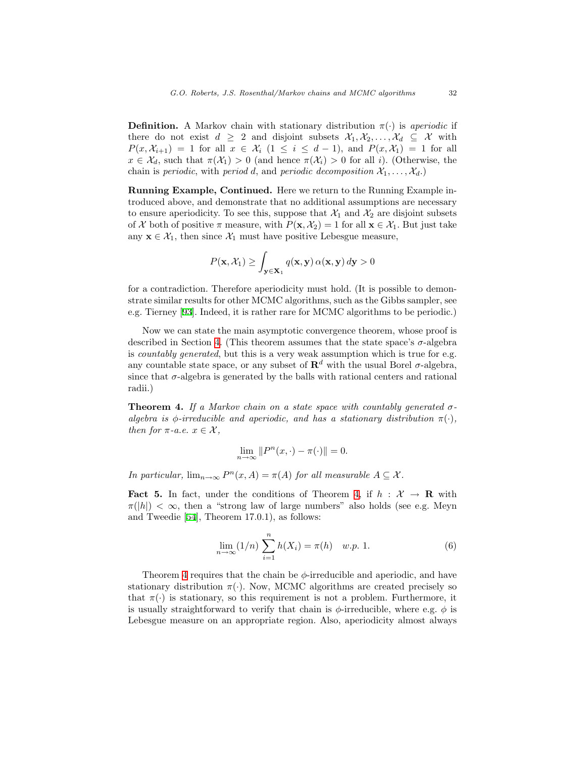**Definition.** A Markov chain with stationary distribution $\pi(\cdot)$ is *aperiodic* if there do not exist $d \geq 2$ and disjoint subsets $\mathcal{X}_1, \mathcal{X}_2, \ldots, \mathcal{X}_d \subseteq \mathcal{X}$ with $P(x, \mathcal{X}_{i+1}) = 1$ for all $x \in \mathcal{X}_i$ $(1 \leq i \leq d-1)$, and $P(x, \mathcal{X}_1) = 1$ for all $x \in \mathcal{X}_d$, such that $\pi(\mathcal{X}_1) > 0$ (and hence $\pi(\mathcal{X}_i) > 0$ for all $i$). (Otherwise, the chain is *periodic*, with *period* $d$, and *periodic decomposition* $\mathcal{X}_1, \ldots, \mathcal{X}_d$.)

**Running Example, Continued.** Here we return to the Running Example introduced above, and demonstrate that no additional assumptions are necessary to ensure aperiodicity. To see this, suppose that $\mathcal{X}_1$ and $\mathcal{X}_2$ are disjoint subsets of $\mathcal{X}$ both of positive $\pi$ measure, with $P(\mathbf{x}, \mathcal{X}_2) = 1$ for all $\mathbf{x} \in \mathcal{X}_1$. But just take any $\mathbf{x} \in \mathcal{X}_1$, then since $\mathcal{X}_1$ must have positive Lebesgue measure,

$$P(\mathbf{x}, \mathcal{X}_1) \geq \int_{\mathbf{y} \in \mathbf{X}_1} q(\mathbf{x}, \mathbf{y})\, \alpha(\mathbf{x}, \mathbf{y})\, d\mathbf{y} > 0$$

for a contradiction. Therefore aperiodicity must hold. (It is possible to demonstrate similar results for other MCMC algorithms, such as the Gibbs sampler, see e.g. Tierney [93]. Indeed, it is rather rare for MCMC algorithms to be periodic.)

Now we can state the main asymptotic convergence theorem, whose proof is described in Section 4. (This theorem assumes that the state space's $\sigma$-algebra is *countably generated*, but this is a very weak assumption which is true for e.g. any countable state space, or any subset of $\mathbf{R}^d$ with the usual Borel $\sigma$-algebra, since that $\sigma$-algebra is generated by the balls with rational centers and rational radii.)

**Theorem 4.** *If a Markov chain on a state space with countably generated $\sigma$-algebra is $\phi$-irreducible and aperiodic, and has a stationary distribution $\pi(\cdot)$, then for $\pi$-a.e. $x \in \mathcal{X}$,*

$$\lim_{n \to \infty} \| P^n(x, \cdot) - \pi(\cdot) \| = 0.$$

*In particular, $\lim_{n \to \infty} P^n(x, A) = \pi(A)$ for all measurable $A \subseteq \mathcal{X}$.*

**Fact 5.** In fact, under the conditions of Theorem 4, if $h : \mathcal{X} \to \mathbf{R}$ with $\pi(|h|) < \infty$, then a "strong law of large numbers" also holds (see e.g. Meyn and Tweedie [54], Theorem 17.0.1), as follows:

$$\lim_{n \to \infty} (1/n) \sum_{i=1}^{n} h(X_i) = \pi(h) \quad w.p.\ 1. \tag{6}$$

Theorem 4 requires that the chain be $\phi$-irreducible and aperiodic, and have stationary distribution $\pi(\cdot)$. Now, MCMC algorithms are created precisely so that $\pi(\cdot)$ is stationary, so this requirement is not a problem. Furthermore, it is usually straightforward to verify that chain is $\phi$-irreducible, where e.g. $\phi$ is Lebesgue measure on an appropriate region. Also, aperiodicity almost always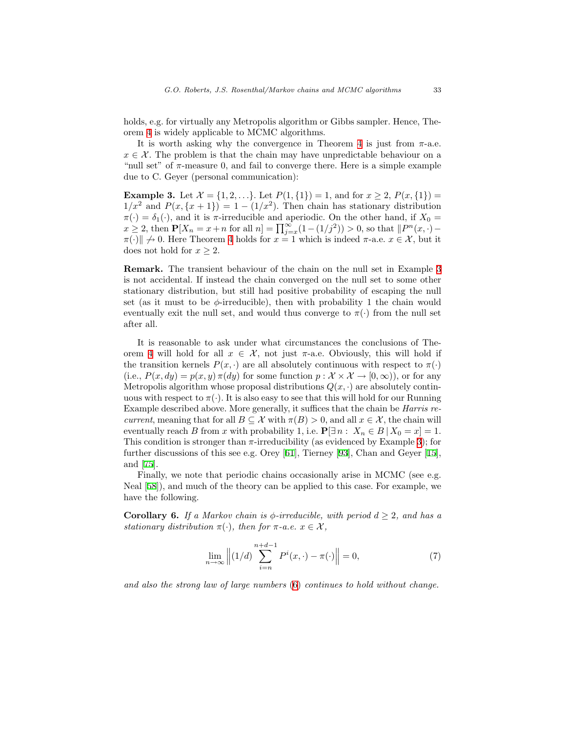holds, e.g. for virtually any Metropolis algorithm or Gibbs sampler. Hence, Theorem 4 is widely applicable to MCMC algorithms.

It is worth asking why the convergence in Theorem 4 is just from $\pi$-a.e. $x \in \mathcal{X}$. The problem is that the chain may have unpredictable behaviour on a "null set" of $\pi$-measure 0, and fail to converge there. Here is a simple example due to C. Geyer (personal communication):

**Example 3.** Let $\mathcal{X} = \{1, 2, \ldots\}$. Let $P(1, \{1\}) = 1$, and for $x \geq 2$, $P(x, \{1\}) = 1/x^2$ and $P(x, \{x+1\}) = 1 - (1/x^2)$. Then chain has stationary distribution $\pi(\cdot) = \delta_1(\cdot)$, and it is $\pi$-irreducible and aperiodic. On the other hand, if $X_0 = x \geq 2$, then $\mathbf{P}[X_n = x+n \text{ for all } n] = \prod_{j=x}^{\infty}(1-(1/j^2)) > 0$, so that $\|P^n(x,\cdot) - \pi(\cdot)\| \not\to 0$. Here Theorem 4 holds for $x = 1$ which is indeed $\pi$-a.e. $x \in \mathcal{X}$, but it does not hold for $x \geq 2$.

**Remark.** The transient behaviour of the chain on the null set in Example 3 is not accidental. If instead the chain converged on the null set to some other stationary distribution, but still had positive probability of escaping the null set (as it must to be $\phi$-irreducible), then with probability 1 the chain would eventually exit the null set, and would thus converge to $\pi(\cdot)$ from the null set after all.

It is reasonable to ask under what circumstances the conclusions of Theorem 4 will hold for all $x \in \mathcal{X}$, not just $\pi$-a.e. Obviously, this will hold if the transition kernels $P(x,\cdot)$ are all absolutely continuous with respect to $\pi(\cdot)$ (i.e., $P(x, dy) = p(x,y)\,\pi(dy)$ for some function $p : \mathcal{X} \times \mathcal{X} \to [0,\infty)$), or for any Metropolis algorithm whose proposal distributions $Q(x,\cdot)$ are absolutely continuous with respect to $\pi(\cdot)$. It is also easy to see that this will hold for our Running Example described above. More generally, it suffices that the chain be *Harris recurrent*, meaning that for all $B \subseteq \mathcal{X}$ with $\pi(B) > 0$, and all $x \in \mathcal{X}$, the chain will eventually reach $B$ from $x$ with probability 1, i.e. $\mathbf{P}[\exists\, n : \; X_n \in B \,|\, X_0 = x] = 1$. This condition is stronger than $\pi$-irreducibility (as evidenced by Example 3); for further discussions of this see e.g. Orey [61], Tierney [93], Chan and Geyer [15], and [75].

Finally, we note that periodic chains occasionally arise in MCMC (see e.g. Neal [58]), and much of the theory can be applied to this case. For example, we have the following.

**Corollary 6.** *If a Markov chain is $\phi$-irreducible, with period $d \geq 2$, and has a stationary distribution $\pi(\cdot)$, then for $\pi$-a.e. $x \in \mathcal{X}$,*

$$\lim_{n\to\infty} \left\| (1/d) \sum_{i=n}^{n+d-1} P^i(x,\cdot) - \pi(\cdot) \right\| = 0, \tag{7}$$

*and also the strong law of large numbers (6) continues to hold without change.*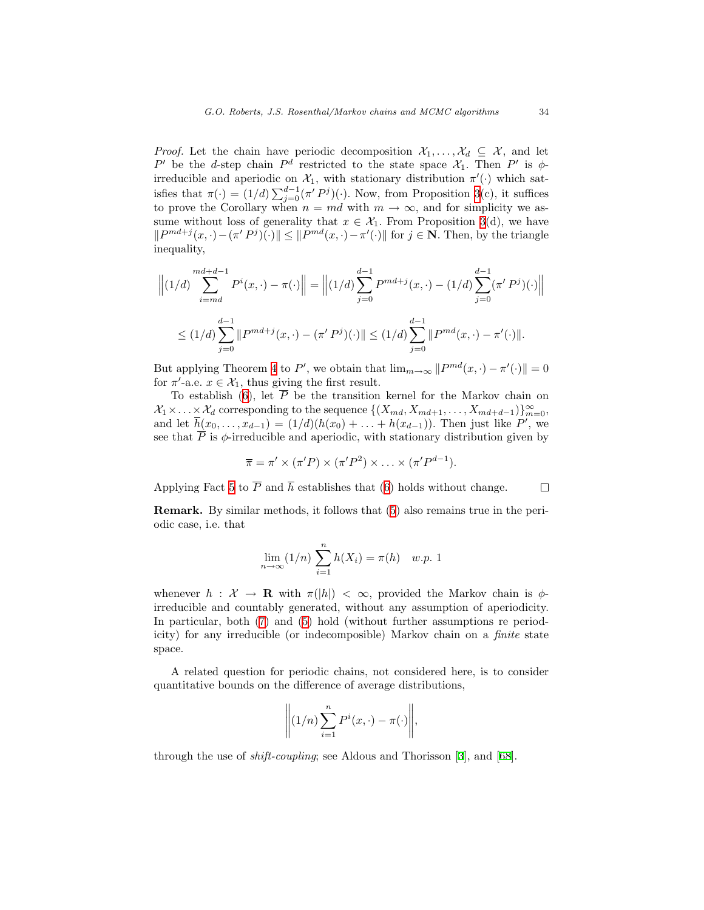*Proof.* Let the chain have periodic decomposition $\mathcal{X}_1, \ldots, \mathcal{X}_d \subseteq \mathcal{X}$, and let $P'$ be the $d$-step chain $P^d$ restricted to the state space $\mathcal{X}_1$. Then $P'$ is $\phi$-irreducible and aperiodic on $\mathcal{X}_1$, with stationary distribution $\pi'(\cdot)$ which satisfies that $\pi(\cdot) = (1/d) \sum_{j=0}^{d-1} (\pi' P^j)(\cdot)$. Now, from Proposition 3(c), it suffices to prove the Corollary when $n = md$ with $m \to \infty$, and for simplicity we assume without loss of generality that $x \in \mathcal{X}_1$. From Proposition 3(d), we have $\|P^{md+j}(x, \cdot) - (\pi' P^j)(\cdot)\| \leq \|P^{md}(x, \cdot) - \pi'(\cdot)\|$ for $j \in \mathbf{N}$. Then, by the triangle inequality,

$$\left\|(1/d) \sum_{i=md}^{md+d-1} P^i(x, \cdot) - \pi(\cdot)\right\| = \left\|(1/d) \sum_{j=0}^{d-1} P^{md+j}(x, \cdot) - (1/d) \sum_{j=0}^{d-1} (\pi' P^j)(\cdot)\right\|$$

$$\leq (1/d) \sum_{j=0}^{d-1} \|P^{md+j}(x, \cdot) - (\pi' P^j)(\cdot)\| \leq (1/d) \sum_{j=0}^{d-1} \|P^{md}(x, \cdot) - \pi'(\cdot)\|.$$

But applying Theorem 4 to $P'$, we obtain that $\lim_{m \to \infty} \|P^{md}(x, \cdot) - \pi'(\cdot)\| = 0$ for $\pi'$-a.e. $x \in \mathcal{X}_1$, thus giving the first result.

To establish (6), let $\overline{P}$ be the transition kernel for the Markov chain on $\mathcal{X}_1 \times \ldots \times \mathcal{X}_d$ corresponding to the sequence $\{(X_{md}, X_{md+1}, \ldots, X_{md+d-1})\}_{m=0}^{\infty}$, and let $\overline{h}(x_0, \ldots, x_{d-1}) = (1/d)(h(x_0) + \ldots + h(x_{d-1}))$. Then just like $P'$, we see that $\overline{P}$ is $\phi$-irreducible and aperiodic, with stationary distribution given by

$$\overline{\pi} = \pi' \times (\pi' P) \times (\pi' P^2) \times \ldots \times (\pi' P^{d-1}).$$

Applying Fact 5 to $\overline{P}$ and $\overline{h}$ establishes that (6) holds without change. $\square$

**Remark.** By similar methods, it follows that (5) also remains true in the periodic case, i.e. that

$$\lim_{n \to \infty} (1/n) \sum_{i=1}^{n} h(X_i) = \pi(h) \quad \textit{w.p. } 1$$

whenever $h : \mathcal{X} \to \mathbf{R}$ with $\pi(|h|) < \infty$, provided the Markov chain is $\phi$-irreducible and countably generated, without any assumption of aperiodicity. In particular, both (7) and (5) hold (without further assumptions re periodicity) for any irreducible (or indecomposible) Markov chain on a *finite* state space.

A related question for periodic chains, not considered here, is to consider quantitative bounds on the difference of average distributions,

$$\left\|(1/n) \sum_{i=1}^{n} P^i(x, \cdot) - \pi(\cdot)\right\|,$$

through the use of *shift-coupling*; see Aldous and Thorisson [3], and [68].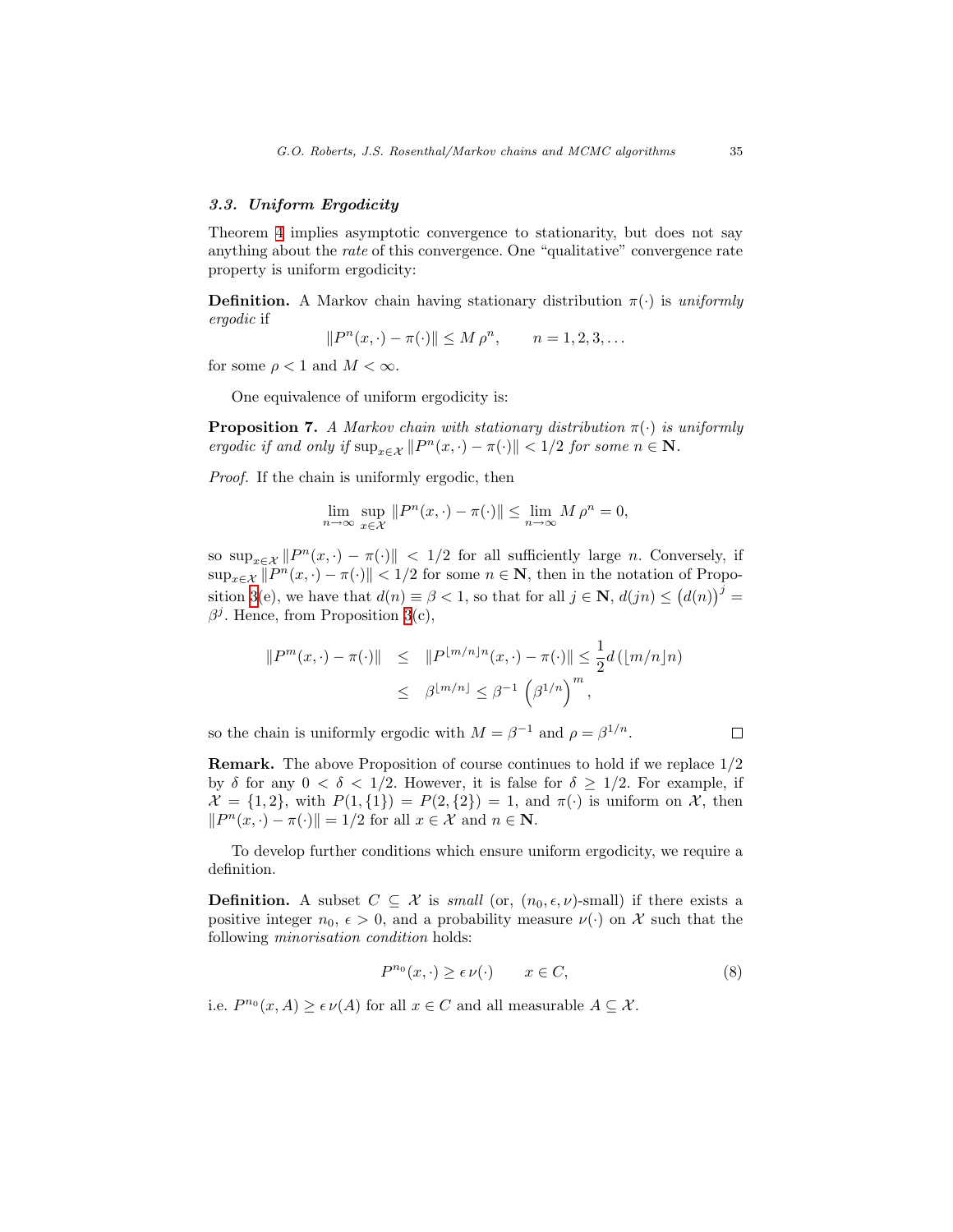### 3.3. Uniform Ergodicity

Theorem 4 implies asymptotic convergence to stationarity, but does not say anything about the *rate* of this convergence. One "qualitative" convergence rate property is uniform ergodicity:

**Definition.** A Markov chain having stationary distribution $\pi(\cdot)$ is *uniformly ergodic* if

$$\|P^n(x,\cdot) - \pi(\cdot)\| \le M\,\rho^n, \qquad n = 1, 2, 3, \ldots$$

for some $\rho < 1$ and $M < \infty$.

One equivalence of uniform ergodicity is:

**Proposition 7.** *A Markov chain with stationary distribution $\pi(\cdot)$ is uniformly ergodic if and only if $\sup_{x\in\mathcal{X}} \|P^n(x,\cdot) - \pi(\cdot)\| < 1/2$ for some $n \in \mathbf{N}$.*

*Proof.* If the chain is uniformly ergodic, then

$$\lim_{n\to\infty} \sup_{x\in\mathcal{X}} \|P^n(x,\cdot) - \pi(\cdot)\| \le \lim_{n\to\infty} M\,\rho^n = 0,$$

so $\sup_{x\in\mathcal{X}} \|P^n(x,\cdot) - \pi(\cdot)\| < 1/2$ for all sufficiently large $n$. Conversely, if $\sup_{x\in\mathcal{X}} \|P^n(x,\cdot) - \pi(\cdot)\| < 1/2$ for some $n \in \mathbf{N}$, then in the notation of Proposition 3(e), we have that $d(n) \equiv \beta < 1$, so that for all $j \in \mathbf{N}$, $d(jn) \le \big(d(n)\big)^j = \beta^j$. Hence, from Proposition 3(c),

$$\begin{aligned}
\|P^m(x,\cdot) - \pi(\cdot)\| &\le \|P^{\lfloor m/n\rfloor n}(x,\cdot) - \pi(\cdot)\| \le \frac{1}{2} d\left(\lfloor m/n\rfloor n\right) \\
&\le \beta^{\lfloor m/n\rfloor} \le \beta^{-1}\left(\beta^{1/n}\right)^m,
\end{aligned}$$

so the chain is uniformly ergodic with $M = \beta^{-1}$ and $\rho = \beta^{1/n}$. $\square$

**Remark.** The above Proposition of course continues to hold if we replace $1/2$ by $\delta$ for any $0 < \delta < 1/2$. However, it is false for $\delta \ge 1/2$. For example, if $\mathcal{X} = \{1, 2\}$, with $P(1, \{1\}) = P(2, \{2\}) = 1$, and $\pi(\cdot)$ is uniform on $\mathcal{X}$, then $\|P^n(x,\cdot) - \pi(\cdot)\| = 1/2$ for all $x \in \mathcal{X}$ and $n \in \mathbf{N}$.

To develop further conditions which ensure uniform ergodicity, we require a definition.

**Definition.** A subset $C \subseteq \mathcal{X}$ is *small* (or, $(n_0, \epsilon, \nu)$-small) if there exists a positive integer $n_0$, $\epsilon > 0$, and a probability measure $\nu(\cdot)$ on $\mathcal{X}$ such that the following *minorisation condition* holds:

$$P^{n_0}(x,\cdot) \ge \epsilon\,\nu(\cdot) \qquad x \in C, \tag{8}$$

i.e. $P^{n_0}(x, A) \ge \epsilon\,\nu(A)$ for all $x \in C$ and all measurable $A \subseteq \mathcal{X}$.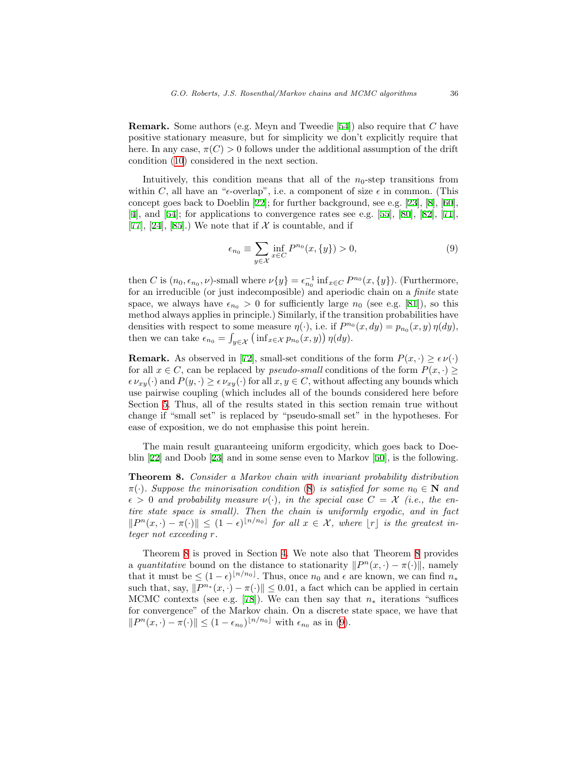**Remark.** Some authors (e.g. Meyn and Tweedie [54]) also require that $C$ have positive stationary measure, but for simplicity we don't explicitly require that here. In any case, $\pi(C) > 0$ follows under the additional assumption of the drift condition (10) considered in the next section.

Intuitively, this condition means that all of the $n_0$-step transitions from within $C$, all have an "$\epsilon$-overlap", i.e. a component of size $\epsilon$ in common. (This concept goes back to Doeblin [22]; for further background, see e.g. [23], [8], [60], [4], and [54]; for applications to convergence rates see e.g. [55], [80], [82], [71], [77], [24], [85].) We note that if $\mathcal{X}$ is countable, and if

$$\epsilon_{n_0} \equiv \sum_{y \in \mathcal{X}} \inf_{x \in C} P^{n_0}(x, \{y\}) > 0, \tag{9}$$

then $C$ is $(n_0, \epsilon_{n_0}, \nu)$-small where $\nu\{y\} = \epsilon_{n_0}^{-1} \inf_{x \in C} P^{n_0}(x, \{y\})$. (Furthermore, for an irreducible (or just indecomposible) and aperiodic chain on a *finite* state space, we always have $\epsilon_{n_0} > 0$ for sufficiently large $n_0$ (see e.g. [81]), so this method always applies in principle.) Similarly, if the transition probabilities have densities with respect to some measure $\eta(\cdot)$, i.e. if $P^{n_0}(x, dy) = p_{n_0}(x, y)\,\eta(dy)$, then we can take $\epsilon_{n_0} = \int_{y \in \mathcal{X}} \left(\inf_{x \in \mathcal{X}} p_{n_0}(x, y)\right) \eta(dy)$.

**Remark.** As observed in [72], small-set conditions of the form $P(x, \cdot) \geq \epsilon\, \nu(\cdot)$ for all $x \in C$, can be replaced by *pseudo-small* conditions of the form $P(x, \cdot) \geq \epsilon\, \nu_{xy}(\cdot)$ and $P(y, \cdot) \geq \epsilon\, \nu_{xy}(\cdot)$ for all $x, y \in C$, without affecting any bounds which use pairwise coupling (which includes all of the bounds considered here before Section 5. Thus, all of the results stated in this section remain true without change if "small set" is replaced by "pseudo-small set" in the hypotheses. For ease of exposition, we do not emphasise this point herein.

The main result guaranteeing uniform ergodicity, which goes back to Doeblin [22] and Doob [23] and in some sense even to Markov [50], is the following.

**Theorem 8.** *Consider a Markov chain with invariant probability distribution $\pi(\cdot)$. Suppose the minorisation condition (8) is satisfied for some $n_0 \in \mathbf{N}$ and $\epsilon > 0$ and probability measure $\nu(\cdot)$, in the special case $C = \mathcal{X}$ (i.e., the entire state space is small). Then the chain is uniformly ergodic, and in fact $\|P^n(x, \cdot) - \pi(\cdot)\| \leq (1 - \epsilon)^{\lfloor n/n_0 \rfloor}$ for all $x \in \mathcal{X}$, where $\lfloor r \rfloor$ is the greatest integer not exceeding $r$.*

Theorem 8 is proved in Section 4. We note also that Theorem 8 provides a *quantitative* bound on the distance to stationarity $\|P^n(x, \cdot) - \pi(\cdot)\|$, namely that it must be $\leq (1 - \epsilon)^{\lfloor n/n_0 \rfloor}$. Thus, once $n_0$ and $\epsilon$ are known, we can find $n_*$ such that, say, $\|P^{n_*}(x, \cdot) - \pi(\cdot)\| \leq 0.01$, a fact which can be applied in certain MCMC contexts (see e.g. [78]). We can then say that $n_*$ iterations "suffices for convergence" of the Markov chain. On a discrete state space, we have that $\|P^n(x, \cdot) - \pi(\cdot)\| \leq (1 - \epsilon_{n_0})^{\lfloor n/n_0 \rfloor}$ with $\epsilon_{n_0}$ as in (9).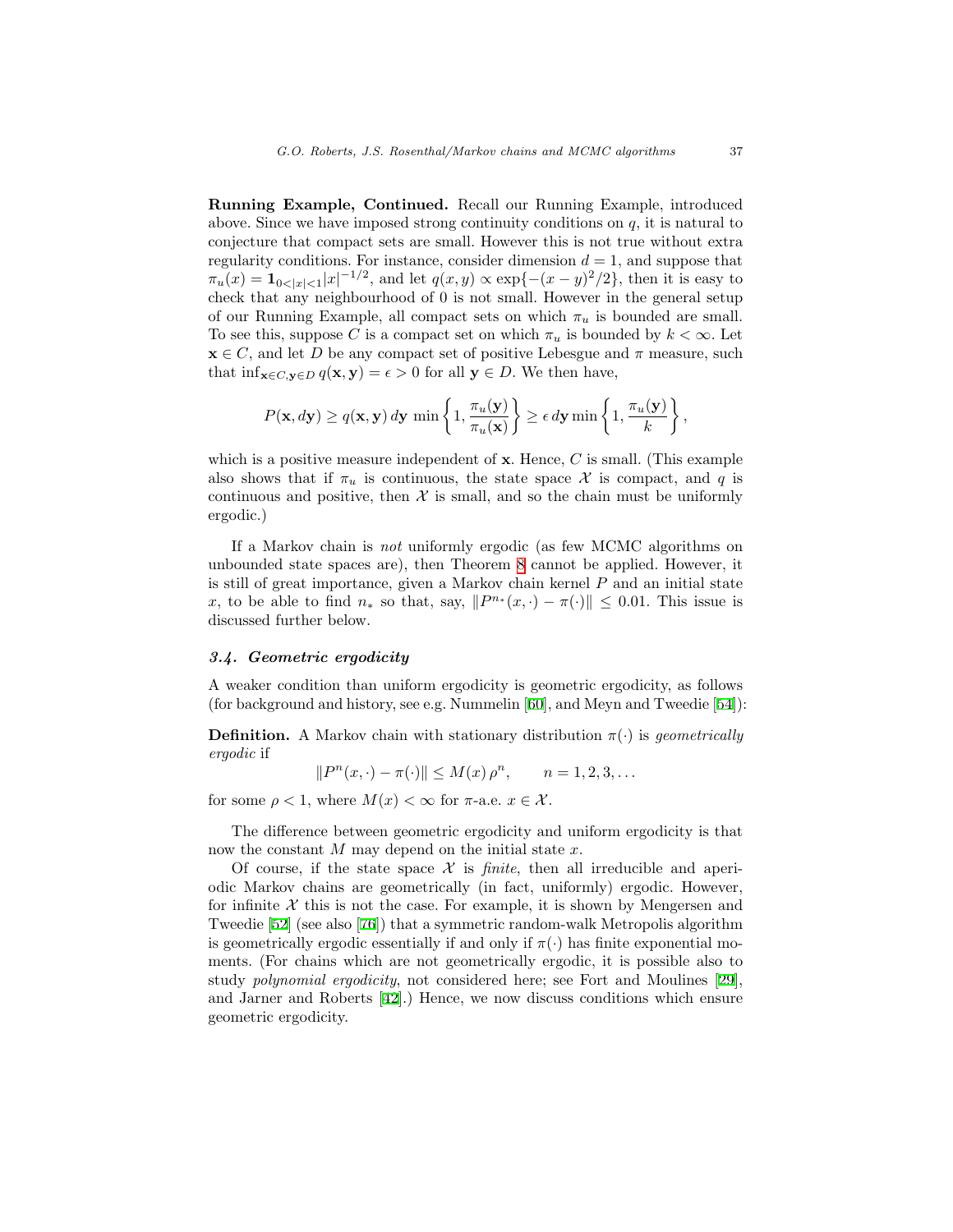**Running Example, Continued.** Recall our Running Example, introduced above. Since we have imposed strong continuity conditions on $q$, it is natural to conjecture that compact sets are small. However this is not true without extra regularity conditions. For instance, consider dimension $d = 1$, and suppose that $\pi_u(x) = \mathbf{1}_{0<|x|<1}|x|^{-1/2}$, and let $q(x, y) \propto \exp\{-(x - y)^2/2\}$, then it is easy to check that any neighbourhood of 0 is not small. However in the general setup of our Running Example, all compact sets on which $\pi_u$ is bounded are small. To see this, suppose $C$ is a compact set on which $\pi_u$ is bounded by $k < \infty$. Let $\mathbf{x} \in C$, and let $D$ be any compact set of positive Lebesgue and $\pi$ measure, such that $\inf_{\mathbf{x}\in C,\mathbf{y}\in D} q(\mathbf{x}, \mathbf{y}) = \epsilon > 0$ for all $\mathbf{y} \in D$. We then have,

$$P(\mathbf{x}, d\mathbf{y}) \geq q(\mathbf{x}, \mathbf{y})\, d\mathbf{y}\, \min\left\{1, \frac{\pi_u(\mathbf{y})}{\pi_u(\mathbf{x})}\right\} \geq \epsilon\, d\mathbf{y} \min\left\{1, \frac{\pi_u(\mathbf{y})}{k}\right\},$$

which is a positive measure independent of $\mathbf{x}$. Hence, $C$ is small. (This example also shows that if $\pi_u$ is continuous, the state space $\mathcal{X}$ is compact, and $q$ is continuous and positive, then $\mathcal{X}$ is small, and so the chain must be uniformly ergodic.)

If a Markov chain is *not* uniformly ergodic (as few MCMC algorithms on unbounded state spaces are), then Theorem 8 cannot be applied. However, it is still of great importance, given a Markov chain kernel $P$ and an initial state $x$, to be able to find $n_*$ so that, say, $\|P^{n_*}(x, \cdot) - \pi(\cdot)\| \leq 0.01$. This issue is discussed further below.

### *3.4. Geometric ergodicity*

A weaker condition than uniform ergodicity is geometric ergodicity, as follows (for background and history, see e.g. Nummelin [60], and Meyn and Tweedie [54]):

**Definition.** A Markov chain with stationary distribution $\pi(\cdot)$ is *geometrically ergodic* if

$$\|P^n(x, \cdot) - \pi(\cdot)\| \leq M(x)\, \rho^n, \qquad n = 1, 2, 3, \ldots$$

for some $\rho < 1$, where $M(x) < \infty$ for $\pi$-a.e. $x \in \mathcal{X}$.

The difference between geometric ergodicity and uniform ergodicity is that now the constant $M$ may depend on the initial state $x$.

Of course, if the state space $\mathcal{X}$ is *finite*, then all irreducible and aperiodic Markov chains are geometrically (in fact, uniformly) ergodic. However, for infinite $\mathcal{X}$ this is not the case. For example, it is shown by Mengersen and Tweedie [52] (see also [76]) that a symmetric random-walk Metropolis algorithm is geometrically ergodic essentially if and only if $\pi(\cdot)$ has finite exponential moments. (For chains which are not geometrically ergodic, it is possible also to study *polynomial ergodicity*, not considered here; see Fort and Moulines [29], and Jarner and Roberts [42].) Hence, we now discuss conditions which ensure geometric ergodicity.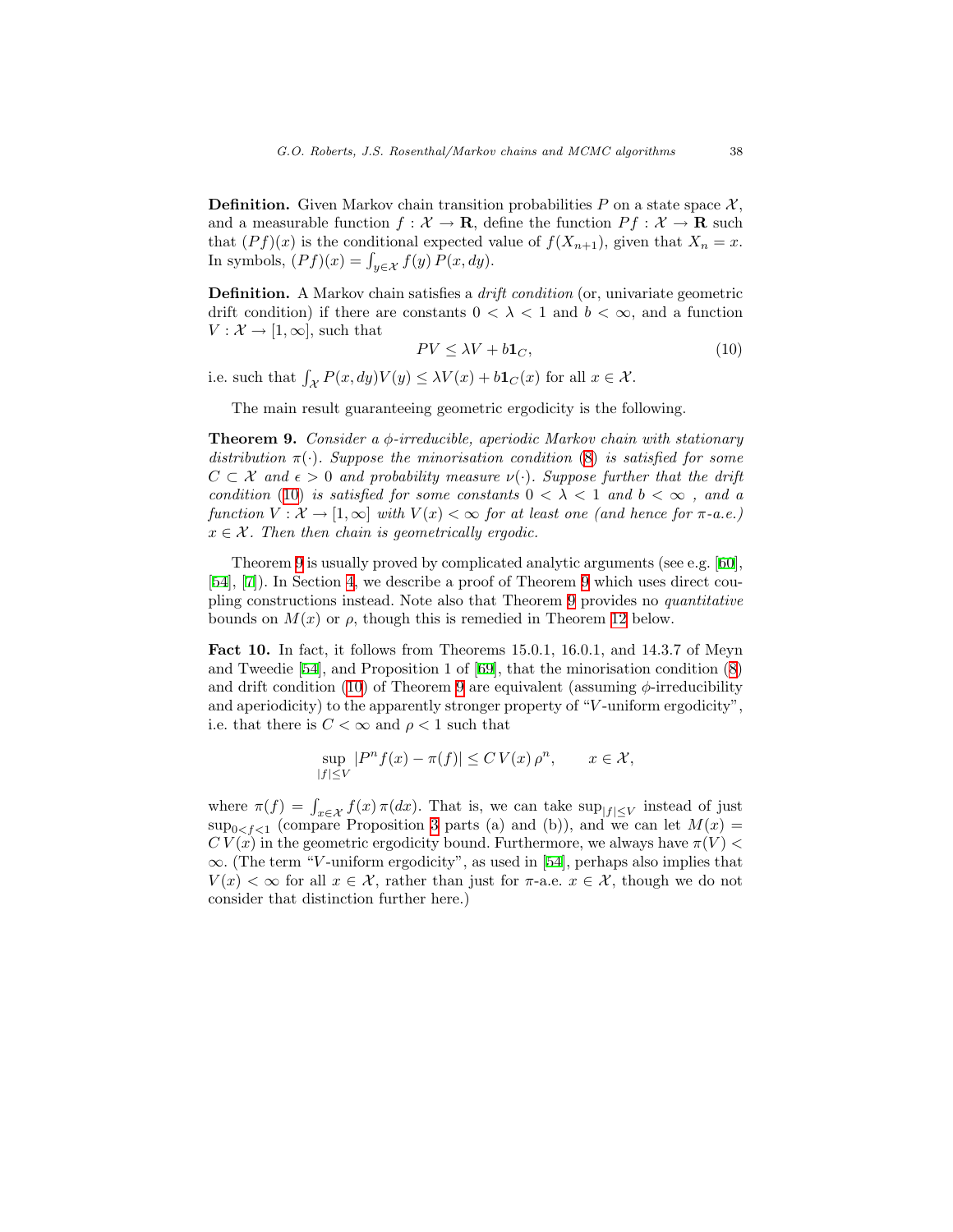**Definition.** Given Markov chain transition probabilities $P$ on a state space $\mathcal{X}$, and a measurable function $f : \mathcal{X} \to \mathbf{R}$, define the function $Pf : \mathcal{X} \to \mathbf{R}$ such that $(Pf)(x)$ is the conditional expected value of $f(X_{n+1})$, given that $X_n = x$. In symbols, $(Pf)(x) = \int_{y \in \mathcal{X}} f(y)\, P(x, dy)$.

**Definition.** A Markov chain satisfies a *drift condition* (or, univariate geometric drift condition) if there are constants $0 < \lambda < 1$ and $b < \infty$, and a function $V : \mathcal{X} \to [1, \infty]$, such that

$$PV \leq \lambda V + b\mathbf{1}_C, \tag{10}$$

i.e. such that $\int_{\mathcal{X}} P(x, dy)V(y) \leq \lambda V(x) + b\mathbf{1}_C(x)$ for all $x \in \mathcal{X}$.

The main result guaranteeing geometric ergodicity is the following.

**Theorem 9.** *Consider a $\phi$-irreducible, aperiodic Markov chain with stationary distribution $\pi(\cdot)$. Suppose the minorisation condition (8) is satisfied for some $C \subset \mathcal{X}$ and $\epsilon > 0$ and probability measure $\nu(\cdot)$. Suppose further that the drift condition (10) is satisfied for some constants $0 < \lambda < 1$ and $b < \infty$ , and a function $V : \mathcal{X} \to [1, \infty]$ with $V(x) < \infty$ for at least one (and hence for $\pi$-a.e.) $x \in \mathcal{X}$. Then then chain is geometrically ergodic.*

Theorem 9 is usually proved by complicated analytic arguments (see e.g. [60], [54], [7]). In Section 4, we describe a proof of Theorem 9 which uses direct coupling constructions instead. Note also that Theorem 9 provides no *quantitative* bounds on $M(x)$ or $\rho$, though this is remedied in Theorem 12 below.

**Fact 10.** In fact, it follows from Theorems 15.0.1, 16.0.1, and 14.3.7 of Meyn and Tweedie [54], and Proposition 1 of [69], that the minorisation condition (8) and drift condition (10) of Theorem 9 are equivalent (assuming $\phi$-irreducibility and aperiodicity) to the apparently stronger property of "$V$-uniform ergodicity", i.e. that there is $C < \infty$ and $\rho < 1$ such that

$$\sup_{|f| \leq V} |P^n f(x) - \pi(f)| \leq C\, V(x)\, \rho^n, \qquad x \in \mathcal{X},$$

where $\pi(f) = \int_{x \in \mathcal{X}} f(x)\, \pi(dx)$. That is, we can take $\sup_{|f| \leq V}$ instead of just $\sup_{0<f<1}$ (compare Proposition 3 parts (a) and (b)), and we can let $M(x) = C\, V(x)$ in the geometric ergodicity bound. Furthermore, we always have $\pi(V) < \infty$. (The term "$V$-uniform ergodicity", as used in [54], perhaps also implies that $V(x) < \infty$ for all $x \in \mathcal{X}$, rather than just for $\pi$-a.e. $x \in \mathcal{X}$, though we do not consider that distinction further here.)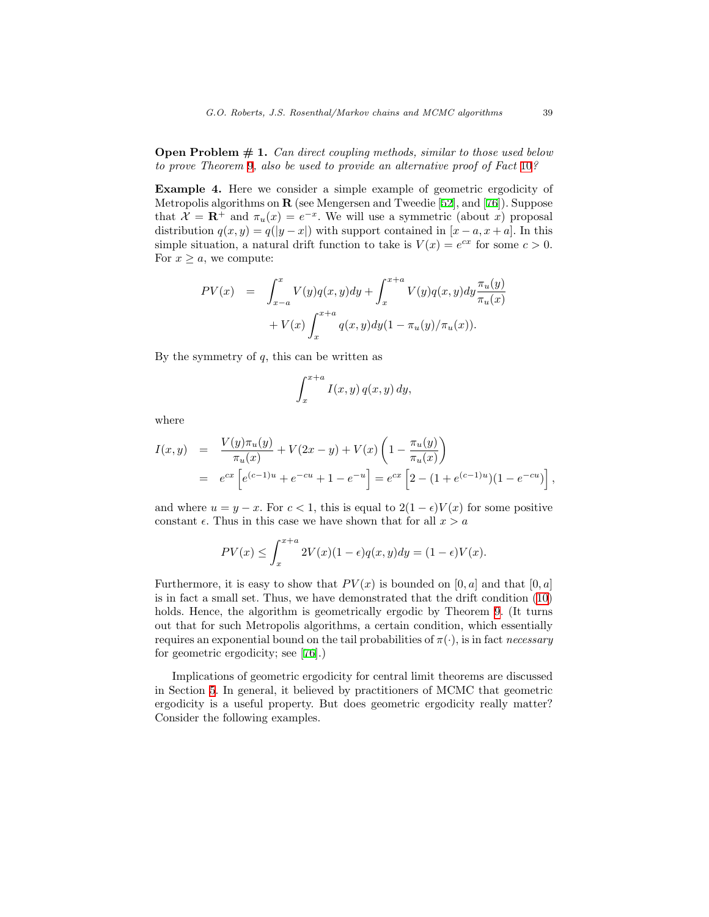**Open Problem # 1.** *Can direct coupling methods, similar to those used below to prove Theorem 9, also be used to provide an alternative proof of Fact 10?*

**Example 4.** Here we consider a simple example of geometric ergodicity of Metropolis algorithms on $\mathbf{R}$ (see Mengersen and Tweedie [52], and [76]). Suppose that $\mathcal{X} = \mathbf{R}^+$ and $\pi_u(x) = e^{-x}$. We will use a symmetric (about $x$) proposal distribution $q(x,y) = q(|y-x|)$ with support contained in $[x-a, x+a]$. In this simple situation, a natural drift function to take is $V(x) = e^{cx}$ for some $c > 0$. For $x \geq a$, we compute:

$$
\begin{aligned}
PV(x) &= \int_{x-a}^{x} V(y) q(x,y) dy + \int_{x}^{x+a} V(y) q(x,y) dy \frac{\pi_u(y)}{\pi_u(x)} \\
&\quad + V(x) \int_{x}^{x+a} q(x,y) dy (1 - \pi_u(y)/\pi_u(x)).
\end{aligned}
$$

By the symmetry of $q$, this can be written as

$$
\int_{x}^{x+a} I(x,y)\, q(x,y)\, dy,
$$

where

$$
\begin{aligned}
I(x,y) &= \frac{V(y)\pi_u(y)}{\pi_u(x)} + V(2x-y) + V(x)\left(1 - \frac{\pi_u(y)}{\pi_u(x)}\right) \\
&= e^{cx}\left[e^{(c-1)u} + e^{-cu} + 1 - e^{-u}\right] = e^{cx}\left[2 - (1 + e^{(c-1)u})(1 - e^{-cu})\right],
\end{aligned}
$$

and where $u = y - x$. For $c < 1$, this is equal to $2(1-\epsilon)V(x)$ for some positive constant $\epsilon$. Thus in this case we have shown that for all $x > a$

$$
PV(x) \leq \int_{x}^{x+a} 2V(x)(1-\epsilon) q(x,y) dy = (1-\epsilon)V(x).
$$

Furthermore, it is easy to show that $PV(x)$ is bounded on $[0,a]$ and that $[0,a]$ is in fact a small set. Thus, we have demonstrated that the drift condition (10) holds. Hence, the algorithm is geometrically ergodic by Theorem 9. (It turns out that for such Metropolis algorithms, a certain condition, which essentially requires an exponential bound on the tail probabilities of $\pi(\cdot)$, is in fact *necessary* for geometric ergodicity; see [76].)

Implications of geometric ergodicity for central limit theorems are discussed in Section 5. In general, it believed by practitioners of MCMC that geometric ergodicity is a useful property. But does geometric ergodicity really matter? Consider the following examples.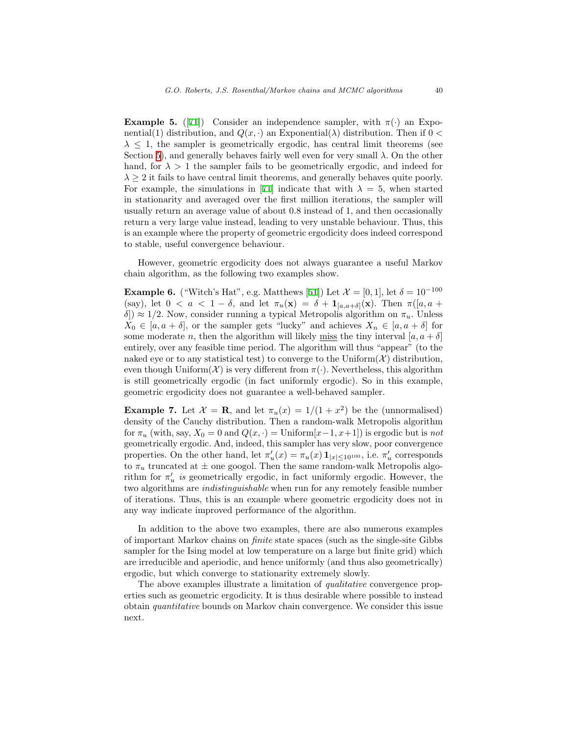**Example 5.** ([71]) Consider an independence sampler, with $\pi(\cdot)$ an Exponential(1) distribution, and $Q(x, \cdot)$ an Exponential($\lambda$) distribution. Then if $0 < \lambda \le 1$, the sampler is geometrically ergodic, has central limit theorems (see Section 5), and generally behaves fairly well even for very small $\lambda$. On the other hand, for $\lambda > 1$ the sampler fails to be geometrically ergodic, and indeed for $\lambda \ge 2$ it fails to have central limit theorems, and generally behaves quite poorly. For example, the simulations in [71] indicate that with $\lambda = 5$, when started in stationarity and averaged over the first million iterations, the sampler will usually return an average value of about 0.8 instead of 1, and then occasionally return a very large value instead, leading to very unstable behaviour. Thus, this is an example where the property of geometric ergodicity does indeed correspond to stable, useful convergence behaviour.

However, geometric ergodicity does not always guarantee a useful Markov chain algorithm, as the following two examples show.

**Example 6.** ("Witch's Hat", e.g. Matthews [51]) Let $\mathcal{X} = [0, 1]$, let $\delta = 10^{-100}$ (say), let $0 < a < 1 - \delta$, and let $\pi_u(\mathbf{x}) = \delta + \mathbf{1}_{[a,a+\delta]}(\mathbf{x})$. Then $\pi([a, a + \delta]) \approx 1/2$. Now, consider running a typical Metropolis algorithm on $\pi_u$. Unless $X_0 \in [a, a + \delta]$, or the sampler gets "lucky" and achieves $X_n \in [a, a + \delta]$ for some moderate $n$, then the algorithm will likely miss the tiny interval $[a, a + \delta]$ entirely, over any feasible time period. The algorithm will thus "appear" (to the naked eye or to any statistical test) to converge to the Uniform($\mathcal{X}$) distribution, even though Uniform($\mathcal{X}$) is very different from $\pi(\cdot)$. Nevertheless, this algorithm is still geometrically ergodic (in fact uniformly ergodic). So in this example, geometric ergodicity does not guarantee a well-behaved sampler.

**Example 7.** Let $\mathcal{X} = \mathbf{R}$, and let $\pi_u(x) = 1/(1 + x^2)$ be the (unnormalised) density of the Cauchy distribution. Then a random-walk Metropolis algorithm for $\pi_u$ (with, say, $X_0 = 0$ and $Q(x, \cdot) = \text{Uniform}[x-1, x+1]$) is ergodic but is *not* geometrically ergodic. And, indeed, this sampler has very slow, poor convergence properties. On the other hand, let $\pi'_u(x) = \pi_u(x)\,\mathbf{1}_{|x| \le 10^{100}}$, i.e. $\pi'_u$ corresponds to $\pi_u$ truncated at $\pm$ one googol. Then the same random-walk Metropolis algorithm for $\pi'_u$ *is* geometrically ergodic, in fact uniformly ergodic. However, the two algorithms are *indistinguishable* when run for any remotely feasible number of iterations. Thus, this is an example where geometric ergodicity does not in any way indicate improved performance of the algorithm.

In addition to the above two examples, there are also numerous examples of important Markov chains on *finite* state spaces (such as the single-site Gibbs sampler for the Ising model at low temperature on a large but finite grid) which are irreducible and aperiodic, and hence uniformly (and thus also geometrically) ergodic, but which converge to stationarity extremely slowly.

The above examples illustrate a limitation of *qualitative* convergence properties such as geometric ergodicity. It is thus desirable where possible to instead obtain *quantitative* bounds on Markov chain convergence. We consider this issue next.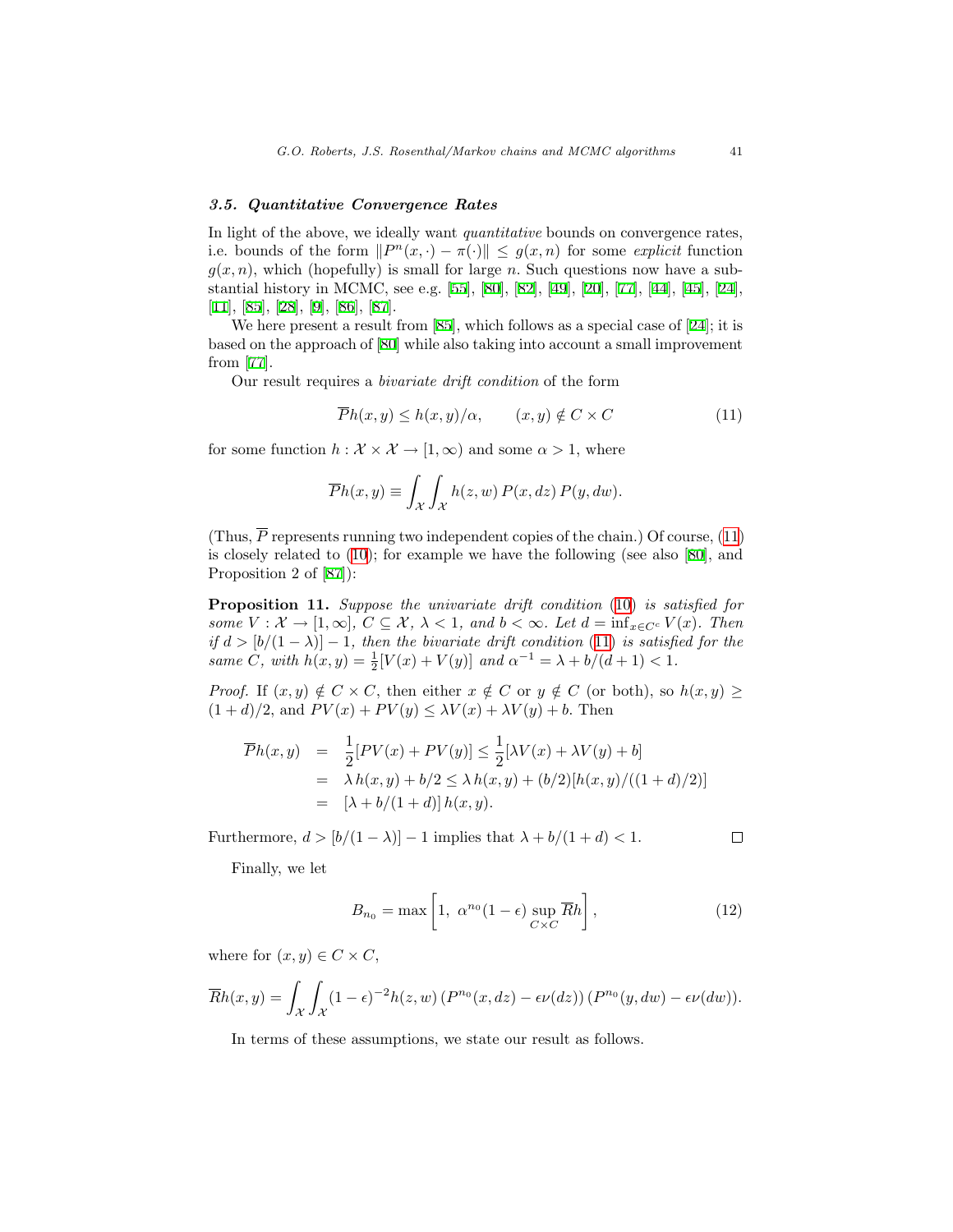### 3.5. Quantitative Convergence Rates

In light of the above, we ideally want *quantitative* bounds on convergence rates, i.e. bounds of the form $\|P^n(x,\cdot) - \pi(\cdot)\| \leq g(x,n)$ for some *explicit* function $g(x,n)$, which (hopefully) is small for large $n$. Such questions now have a substantial history in MCMC, see e.g. [55], [80], [82], [49], [20], [77], [44], [45], [24], [11], [85], [28], [9], [86], [87].

We here present a result from [85], which follows as a special case of [24]; it is based on the approach of [80] while also taking into account a small improvement from [77].

Our result requires a *bivariate drift condition* of the form

$$\overline{P}h(x,y) \leq h(x,y)/\alpha, \qquad (x,y) \notin C \times C \tag{11}$$

for some function $h : \mathcal{X} \times \mathcal{X} \to [1,\infty)$ and some $\alpha > 1$, where

$$\overline{P}h(x,y) \equiv \int_{\mathcal{X}} \int_{\mathcal{X}} h(z,w)\, P(x,dz)\, P(y,dw).$$

(Thus, $\overline{P}$ represents running two independent copies of the chain.) Of course, (11) is closely related to (10); for example we have the following (see also [80], and Proposition 2 of [87]):

**Proposition 11.** *Suppose the univariate drift condition (10) is satisfied for some $V : \mathcal{X} \to [1,\infty]$, $C \subseteq \mathcal{X}$, $\lambda < 1$, and $b < \infty$. Let $d = \inf_{x \in C^c} V(x)$. Then if $d > [b/(1-\lambda)] - 1$, then the bivariate drift condition (11) is satisfied for the same $C$, with $h(x,y) = \frac{1}{2}[V(x) + V(y)]$ and $\alpha^{-1} = \lambda + b/(d+1) < 1$.*

*Proof.* If $(x,y) \notin C \times C$, then either $x \notin C$ or $y \notin C$ (or both), so $h(x,y) \geq (1+d)/2$, and $PV(x) + PV(y) \leq \lambda V(x) + \lambda V(y) + b$. Then

$$\begin{aligned}
\overline{P}h(x,y) &= \frac{1}{2}[PV(x) + PV(y)] \leq \frac{1}{2}[\lambda V(x) + \lambda V(y) + b] \\
&= \lambda\, h(x,y) + b/2 \leq \lambda\, h(x,y) + (b/2)[h(x,y)/((1+d)/2)] \\
&= [\lambda + b/(1+d)]\, h(x,y).
\end{aligned}$$

Furthermore, $d > [b/(1-\lambda)] - 1$ implies that $\lambda + b/(1+d) < 1$. ∎

Finally, we let

$$B_{n_0} = \max\left[1,\ \alpha^{n_0}(1-\epsilon) \sup_{C \times C} \overline{R}h\right], \tag{12}$$

where for $(x,y) \in C \times C$,

$$\overline{R}h(x,y) = \int_{\mathcal{X}} \int_{\mathcal{X}} (1-\epsilon)^{-2} h(z,w)\, (P^{n_0}(x,dz) - \epsilon\nu(dz))\, (P^{n_0}(y,dw) - \epsilon\nu(dw)).$$

In terms of these assumptions, we state our result as follows.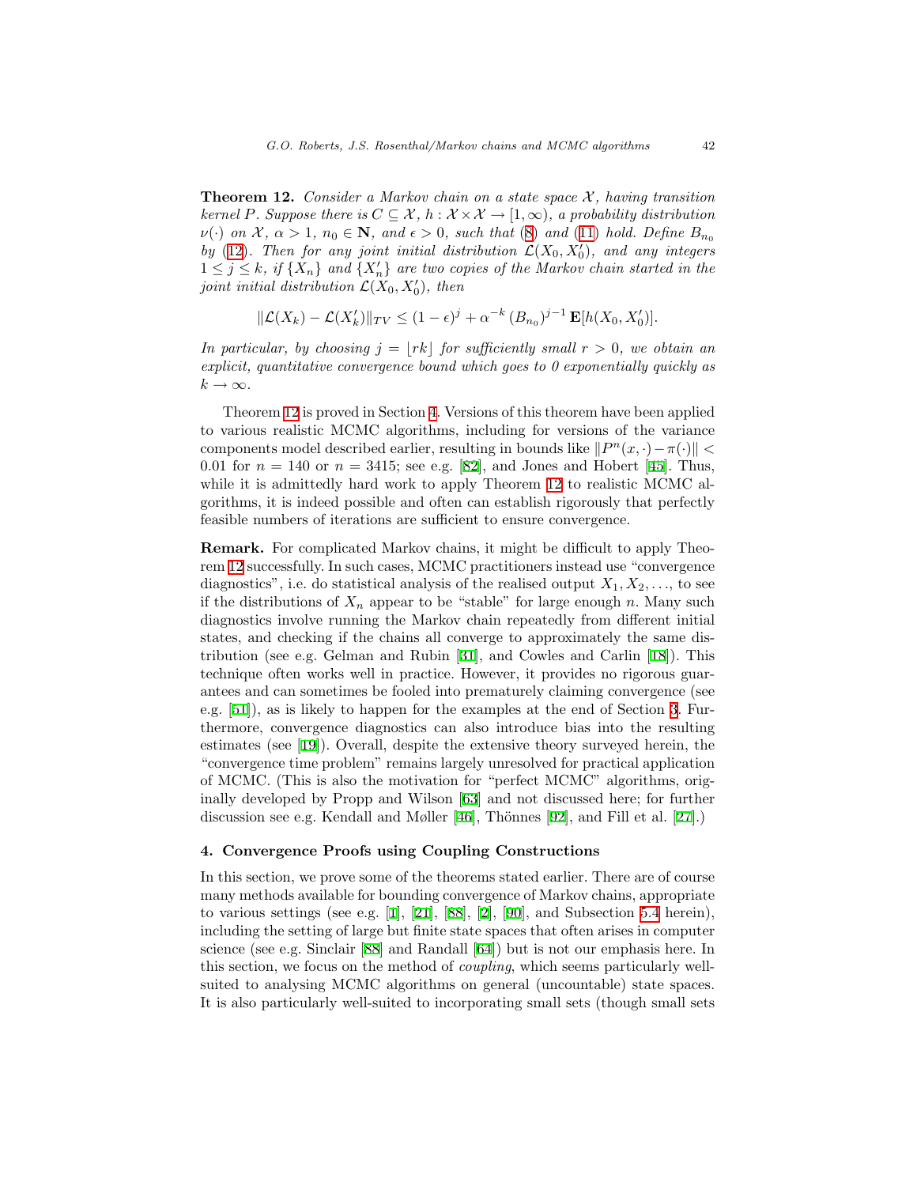**Theorem 12.** *Consider a Markov chain on a state space $\mathcal{X}$, having transition kernel $P$. Suppose there is $C \subseteq \mathcal{X}$, $h : \mathcal{X} \times \mathcal{X} \to [1, \infty)$, a probability distribution $\nu(\cdot)$ on $\mathcal{X}$, $\alpha > 1$, $n_0 \in \mathbf{N}$, and $\epsilon > 0$, such that (8) and (11) hold. Define $B_{n_0}$ by (12). Then for any joint initial distribution $\mathcal{L}(X_0, X_0')$, and any integers $1 \le j \le k$, if $\{X_n\}$ and $\{X_n'\}$ are two copies of the Markov chain started in the joint initial distribution $\mathcal{L}(X_0, X_0')$, then*

$$\|\mathcal{L}(X_k) - \mathcal{L}(X_k')\|_{TV} \le (1-\epsilon)^j + \alpha^{-k} (B_{n_0})^{j-1} \mathbf{E}[h(X_0, X_0')].$$

*In particular, by choosing $j = \lfloor rk \rfloor$ for sufficiently small $r > 0$, we obtain an explicit, quantitative convergence bound which goes to 0 exponentially quickly as $k \to \infty$.*

Theorem 12 is proved in Section 4. Versions of this theorem have been applied to various realistic MCMC algorithms, including for versions of the variance components model described earlier, resulting in bounds like $\|P^n(x,\cdot) - \pi(\cdot)\| < 0.01$ for $n = 140$ or $n = 3415$; see e.g. [82], and Jones and Hobert [45]. Thus, while it is admittedly hard work to apply Theorem 12 to realistic MCMC algorithms, it is indeed possible and often can establish rigorously that perfectly feasible numbers of iterations are sufficient to ensure convergence.

**Remark.** For complicated Markov chains, it might be difficult to apply Theorem 12 successfully. In such cases, MCMC practitioners instead use "convergence diagnostics", i.e. do statistical analysis of the realised output $X_1, X_2, \ldots$, to see if the distributions of $X_n$ appear to be "stable" for large enough $n$. Many such diagnostics involve running the Markov chain repeatedly from different initial states, and checking if the chains all converge to approximately the same distribution (see e.g. Gelman and Rubin [31], and Cowles and Carlin [18]). This technique often works well in practice. However, it provides no rigorous guarantees and can sometimes be fooled into prematurely claiming convergence (see e.g. [51]), as is likely to happen for the examples at the end of Section 3. Furthermore, convergence diagnostics can also introduce bias into the resulting estimates (see [19]). Overall, despite the extensive theory surveyed herein, the "convergence time problem" remains largely unresolved for practical application of MCMC. (This is also the motivation for "perfect MCMC" algorithms, originally developed by Propp and Wilson [63] and not discussed here; for further discussion see e.g. Kendall and Møller [46], Thönnes [92], and Fill et al. [27].)

## 4. Convergence Proofs using Coupling Constructions

In this section, we prove some of the theorems stated earlier. There are of course many methods available for bounding convergence of Markov chains, appropriate to various settings (see e.g. [1], [21], [88], [2], [90], and Subsection 5.4 herein), including the setting of large but finite state spaces that often arises in computer science (see e.g. Sinclair [88] and Randall [64]) but is not our emphasis here. In this section, we focus on the method of *coupling*, which seems particularly well-suited to analysing MCMC algorithms on general (uncountable) state spaces. It is also particularly well-suited to incorporating small sets (though small sets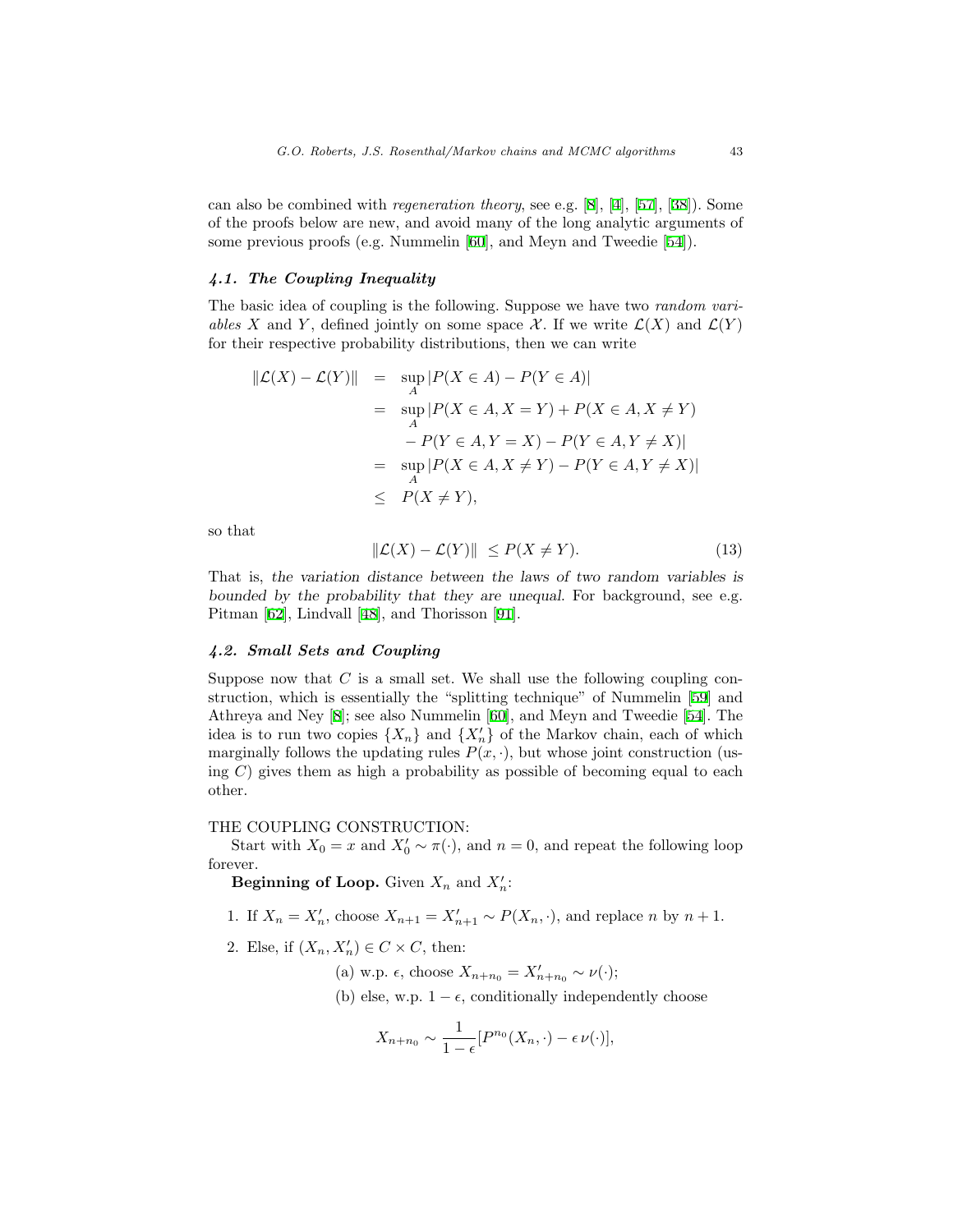can also be combined with *regeneration theory*, see e.g. [8], [4], [57], [38]). Some of the proofs below are new, and avoid many of the long analytic arguments of some previous proofs (e.g. Nummelin [60], and Meyn and Tweedie [54]).

### *4.1. The Coupling Inequality*

The basic idea of coupling is the following. Suppose we have two *random variables* $X$ and $Y$, defined jointly on some space $\mathcal{X}$. If we write $\mathcal{L}(X)$ and $\mathcal{L}(Y)$ for their respective probability distributions, then we can write

$$
\begin{aligned}
\|\mathcal{L}(X) - \mathcal{L}(Y)\| &= \sup_A |P(X \in A) - P(Y \in A)| \\
&= \sup_A |P(X \in A, X = Y) + P(X \in A, X \neq Y) \\
&\qquad - P(Y \in A, Y = X) - P(Y \in A, Y \neq X)| \\
&= \sup_A |P(X \in A, X \neq Y) - P(Y \in A, Y \neq X)| \\
&\leq P(X \neq Y),
\end{aligned}
$$

so that

$$
\|\mathcal{L}(X) - \mathcal{L}(Y)\| \leq P(X \neq Y). \tag{13}
$$

That is, *the variation distance between the laws of two random variables is bounded by the probability that they are unequal*. For background, see e.g. Pitman [62], Lindvall [48], and Thorisson [91].

### *4.2. Small Sets and Coupling*

Suppose now that $C$ is a small set. We shall use the following coupling construction, which is essentially the "splitting technique" of Nummelin [59] and Athreya and Ney [8]; see also Nummelin [60], and Meyn and Tweedie [54]. The idea is to run two copies $\{X_n\}$ and $\{X'_n\}$ of the Markov chain, each of which marginally follows the updating rules $P(x, \cdot)$, but whose joint construction (using $C$) gives them as high a probability as possible of becoming equal to each other.

THE COUPLING CONSTRUCTION:

Start with $X_0 = x$ and $X'_0 \sim \pi(\cdot)$, and $n = 0$, and repeat the following loop forever.

**Beginning of Loop.** Given $X_n$ and $X'_n$:

1. If $X_n = X'_n$, choose $X_{n+1} = X'_{n+1} \sim P(X_n, \cdot)$, and replace $n$ by $n + 1$.
2. Else, if $(X_n, X'_n) \in C \times C$, then:

   (a) w.p. $\epsilon$, choose $X_{n+n_0} = X'_{n+n_0} \sim \nu(\cdot)$;

   (b) else, w.p. $1 - \epsilon$, conditionally independently choose

$$
X_{n+n_0} \sim \frac{1}{1-\epsilon}[P^{n_0}(X_n, \cdot) - \epsilon\, \nu(\cdot)],
$$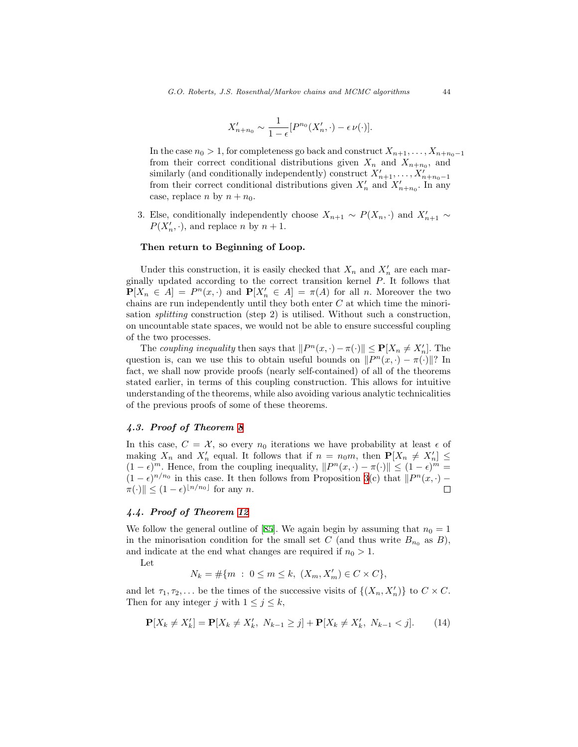$$X'_{n+n_0} \sim \frac{1}{1-\epsilon}[P^{n_0}(X'_n, \cdot) - \epsilon\, \nu(\cdot)].$$

In the case $n_0 > 1$, for completeness go back and construct $X_{n+1}, \ldots, X_{n+n_0-1}$ from their correct conditional distributions given $X_n$ and $X_{n+n_0}$, and similarly (and conditionally independently) construct $X'_{n+1}, \ldots, X'_{n+n_0-1}$ from their correct conditional distributions given $X'_n$ and $X'_{n+n_0}$. In any case, replace $n$ by $n + n_0$.

3. Else, conditionally independently choose $X_{n+1} \sim P(X_n, \cdot)$ and $X'_{n+1} \sim P(X'_n, \cdot)$, and replace $n$ by $n + 1$.

**Then return to Beginning of Loop.**

Under this construction, it is easily checked that $X_n$ and $X'_n$ are each marginally updated according to the correct transition kernel $P$. It follows that $\mathbf{P}[X_n \in A] = P^n(x, \cdot)$ and $\mathbf{P}[X'_n \in A] = \pi(A)$ for all $n$. Moreover the two chains are run independently until they both enter $C$ at which time the minorisation *splitting* construction (step 2) is utilised. Without such a construction, on uncountable state spaces, we would not be able to ensure successful coupling of the two processes.

The *coupling inequality* then says that $\|P^n(x, \cdot) - \pi(\cdot)\| \le \mathbf{P}[X_n \ne X'_n]$. The question is, can we use this to obtain useful bounds on $\|P^n(x, \cdot) - \pi(\cdot)\|$? In fact, we shall now provide proofs (nearly self-contained) of all of the theorems stated earlier, in terms of this coupling construction. This allows for intuitive understanding of the theorems, while also avoiding various analytic technicalities of the previous proofs of some of these theorems.

### *4.3. Proof of Theorem 8*

In this case, $C = \mathcal{X}$, so every $n_0$ iterations we have probability at least $\epsilon$ of making $X_n$ and $X'_n$ equal. It follows that if $n = n_0 m$, then $\mathbf{P}[X_n \ne X'_n] \le (1-\epsilon)^m$. Hence, from the coupling inequality, $\|P^n(x, \cdot) - \pi(\cdot)\| \le (1-\epsilon)^m = (1-\epsilon)^{n/n_0}$ in this case. It then follows from Proposition 3(c) that $\|P^n(x, \cdot) - \pi(\cdot)\| \le (1-\epsilon)^{\lfloor n/n_0 \rfloor}$ for any $n$. $\square$

### *4.4. Proof of Theorem 12*

We follow the general outline of [85]. We again begin by assuming that $n_0 = 1$ in the minorisation condition for the small set $C$ (and thus write $B_{n_0}$ as $B$), and indicate at the end what changes are required if $n_0 > 1$.

Let

$$N_k = \#\{m \;:\; 0 \le m \le k,\ (X_m, X'_m) \in C \times C\},$$

and let $\tau_1, \tau_2, \ldots$ be the times of the successive visits of $\{(X_n, X'_n)\}$ to $C \times C$. Then for any integer $j$ with $1 \le j \le k$,

$$\mathbf{P}[X_k \ne X'_k] = \mathbf{P}[X_k \ne X'_k,\ N_{k-1} \ge j] + \mathbf{P}[X_k \ne X'_k,\ N_{k-1} < j]. \qquad (14)$$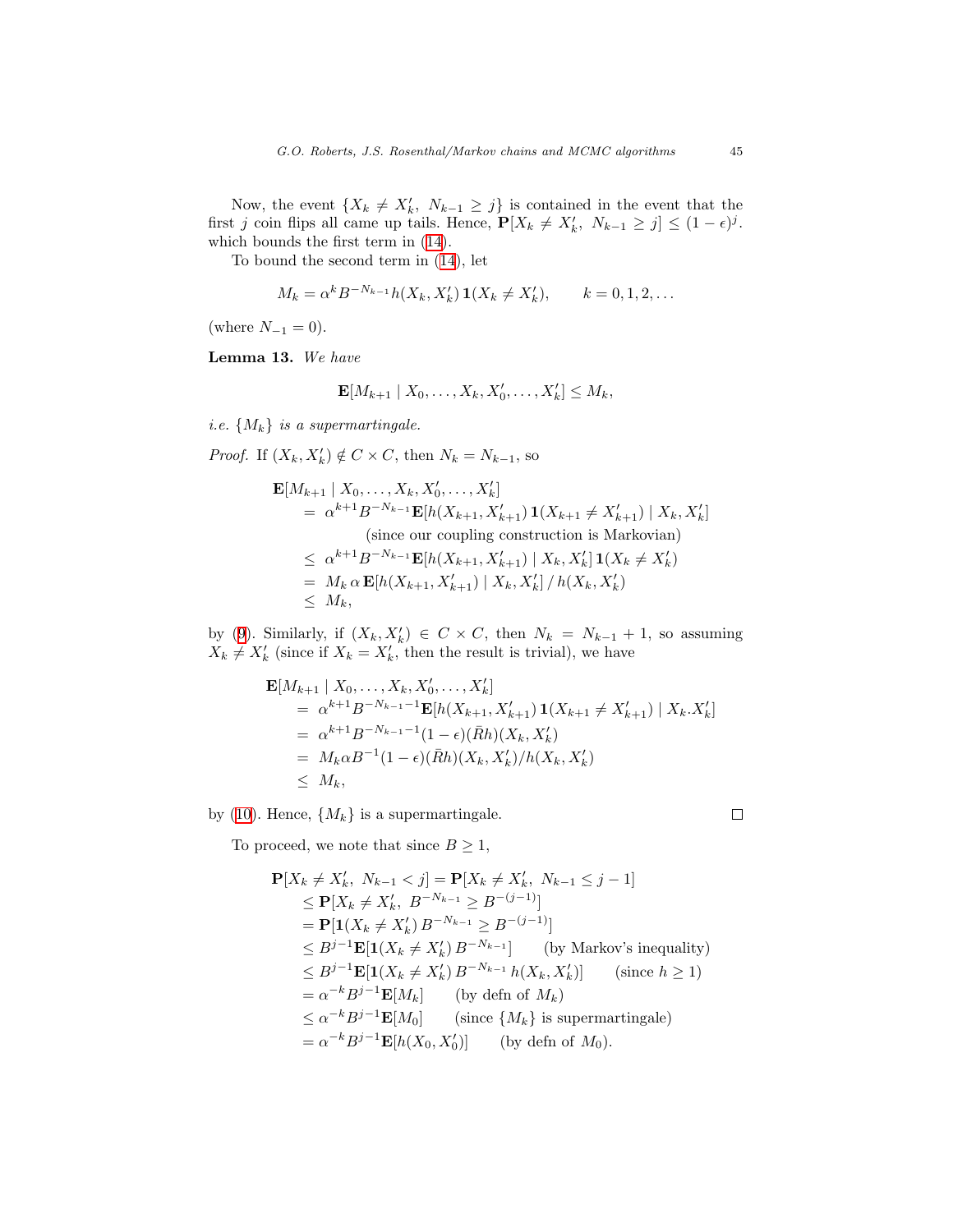Now, the event $\{X_k \neq X'_k,\ N_{k-1} \geq j\}$ is contained in the event that the first $j$ coin flips all came up tails. Hence, $\mathbf{P}[X_k \neq X'_k,\ N_{k-1} \geq j] \leq (1-\epsilon)^j$. which bounds the first term in (14).

To bound the second term in (14), let

$$M_k = \alpha^k B^{-N_{k-1}} h(X_k, X'_k)\, \mathbf{1}(X_k \neq X'_k), \qquad k = 0, 1, 2, \ldots$$

(where $N_{-1} = 0$).

**Lemma 13.** *We have*

$$\mathbf{E}[M_{k+1} \mid X_0, \ldots, X_k, X'_0, \ldots, X'_k] \leq M_k,$$

*i.e. $\{M_k\}$ is a supermartingale.*

*Proof.* If $(X_k, X'_k) \notin C \times C$, then $N_k = N_{k-1}$, so

$$\begin{aligned}
&\mathbf{E}[M_{k+1} \mid X_0, \ldots, X_k, X'_0, \ldots, X'_k] \\
&\quad = \alpha^{k+1} B^{-N_{k-1}} \mathbf{E}[h(X_{k+1}, X'_{k+1})\, \mathbf{1}(X_{k+1} \neq X'_{k+1}) \mid X_k, X'_k] \\
&\qquad\qquad \text{(since our coupling construction is Markovian)} \\
&\quad \leq \alpha^{k+1} B^{-N_{k-1}} \mathbf{E}[h(X_{k+1}, X'_{k+1}) \mid X_k, X'_k]\, \mathbf{1}(X_k \neq X'_k) \\
&\quad = M_k\, \alpha\, \mathbf{E}[h(X_{k+1}, X'_{k+1}) \mid X_k, X'_k] \,/\, h(X_k, X'_k) \\
&\quad \leq M_k,
\end{aligned}$$

by (9). Similarly, if $(X_k, X'_k) \in C \times C$, then $N_k = N_{k-1} + 1$, so assuming $X_k \neq X'_k$ (since if $X_k = X'_k$, then the result is trivial), we have

$$\begin{aligned}
&\mathbf{E}[M_{k+1} \mid X_0, \ldots, X_k, X'_0, \ldots, X'_k] \\
&\quad = \alpha^{k+1} B^{-N_{k-1}-1} \mathbf{E}[h(X_{k+1}, X'_{k+1})\, \mathbf{1}(X_{k+1} \neq X'_{k+1}) \mid X_k . X'_k] \\
&\quad = \alpha^{k+1} B^{-N_{k-1}-1} (1-\epsilon) (\bar{R}h)(X_k, X'_k) \\
&\quad = M_k \alpha B^{-1} (1-\epsilon) (\bar{R}h)(X_k, X'_k) / h(X_k, X'_k) \\
&\quad \leq M_k,
\end{aligned}$$

by (10). Hence, $\{M_k\}$ is a supermartingale. $\square$

To proceed, we note that since $B \geq 1$,

$$\begin{aligned}
&\mathbf{P}[X_k \neq X'_k,\ N_{k-1} < j] = \mathbf{P}[X_k \neq X'_k,\ N_{k-1} \leq j-1] \\
&\quad \leq \mathbf{P}[X_k \neq X'_k,\ B^{-N_{k-1}} \geq B^{-(j-1)}] \\
&\quad = \mathbf{P}[\mathbf{1}(X_k \neq X'_k)\, B^{-N_{k-1}} \geq B^{-(j-1)}] \\
&\quad \leq B^{j-1} \mathbf{E}[\mathbf{1}(X_k \neq X'_k)\, B^{-N_{k-1}}] \qquad \text{(by Markov's inequality)} \\
&\quad \leq B^{j-1} \mathbf{E}[\mathbf{1}(X_k \neq X'_k)\, B^{-N_{k-1}}\, h(X_k, X'_k)] \qquad \text{(since } h \geq 1\text{)} \\
&\quad = \alpha^{-k} B^{j-1} \mathbf{E}[M_k] \qquad \text{(by defn of } M_k\text{)} \\
&\quad \leq \alpha^{-k} B^{j-1} \mathbf{E}[M_0] \qquad \text{(since } \{M_k\} \text{ is supermartingale)} \\
&\quad = \alpha^{-k} B^{j-1} \mathbf{E}[h(X_0, X'_0)] \qquad \text{(by defn of } M_0\text{)}.
\end{aligned}$$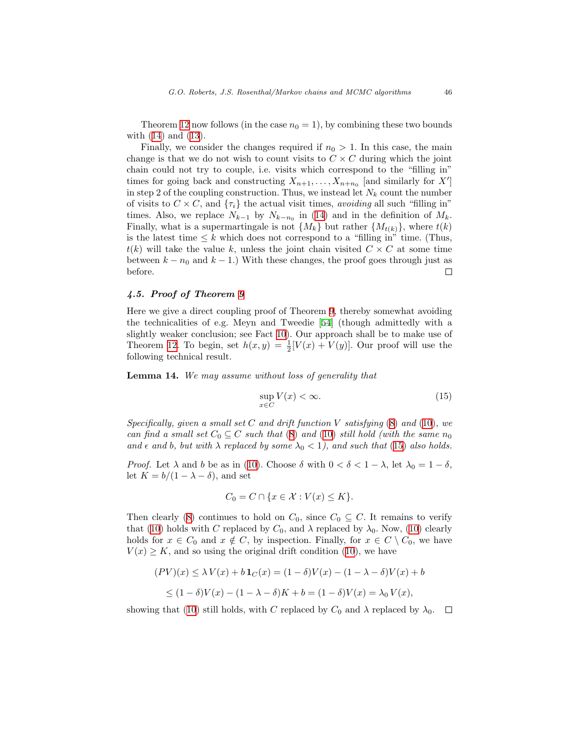Theorem 12 now follows (in the case $n_0 = 1$), by combining these two bounds with (14) and (13).

Finally, we consider the changes required if $n_0 > 1$. In this case, the main change is that we do not wish to count visits to $C \times C$ during which the joint chain could not try to couple, i.e. visits which correspond to the "filling in" times for going back and constructing $X_{n+1}, \ldots, X_{n+n_0}$ [and similarly for $X'$] in step 2 of the coupling construction. Thus, we instead let $N_k$ count the number of visits to $C \times C$, and $\{\tau_i\}$ the actual visit times, *avoiding* all such "filling in" times. Also, we replace $N_{k-1}$ by $N_{k-n_0}$ in (14) and in the definition of $M_k$. Finally, what is a supermartingale is not $\{M_k\}$ but rather $\{M_{t(k)}\}$, where $t(k)$ is the latest time $\leq k$ which does not correspond to a "filling in" time. (Thus, $t(k)$ will take the value $k$, unless the joint chain visited $C \times C$ at some time between $k - n_0$ and $k - 1$.) With these changes, the proof goes through just as before. ◻

### 4.5. Proof of Theorem 9

Here we give a direct coupling proof of Theorem 9, thereby somewhat avoiding the technicalities of e.g. Meyn and Tweedie [54] (though admittedly with a slightly weaker conclusion; see Fact 10). Our approach shall be to make use of Theorem 12. To begin, set $h(x, y) = \frac{1}{2}[V(x) + V(y)]$. Our proof will use the following technical result.

**Lemma 14.** *We may assume without loss of generality that*

$$\sup_{x \in C} V(x) < \infty. \tag{15}$$

*Specifically, given a small set $C$ and drift function $V$ satisfying (8) and (10), we can find a small set $C_0 \subseteq C$ such that (8) and (10) still hold (with the same $n_0$ and $\epsilon$ and $b$, but with $\lambda$ replaced by some $\lambda_0 < 1$), and such that (15) also holds.*

*Proof.* Let $\lambda$ and $b$ be as in (10). Choose $\delta$ with $0 < \delta < 1 - \lambda$, let $\lambda_0 = 1 - \delta$, let $K = b/(1 - \lambda - \delta)$, and set

$$C_0 = C \cap \{x \in \mathcal{X} : V(x) \leq K\}.$$

Then clearly (8) continues to hold on $C_0$, since $C_0 \subseteq C$. It remains to verify that (10) holds with $C$ replaced by $C_0$, and $\lambda$ replaced by $\lambda_0$. Now, (10) clearly holds for $x \in C_0$ and $x \notin C$, by inspection. Finally, for $x \in C \setminus C_0$, we have $V(x) \geq K$, and so using the original drift condition (10), we have

$$(PV)(x) \leq \lambda V(x) + b\,\mathbf{1}_C(x) = (1 - \delta)V(x) - (1 - \lambda - \delta)V(x) + b$$

$$\leq (1 - \delta)V(x) - (1 - \lambda - \delta)K + b = (1 - \delta)V(x) = \lambda_0 V(x),$$

showing that (10) still holds, with $C$ replaced by $C_0$ and $\lambda$ replaced by $\lambda_0$. ◻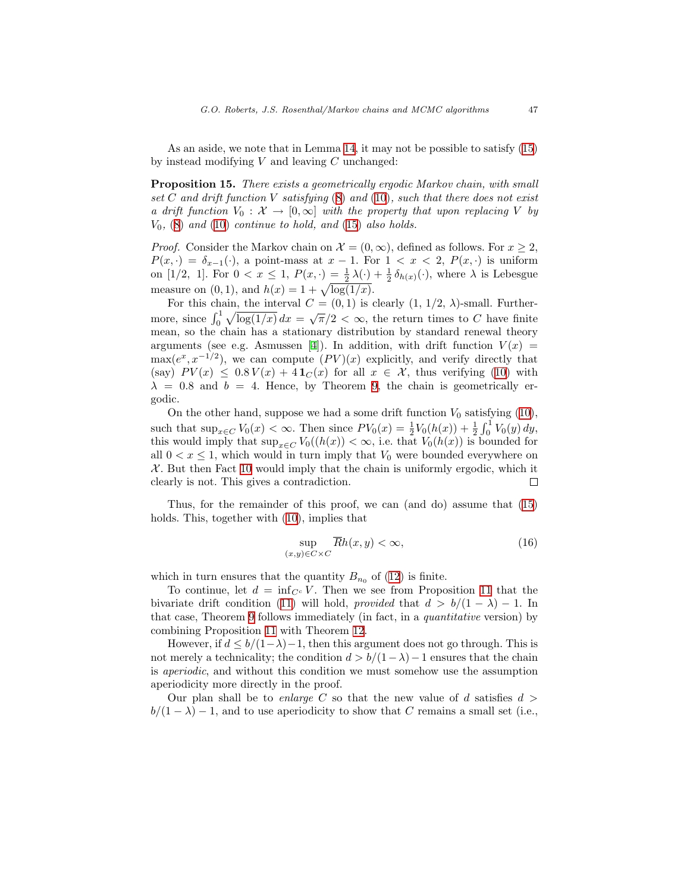As an aside, we note that in Lemma 14, it may not be possible to satisfy (15) by instead modifying $V$ and leaving $C$ unchanged:

**Proposition 15.** *There exists a geometrically ergodic Markov chain, with small set $C$ and drift function $V$ satisfying (8) and (10), such that there does not exist a drift function $V_0 : \mathcal{X} \to [0, \infty]$ with the property that upon replacing $V$ by $V_0$, (8) and (10) continue to hold, and (15) also holds.*

*Proof.* Consider the Markov chain on $\mathcal{X} = (0, \infty)$, defined as follows. For $x \geq 2$, $P(x, \cdot) = \delta_{x-1}(\cdot)$, a point-mass at $x - 1$. For $1 < x < 2$, $P(x, \cdot)$ is uniform on $[1/2, 1]$. For $0 < x \leq 1$, $P(x, \cdot) = \frac{1}{2}\,\lambda(\cdot) + \frac{1}{2}\,\delta_{h(x)}(\cdot)$, where $\lambda$ is Lebesgue measure on $(0, 1)$, and $h(x) = 1 + \sqrt{\log(1/x)}$.

For this chain, the interval $C = (0, 1)$ is clearly $(1, 1/2, \lambda)$-small. Furthermore, since $\int_0^1 \sqrt{\log(1/x)}\,dx = \sqrt{\pi}/2 < \infty$, the return times to $C$ have finite mean, so the chain has a stationary distribution by standard renewal theory arguments (see e.g. Asmussen [4]). In addition, with drift function $V(x) = \max(e^x, x^{-1/2})$, we can compute $(PV)(x)$ explicitly, and verify directly that (say) $PV(x) \leq 0.8\,V(x) + 4\,\mathbf{1}_C(x)$ for all $x \in \mathcal{X}$, thus verifying (10) with $\lambda = 0.8$ and $b = 4$. Hence, by Theorem 9, the chain is geometrically ergodic.

On the other hand, suppose we had a some drift function $V_0$ satisfying (10), such that $\sup_{x \in C} V_0(x) < \infty$. Then since $PV_0(x) = \frac{1}{2} V_0(h(x)) + \frac{1}{2} \int_0^1 V_0(y)\,dy$, this would imply that $\sup_{x \in C} V_0((h(x)) < \infty$, i.e. that $V_0(h(x))$ is bounded for all $0 < x \leq 1$, which would in turn imply that $V_0$ were bounded everywhere on $\mathcal{X}$. But then Fact 10 would imply that the chain is uniformly ergodic, which it clearly is not. This gives a contradiction. $\square$

Thus, for the remainder of this proof, we can (and do) assume that (15) holds. This, together with (10), implies that

$$\sup_{(x,y) \in C \times C} \overline{R}h(x, y) < \infty, \tag{16}$$

which in turn ensures that the quantity $B_{n_0}$ of (12) is finite.

To continue, let $d = \inf_{C^c} V$. Then we see from Proposition 11 that the bivariate drift condition (11) will hold, *provided* that $d > b/(1 - \lambda) - 1$. In that case, Theorem 9 follows immediately (in fact, in a *quantitative* version) by combining Proposition 11 with Theorem 12.

However, if $d \leq b/(1-\lambda) - 1$, then this argument does not go through. This is not merely a technicality; the condition $d > b/(1 - \lambda) - 1$ ensures that the chain is *aperiodic*, and without this condition we must somehow use the assumption aperiodicity more directly in the proof.

Our plan shall be to *enlarge* $C$ so that the new value of $d$ satisfies $d > b/(1 - \lambda) - 1$, and to use aperiodicity to show that $C$ remains a small set (i.e.,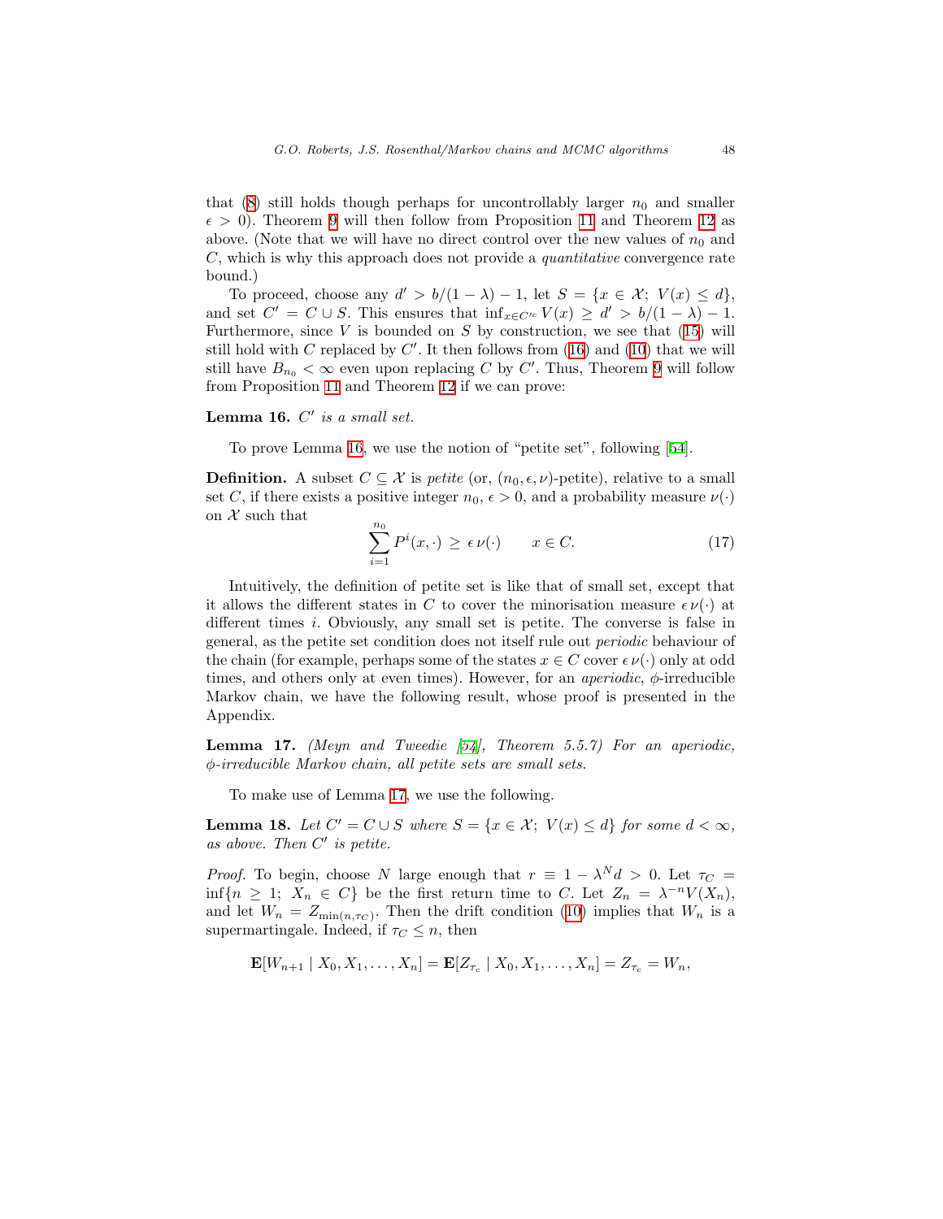that (8) still holds though perhaps for uncontrollably larger $n_0$ and smaller $\epsilon > 0$). Theorem 9 will then follow from Proposition 11 and Theorem 12 as above. (Note that we will have no direct control over the new values of $n_0$ and $C$, which is why this approach does not provide a *quantitative* convergence rate bound.)

To proceed, choose any $d' > b/(1-\lambda) - 1$, let $S = \{x \in \mathcal{X};\ V(x) \leq d\}$, and set $C' = C \cup S$. This ensures that $\inf_{x \in C'^c} V(x) \geq d' > b/(1-\lambda) - 1$. Furthermore, since $V$ is bounded on $S$ by construction, we see that (15) will still hold with $C$ replaced by $C'$. It then follows from (16) and (10) that we will still have $B_{n_0} < \infty$ even upon replacing $C$ by $C'$. Thus, Theorem 9 will follow from Proposition 11 and Theorem 12 if we can prove:

**Lemma 16.** *$C'$ is a small set.*

To prove Lemma 16, we use the notion of "petite set", following [54].

**Definition.** A subset $C \subseteq \mathcal{X}$ is *petite* (or, $(n_0, \epsilon, \nu)$-petite), relative to a small set $C$, if there exists a positive integer $n_0$, $\epsilon > 0$, and a probability measure $\nu(\cdot)$ on $\mathcal{X}$ such that

$$\sum_{i=1}^{n_0} P^i(x, \cdot) \geq \epsilon\, \nu(\cdot) \qquad x \in C. \tag{17}$$

Intuitively, the definition of petite set is like that of small set, except that it allows the different states in $C$ to cover the minorisation measure $\epsilon\,\nu(\cdot)$ at different times $i$. Obviously, any small set is petite. The converse is false in general, as the petite set condition does not itself rule out *periodic* behaviour of the chain (for example, perhaps some of the states $x \in C$ cover $\epsilon\,\nu(\cdot)$ only at odd times, and others only at even times). However, for an *aperiodic*, $\phi$-irreducible Markov chain, we have the following result, whose proof is presented in the Appendix.

**Lemma 17.** *(Meyn and Tweedie [54], Theorem 5.5.7) For an aperiodic, $\phi$-irreducible Markov chain, all petite sets are small sets.*

To make use of Lemma 17, we use the following.

**Lemma 18.** *Let $C' = C \cup S$ where $S = \{x \in \mathcal{X};\ V(x) \leq d\}$ for some $d < \infty$, as above. Then $C'$ is petite.*

*Proof.* To begin, choose $N$ large enough that $r \equiv 1 - \lambda^N d > 0$. Let $\tau_C = \inf\{n \geq 1;\ X_n \in C\}$ be the first return time to $C$. Let $Z_n = \lambda^{-n} V(X_n)$, and let $W_n = Z_{\min(n, \tau_C)}$. Then the drift condition (10) implies that $W_n$ is a supermartingale. Indeed, if $\tau_C \leq n$, then

$$\mathbf{E}[W_{n+1} \mid X_0, X_1, \ldots, X_n] = \mathbf{E}[Z_{\tau_c} \mid X_0, X_1, \ldots, X_n] = Z_{\tau_c} = W_n,$$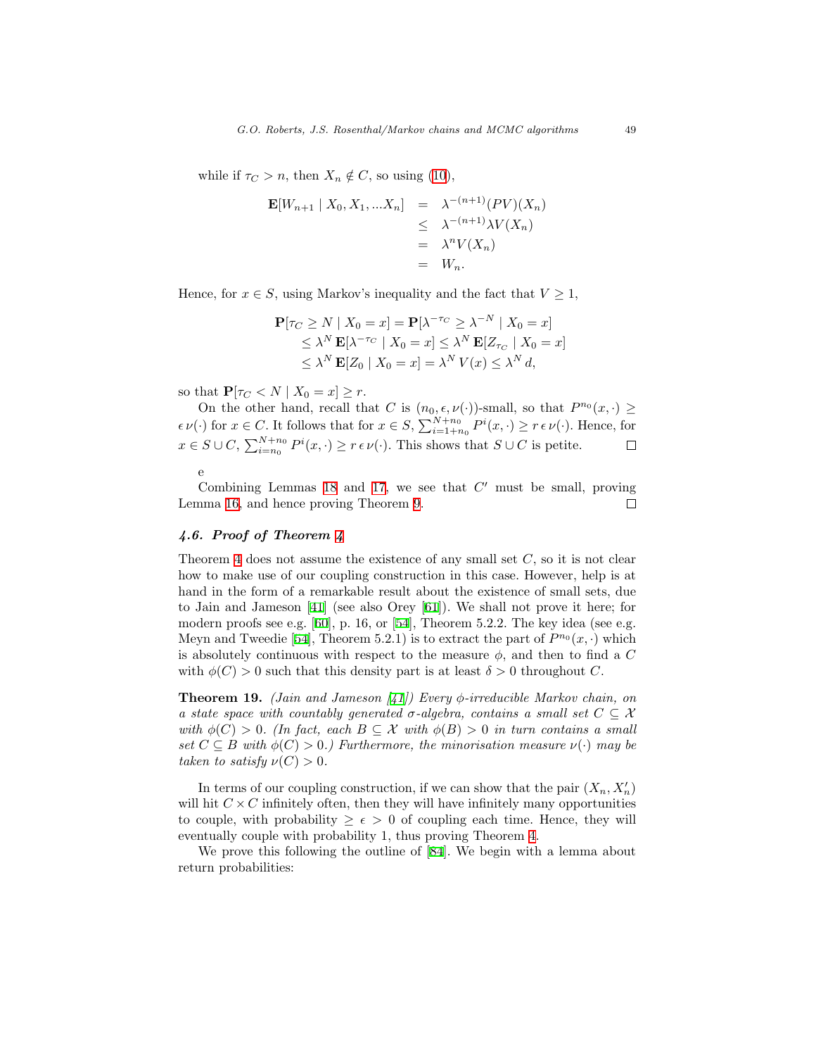while if $\tau_C > n$, then $X_n \notin C$, so using (10),

$$
\begin{aligned}
\mathbf{E}[W_{n+1} \mid X_0, X_1, ...X_n] &= \lambda^{-(n+1)}(PV)(X_n) \\
&\leq \lambda^{-(n+1)}\lambda V(X_n) \\
&= \lambda^n V(X_n) \\
&= W_n.
\end{aligned}
$$

Hence, for $x \in S$, using Markov's inequality and the fact that $V \geq 1$,

$$
\begin{aligned}
\mathbf{P}[\tau_C \geq N \mid X_0 = x] &= \mathbf{P}[\lambda^{-\tau_C} \geq \lambda^{-N} \mid X_0 = x] \\
&\leq \lambda^N \,\mathbf{E}[\lambda^{-\tau_C} \mid X_0 = x] \leq \lambda^N \,\mathbf{E}[Z_{\tau_C} \mid X_0 = x] \\
&\leq \lambda^N \,\mathbf{E}[Z_0 \mid X_0 = x] = \lambda^N \, V(x) \leq \lambda^N \, d,
\end{aligned}
$$

so that $\mathbf{P}[\tau_C < N \mid X_0 = x] \geq r$.

On the other hand, recall that $C$ is $(n_0, \epsilon, \nu(\cdot))$-small, so that $P^{n_0}(x, \cdot) \geq \epsilon\, \nu(\cdot)$ for $x \in C$. It follows that for $x \in S$, $\sum_{i=1+n_0}^{N+n_0} P^i(x, \cdot) \geq r\, \epsilon\, \nu(\cdot)$. Hence, for $x \in S \cup C$, $\sum_{i=n_0}^{N+n_0} P^i(x, \cdot) \geq r\, \epsilon\, \nu(\cdot)$. This shows that $S \cup C$ is petite. ☐

e

Combining Lemmas 18 and 17, we see that $C'$ must be small, proving Lemma 16, and hence proving Theorem 9. ☐

### 4.6. Proof of Theorem 4

Theorem 4 does not assume the existence of any small set $C$, so it is not clear how to make use of our coupling construction in this case. However, help is at hand in the form of a remarkable result about the existence of small sets, due to Jain and Jameson [41] (see also Orey [61]). We shall not prove it here; for modern proofs see e.g. [60], p. 16, or [54], Theorem 5.2.2. The key idea (see e.g. Meyn and Tweedie [54], Theorem 5.2.1) is to extract the part of $P^{n_0}(x, \cdot)$ which is absolutely continuous with respect to the measure $\phi$, and then to find a $C$ with $\phi(C) > 0$ such that this density part is at least $\delta > 0$ throughout $C$.

**Theorem 19.** *(Jain and Jameson [41]) Every $\phi$-irreducible Markov chain, on a state space with countably generated $\sigma$-algebra, contains a small set $C \subseteq \mathcal{X}$ with $\phi(C) > 0$. (In fact, each $B \subseteq \mathcal{X}$ with $\phi(B) > 0$ in turn contains a small set $C \subseteq B$ with $\phi(C) > 0$.) Furthermore, the minorisation measure $\nu(\cdot)$ may be taken to satisfy $\nu(C) > 0$.*

In terms of our coupling construction, if we can show that the pair $(X_n, X'_n)$ will hit $C \times C$ infinitely often, then they will have infinitely many opportunities to couple, with probability $\geq \epsilon > 0$ of coupling each time. Hence, they will eventually couple with probability 1, thus proving Theorem 4.

We prove this following the outline of [84]. We begin with a lemma about return probabilities: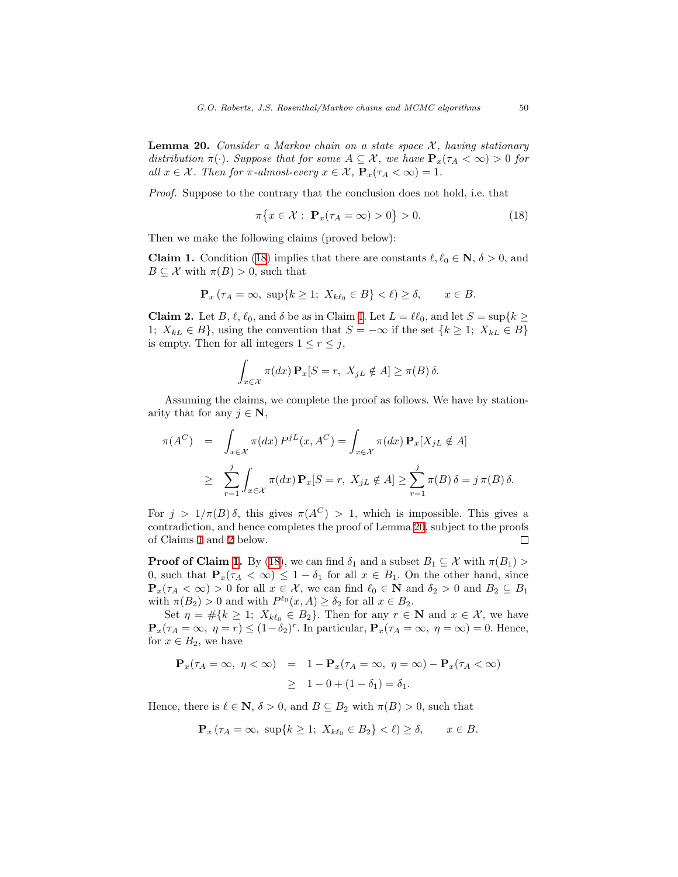**Lemma 20.** *Consider a Markov chain on a state space $\mathcal{X}$, having stationary distribution $\pi(\cdot)$. Suppose that for some $A \subseteq \mathcal{X}$, we have $\mathbf{P}_x(\tau_A < \infty) > 0$ for all $x \in \mathcal{X}$. Then for $\pi$-almost-every $x \in \mathcal{X}$, $\mathbf{P}_x(\tau_A < \infty) = 1$.*

*Proof.* Suppose to the contrary that the conclusion does not hold, i.e. that

$$\pi\big\{x \in \mathcal{X} : \; \mathbf{P}_x(\tau_A = \infty) > 0\big\} > 0. \tag{18}$$

Then we make the following claims (proved below):

**Claim 1.** Condition (18) implies that there are constants $\ell, \ell_0 \in \mathbf{N}$, $\delta > 0$, and $B \subseteq \mathcal{X}$ with $\pi(B) > 0$, such that

$$\mathbf{P}_x\left(\tau_A = \infty, \; \sup\{k \geq 1; \; X_{k\ell_0} \in B\} < \ell\right) \geq \delta, \qquad x \in B.$$

**Claim 2.** Let $B$, $\ell$, $\ell_0$, and $\delta$ be as in Claim 1. Let $L = \ell\ell_0$, and let $S = \sup\{k \geq 1; \; X_{kL} \in B\}$, using the convention that $S = -\infty$ if the set $\{k \geq 1; \; X_{kL} \in B\}$ is empty. Then for all integers $1 \leq r \leq j$,

$$\int_{x \in \mathcal{X}} \pi(dx)\, \mathbf{P}_x[S = r, \; X_{jL} \notin A] \geq \pi(B)\,\delta.$$

Assuming the claims, we complete the proof as follows. We have by stationarity that for any $j \in \mathbf{N}$,

$$\begin{aligned}
\pi(A^C) \;&=\; \int_{x \in \mathcal{X}} \pi(dx)\, P^{jL}(x, A^C) = \int_{x \in \mathcal{X}} \pi(dx)\, \mathbf{P}_x[X_{jL} \notin A] \\
&\geq\; \sum_{r=1}^{j} \int_{x \in \mathcal{X}} \pi(dx)\, \mathbf{P}_x[S = r, \; X_{jL} \notin A] \geq \sum_{r=1}^{j} \pi(B)\,\delta = j\,\pi(B)\,\delta.
\end{aligned}$$

For $j > 1/\pi(B)\,\delta$, this gives $\pi(A^C) > 1$, which is impossible. This gives a contradiction, and hence completes the proof of Lemma 20, subject to the proofs of Claims 1 and 2 below. ∎

**Proof of Claim 1.** By (18), we can find $\delta_1$ and a subset $B_1 \subseteq \mathcal{X}$ with $\pi(B_1) > 0$, such that $\mathbf{P}_x(\tau_A < \infty) \leq 1 - \delta_1$ for all $x \in B_1$. On the other hand, since $\mathbf{P}_x(\tau_A < \infty) > 0$ for all $x \in \mathcal{X}$, we can find $\ell_0 \in \mathbf{N}$ and $\delta_2 > 0$ and $B_2 \subseteq B_1$ with $\pi(B_2) > 0$ and with $P^{\ell_0}(x, A) \geq \delta_2$ for all $x \in B_2$.

Set $\eta = \#\{k \geq 1; \; X_{k\ell_0} \in B_2\}$. Then for any $r \in \mathbf{N}$ and $x \in \mathcal{X}$, we have $\mathbf{P}_x(\tau_A = \infty, \; \eta = r) \leq (1 - \delta_2)^r$. In particular, $\mathbf{P}_x(\tau_A = \infty, \; \eta = \infty) = 0$. Hence, for $x \in B_2$, we have

$$\begin{aligned}
\mathbf{P}_x(\tau_A = \infty, \; \eta < \infty) \;&=\; 1 - \mathbf{P}_x(\tau_A = \infty, \; \eta = \infty) - \mathbf{P}_x(\tau_A < \infty) \\
&\geq\; 1 - 0 + (1 - \delta_1) = \delta_1.
\end{aligned}$$

Hence, there is $\ell \in \mathbf{N}$, $\delta > 0$, and $B \subseteq B_2$ with $\pi(B) > 0$, such that

$$\mathbf{P}_x\left(\tau_A = \infty, \; \sup\{k \geq 1; \; X_{k\ell_0} \in B_2\} < \ell\right) \geq \delta, \qquad x \in B.$$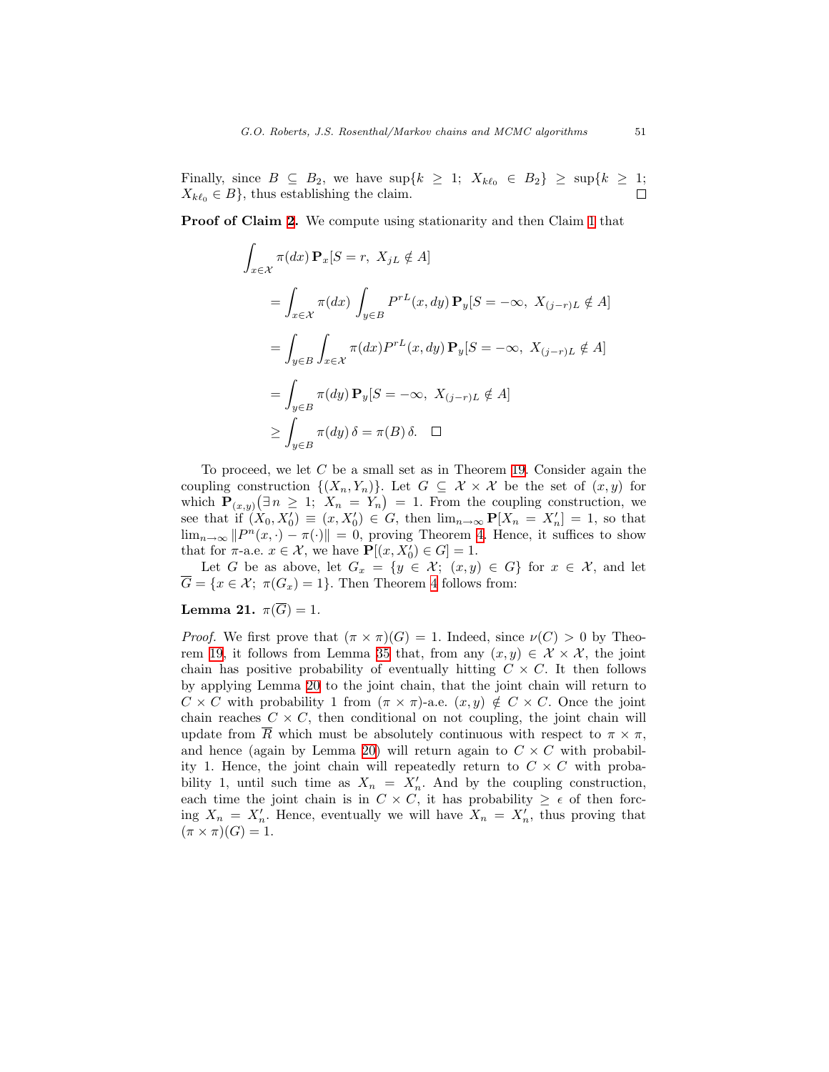Finally, since $B \subseteq B_2$, we have $\sup\{k \geq 1;\ X_{k\ell_0} \in B_2\} \geq \sup\{k \geq 1;\ X_{k\ell_0} \in B\}$, thus establishing the claim. $\square$

**Proof of Claim 2.** We compute using stationarity and then Claim 1 that

$$
\begin{aligned}
&\int_{x \in \mathcal{X}} \pi(dx)\, \mathbf{P}_x[S = r,\ X_{jL} \notin A] \\
&= \int_{x \in \mathcal{X}} \pi(dx) \int_{y \in B} P^{rL}(x, dy)\, \mathbf{P}_y[S = -\infty,\ X_{(j-r)L} \notin A] \\
&= \int_{y \in B} \int_{x \in \mathcal{X}} \pi(dx) P^{rL}(x, dy)\, \mathbf{P}_y[S = -\infty,\ X_{(j-r)L} \notin A] \\
&= \int_{y \in B} \pi(dy)\, \mathbf{P}_y[S = -\infty,\ X_{(j-r)L} \notin A] \\
&\geq \int_{y \in B} \pi(dy)\, \delta = \pi(B)\, \delta. \quad \square
\end{aligned}
$$

To proceed, we let $C$ be a small set as in Theorem 19. Consider again the coupling construction $\{(X_n, Y_n)\}$. Let $G \subseteq \mathcal{X} \times \mathcal{X}$ be the set of $(x, y)$ for which $\mathbf{P}_{(x,y)}\big(\exists\, n \geq 1;\ X_n = Y_n\big) = 1$. From the coupling construction, we see that if $(X_0, X_0') \equiv (x, X_0') \in G$, then $\lim_{n\to\infty} \mathbf{P}[X_n = X_n'] = 1$, so that $\lim_{n\to\infty} \|P^n(x, \cdot) - \pi(\cdot)\| = 0$, proving Theorem 4. Hence, it suffices to show that for $\pi$-a.e. $x \in \mathcal{X}$, we have $\mathbf{P}[(x, X_0') \in G] = 1$.

Let $G$ be as above, let $G_x = \{y \in \mathcal{X};\ (x, y) \in G\}$ for $x \in \mathcal{X}$, and let $\overline{G} = \{x \in \mathcal{X};\ \pi(G_x) = 1\}$. Then Theorem 4 follows from:

**Lemma 21.** $\pi(\overline{G}) = 1$.

*Proof.* We first prove that $(\pi \times \pi)(G) = 1$. Indeed, since $\nu(C) > 0$ by Theorem 19, it follows from Lemma 35 that, from any $(x, y) \in \mathcal{X} \times \mathcal{X}$, the joint chain has positive probability of eventually hitting $C \times C$. It then follows by applying Lemma 20 to the joint chain, that the joint chain will return to $C \times C$ with probability 1 from $(\pi \times \pi)$-a.e. $(x, y) \notin C \times C$. Once the joint chain reaches $C \times C$, then conditional on not coupling, the joint chain will update from $\overline{R}$ which must be absolutely continuous with respect to $\pi \times \pi$, and hence (again by Lemma 20) will return again to $C \times C$ with probability 1. Hence, the joint chain will repeatedly return to $C \times C$ with probability 1, until such time as $X_n = X_n'$. And by the coupling construction, each time the joint chain is in $C \times C$, it has probability $\geq \epsilon$ of then forcing $X_n = X_n'$. Hence, eventually we will have $X_n = X_n'$, thus proving that $(\pi \times \pi)(G) = 1$.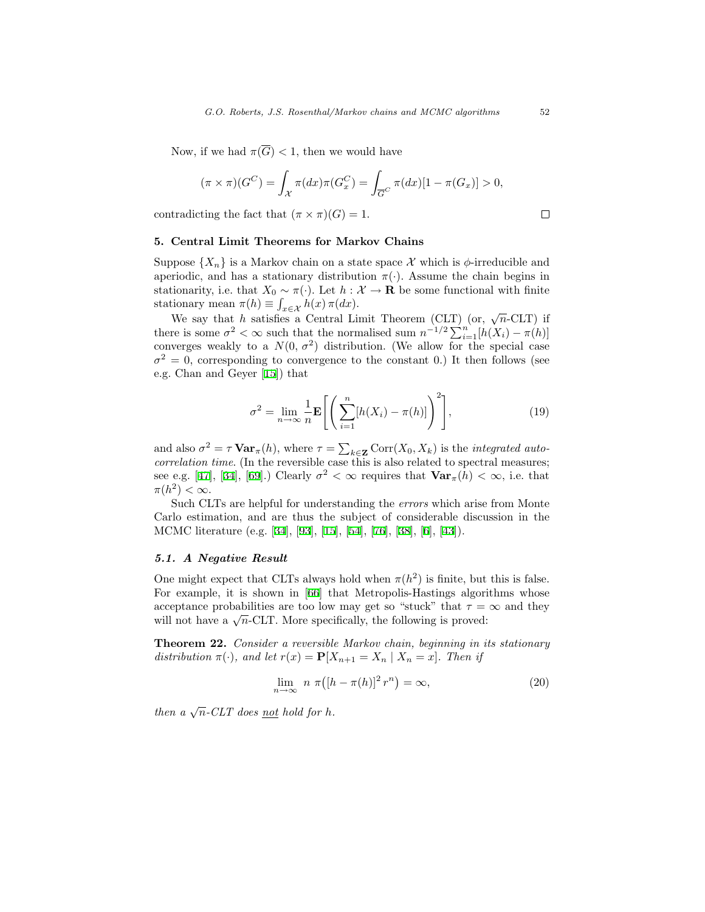Now, if we had $\pi(\overline{G}) < 1$, then we would have

$$(\pi \times \pi)(G^C) = \int_{\mathcal{X}} \pi(dx)\pi(G_x^C) = \int_{\overline{G}^C} \pi(dx)[1 - \pi(G_x)] > 0,$$

contradicting the fact that $(\pi \times \pi)(G) = 1$. ∎

## 5. Central Limit Theorems for Markov Chains

Suppose $\{X_n\}$ is a Markov chain on a state space $\mathcal{X}$ which is $\phi$-irreducible and aperiodic, and has a stationary distribution $\pi(\cdot)$. Assume the chain begins in stationarity, i.e. that $X_0 \sim \pi(\cdot)$. Let $h : \mathcal{X} \to \mathbf{R}$ be some functional with finite stationary mean $\pi(h) \equiv \int_{x \in \mathcal{X}} h(x)\, \pi(dx)$.

We say that $h$ satisfies a Central Limit Theorem (CLT) (or, $\sqrt{n}$-CLT) if there is some $\sigma^2 < \infty$ such that the normalised sum $n^{-1/2} \sum_{i=1}^{n} [h(X_i) - \pi(h)]$ converges weakly to a $N(0, \sigma^2)$ distribution. (We allow for the special case $\sigma^2 = 0$, corresponding to convergence to the constant 0.) It then follows (see e.g. Chan and Geyer [15]) that

$$\sigma^2 = \lim_{n \to \infty} \frac{1}{n} \mathbf{E}\left[ \left( \sum_{i=1}^{n} [h(X_i) - \pi(h)] \right)^2 \right], \tag{19}$$

and also $\sigma^2 = \tau\, \mathbf{Var}_\pi(h)$, where $\tau = \sum_{k \in \mathbf{Z}} \mathrm{Corr}(X_0, X_k)$ is the *integrated autocorrelation time*. (In the reversible case this is also related to spectral measures; see e.g. [47], [34], [69].) Clearly $\sigma^2 < \infty$ requires that $\mathbf{Var}_\pi(h) < \infty$, i.e. that $\pi(h^2) < \infty$.

Such CLTs are helpful for understanding the *errors* which arise from Monte Carlo estimation, and are thus the subject of considerable discussion in the MCMC literature (e.g. [34], [93], [15], [54], [76], [38], [6], [43]).

### 5.1. A Negative Result

One might expect that CLTs always hold when $\pi(h^2)$ is finite, but this is false. For example, it is shown in [66] that Metropolis-Hastings algorithms whose acceptance probabilities are too low may get so "stuck" that $\tau = \infty$ and they will not have a $\sqrt{n}$-CLT. More specifically, the following is proved:

**Theorem 22.** *Consider a reversible Markov chain, beginning in its stationary distribution $\pi(\cdot)$, and let $r(x) = \mathbf{P}[X_{n+1} = X_n \mid X_n = x]$. Then if*

$$\lim_{n \to \infty} n\ \pi\big([h - \pi(h)]^2\, r^n\big) = \infty, \tag{20}$$

*then a $\sqrt{n}$-CLT does not hold for $h$.*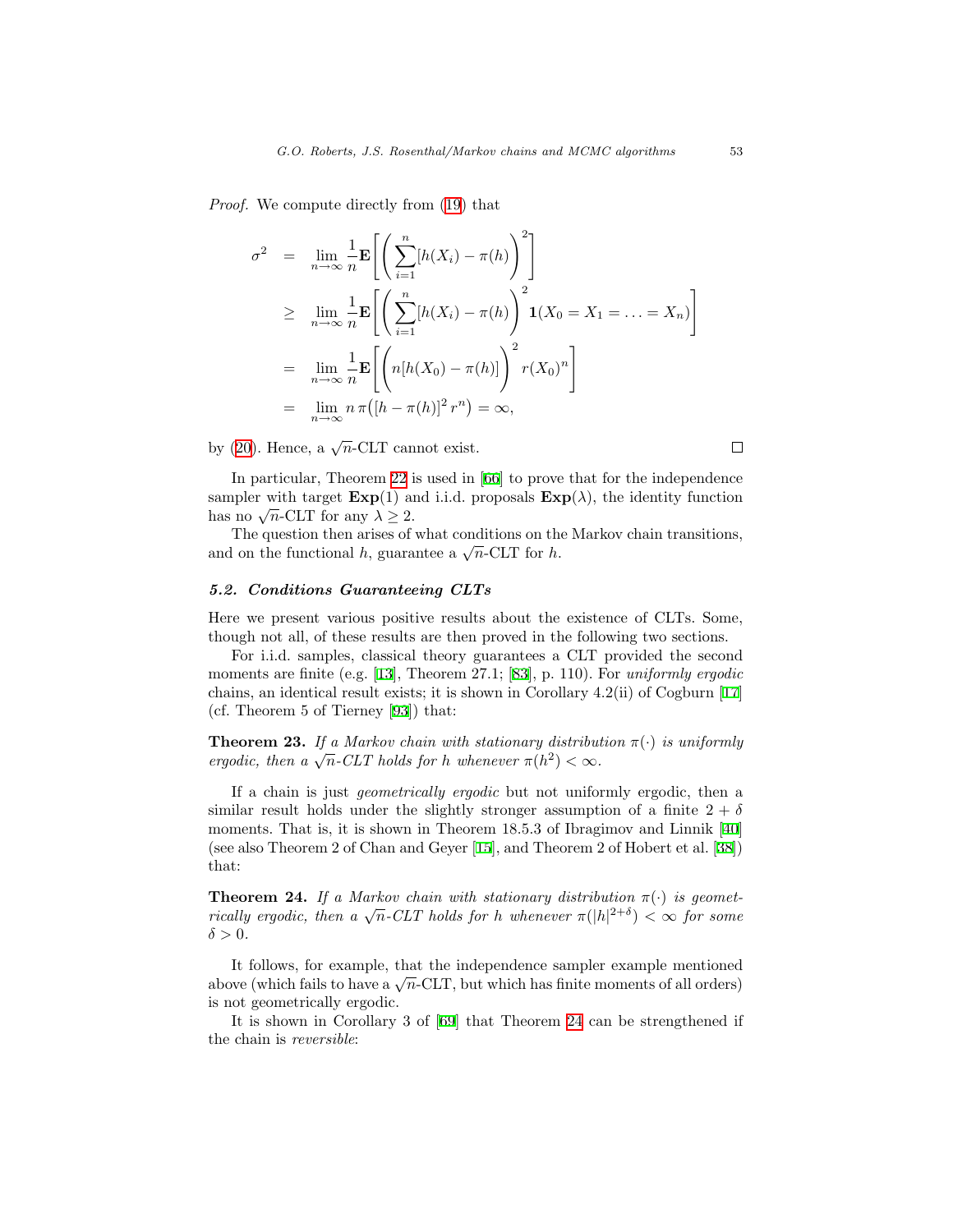*Proof.* We compute directly from (19) that

$$
\begin{aligned}
\sigma^2 &= \lim_{n\to\infty} \frac{1}{n} \mathbf{E}\left[\left(\sum_{i=1}^{n} [h(X_i) - \pi(h)\right)^2\right] \\
&\geq \lim_{n\to\infty} \frac{1}{n} \mathbf{E}\left[\left(\sum_{i=1}^{n} [h(X_i) - \pi(h)\right)^2 \mathbf{1}(X_0 = X_1 = \ldots = X_n)\right] \\
&= \lim_{n\to\infty} \frac{1}{n} \mathbf{E}\left[\left(n[h(X_0) - \pi(h)]\right)^2 r(X_0)^n\right] \\
&= \lim_{n\to\infty} n\, \pi\big([h - \pi(h)]^2\, r^n\big) = \infty,
\end{aligned}
$$

by (20). Hence, a $\sqrt{n}$-CLT cannot exist. □

In particular, Theorem 22 is used in [66] to prove that for the independence sampler with target $\mathbf{Exp}(1)$ and i.i.d. proposals $\mathbf{Exp}(\lambda)$, the identity function has no $\sqrt{n}$-CLT for any $\lambda \geq 2$.

The question then arises of what conditions on the Markov chain transitions, and on the functional $h$, guarantee a $\sqrt{n}$-CLT for $h$.

### 5.2. Conditions Guaranteeing CLTs

Here we present various positive results about the existence of CLTs. Some, though not all, of these results are then proved in the following two sections.

For i.i.d. samples, classical theory guarantees a CLT provided the second moments are finite (e.g. [13], Theorem 27.1; [83], p. 110). For *uniformly ergodic* chains, an identical result exists; it is shown in Corollary 4.2(ii) of Cogburn [17] (cf. Theorem 5 of Tierney [93]) that:

**Theorem 23.** *If a Markov chain with stationary distribution $\pi(\cdot)$ is uniformly ergodic, then a $\sqrt{n}$-CLT holds for $h$ whenever $\pi(h^2) < \infty$.*

If a chain is just *geometrically ergodic* but not uniformly ergodic, then a similar result holds under the slightly stronger assumption of a finite $2 + \delta$ moments. That is, it is shown in Theorem 18.5.3 of Ibragimov and Linnik [40] (see also Theorem 2 of Chan and Geyer [15], and Theorem 2 of Hobert et al. [38]) that:

**Theorem 24.** *If a Markov chain with stationary distribution $\pi(\cdot)$ is geometrically ergodic, then a $\sqrt{n}$-CLT holds for $h$ whenever $\pi(|h|^{2+\delta}) < \infty$ for some $\delta > 0$.*

It follows, for example, that the independence sampler example mentioned above (which fails to have a $\sqrt{n}$-CLT, but which has finite moments of all orders) is not geometrically ergodic.

It is shown in Corollary 3 of [69] that Theorem 24 can be strengthened if the chain is *reversible*: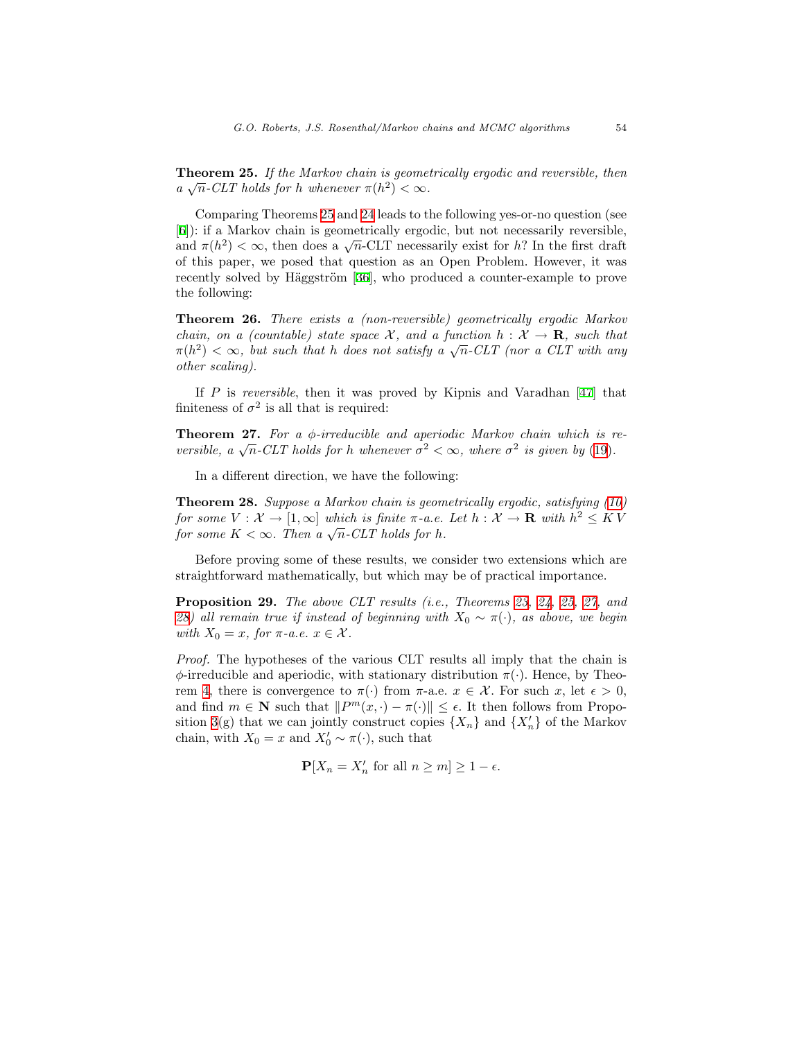**Theorem 25.** *If the Markov chain is geometrically ergodic and reversible, then a $\sqrt{n}$-CLT holds for $h$ whenever $\pi(h^2) < \infty$.*

Comparing Theorems 25 and 24 leads to the following yes-or-no question (see [6]): if a Markov chain is geometrically ergodic, but not necessarily reversible, and $\pi(h^2) < \infty$, then does a $\sqrt{n}$-CLT necessarily exist for $h$? In the first draft of this paper, we posed that question as an Open Problem. However, it was recently solved by Häggström [36], who produced a counter-example to prove the following:

**Theorem 26.** *There exists a (non-reversible) geometrically ergodic Markov chain, on a (countable) state space $\mathcal{X}$, and a function $h : \mathcal{X} \to \mathbf{R}$, such that $\pi(h^2) < \infty$, but such that $h$ does not satisfy a $\sqrt{n}$-CLT (nor a CLT with any other scaling).*

If $P$ is *reversible*, then it was proved by Kipnis and Varadhan [47] that finiteness of $\sigma^2$ is all that is required:

**Theorem 27.** *For a $\phi$-irreducible and aperiodic Markov chain which is reversible, a $\sqrt{n}$-CLT holds for $h$ whenever $\sigma^2 < \infty$, where $\sigma^2$ is given by (19).*

In a different direction, we have the following:

**Theorem 28.** *Suppose a Markov chain is geometrically ergodic, satisfying (10) for some $V : \mathcal{X} \to [1, \infty]$ which is finite $\pi$-a.e. Let $h : \mathcal{X} \to \mathbf{R}$ with $h^2 \leq K\,V$ for some $K < \infty$. Then a $\sqrt{n}$-CLT holds for $h$.*

Before proving some of these results, we consider two extensions which are straightforward mathematically, but which may be of practical importance.

**Proposition 29.** *The above CLT results (i.e., Theorems 23, 24, 25, 27, and 28) all remain true if instead of beginning with $X_0 \sim \pi(\cdot)$, as above, we begin with $X_0 = x$, for $\pi$-a.e. $x \in \mathcal{X}$.*

*Proof.* The hypotheses of the various CLT results all imply that the chain is $\phi$-irreducible and aperiodic, with stationary distribution $\pi(\cdot)$. Hence, by Theorem 4, there is convergence to $\pi(\cdot)$ from $\pi$-a.e. $x \in \mathcal{X}$. For such $x$, let $\epsilon > 0$, and find $m \in \mathbf{N}$ such that $\|P^m(x, \cdot) - \pi(\cdot)\| \leq \epsilon$. It then follows from Proposition 3(g) that we can jointly construct copies $\{X_n\}$ and $\{X'_n\}$ of the Markov chain, with $X_0 = x$ and $X'_0 \sim \pi(\cdot)$, such that

$$\mathbf{P}[X_n = X'_n \text{ for all } n \geq m] \geq 1 - \epsilon.$$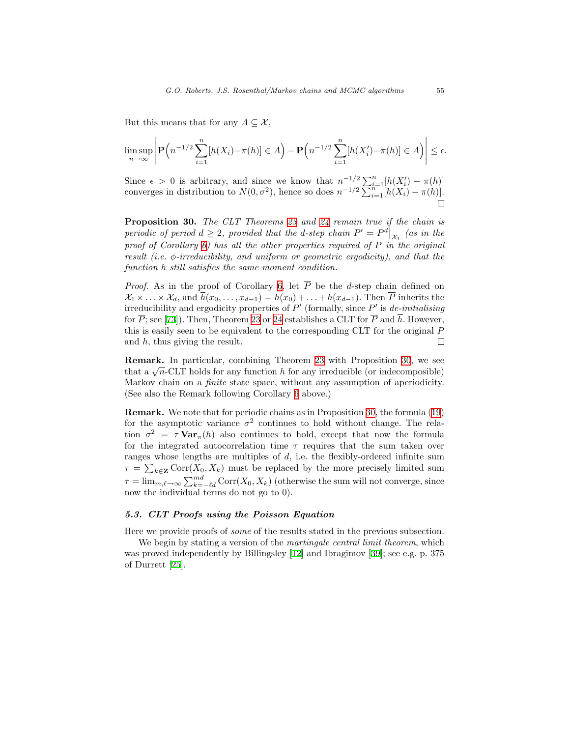But this means that for any $A \subseteq \mathcal{X}$,

$$\limsup_{n\to\infty} \left| \mathbf{P}\Big(n^{-1/2}\sum_{i=1}^{n}[h(X_i)-\pi(h)] \in A\Big) - \mathbf{P}\Big(n^{-1/2}\sum_{i=1}^{n}[h(X_i')-\pi(h)] \in A\Big) \right| \leq \epsilon.$$

Since $\epsilon > 0$ is arbitrary, and since we know that $n^{-1/2}\sum_{i=1}^{n}[h(X_i') - \pi(h)]$ converges in distribution to $N(0, \sigma^2)$, hence so does $n^{-1/2}\sum_{i=1}^{n}[h(X_i) - \pi(h)]$. ☐

**Proposition 30.** *The CLT Theorems 23 and 24 remain true if the chain is periodic of period $d \geq 2$, provided that the $d$-step chain $P' = P^d\big|_{\mathcal{X}_1}$ (as in the proof of Corollary 6) has all the other properties required of $P$ in the original result (i.e. $\phi$-irreducibility, and uniform or geometric ergodicity), and that the function $h$ still satisfies the same moment condition.*

*Proof.* As in the proof of Corollary 6, let $\overline{P}$ be the $d$-step chain defined on $\mathcal{X}_1 \times \ldots \times \mathcal{X}_d$, and $\overline{h}(x_0, \ldots, x_{d-1}) = h(x_0) + \ldots + h(x_{d-1})$. Then $\overline{P}$ inherits the irreducibility and ergodicity properties of $P'$ (formally, since $P'$ is *de-initialising* for $\overline{P}$; see [73]). Then, Theorem 23 or 24 establishes a CLT for $\overline{P}$ and $\overline{h}$. However, this is easily seen to be equivalent to the corresponding CLT for the original $P$ and $h$, thus giving the result. ☐

**Remark.** In particular, combining Theorem 23 with Proposition 30, we see that a $\sqrt{n}$-CLT holds for any function $h$ for any irreducible (or indecomposible) Markov chain on a *finite* state space, without any assumption of aperiodicity. (See also the Remark following Corollary 6 above.)

**Remark.** We note that for periodic chains as in Proposition 30, the formula (19) for the asymptotic variance $\sigma^2$ continues to hold without change. The relation $\sigma^2 = \tau\, \mathbf{Var}_\pi(h)$ also continues to hold, except that now the formula for the integrated autocorrelation time $\tau$ requires that the sum taken over ranges whose lengths are multiples of $d$, i.e. the flexibly-ordered infinite sum $\tau = \sum_{k\in\mathbf{Z}} \mathrm{Corr}(X_0, X_k)$ must be replaced by the more precisely limited sum $\tau = \lim_{m,\ell\to\infty} \sum_{k=-\ell d}^{md} \mathrm{Corr}(X_0, X_k)$ (otherwise the sum will not converge, since now the individual terms do not go to 0).

### *5.3. CLT Proofs using the Poisson Equation*

Here we provide proofs of *some* of the results stated in the previous subsection.

We begin by stating a version of the *martingale central limit theorem*, which was proved independently by Billingsley [12] and Ibragimov [39]; see e.g. p. 375 of Durrett [25].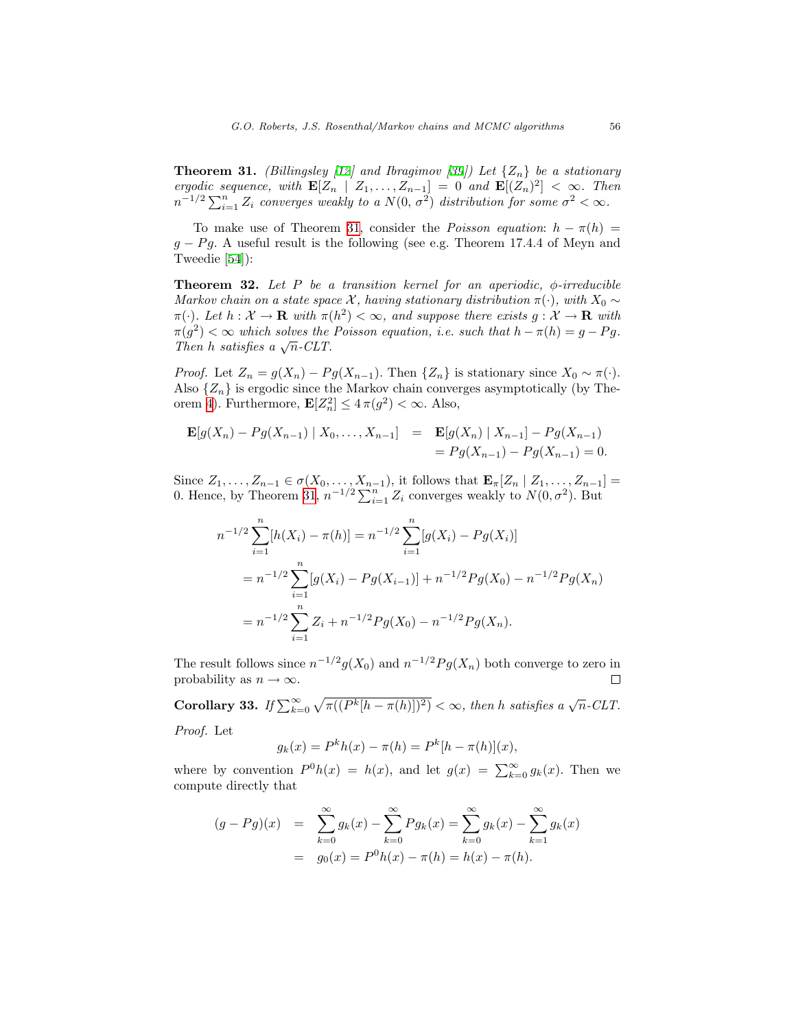**Theorem 31.** *(Billingsley [12] and Ibragimov [39]) Let $\{Z_n\}$ be a stationary ergodic sequence, with $\mathbf{E}[Z_n \mid Z_1, \ldots, Z_{n-1}] = 0$ and $\mathbf{E}[(Z_n)^2] < \infty$. Then $n^{-1/2} \sum_{i=1}^n Z_i$ converges weakly to a $N(0, \sigma^2)$ distribution for some $\sigma^2 < \infty$.*

To make use of Theorem 31, consider the *Poisson equation*: $h - \pi(h) = g - Pg$. A useful result is the following (see e.g. Theorem 17.4.4 of Meyn and Tweedie [54]):

**Theorem 32.** *Let $P$ be a transition kernel for an aperiodic, $\phi$-irreducible Markov chain on a state space $\mathcal{X}$, having stationary distribution $\pi(\cdot)$, with $X_0 \sim \pi(\cdot)$. Let $h : \mathcal{X} \to \mathbf{R}$ with $\pi(h^2) < \infty$, and suppose there exists $g : \mathcal{X} \to \mathbf{R}$ with $\pi(g^2) < \infty$ which solves the Poisson equation, i.e. such that $h - \pi(h) = g - Pg$. Then $h$ satisfies a $\sqrt{n}$-CLT.*

*Proof.* Let $Z_n = g(X_n) - Pg(X_{n-1})$. Then $\{Z_n\}$ is stationary since $X_0 \sim \pi(\cdot)$. Also $\{Z_n\}$ is ergodic since the Markov chain converges asymptotically (by Theorem 4). Furthermore, $\mathbf{E}[Z_n^2] \leq 4\,\pi(g^2) < \infty$. Also,

$$
\begin{aligned}
\mathbf{E}[g(X_n) - Pg(X_{n-1}) \mid X_0, \ldots, X_{n-1}] &= \mathbf{E}[g(X_n) \mid X_{n-1}] - Pg(X_{n-1}) \\
&= Pg(X_{n-1}) - Pg(X_{n-1}) = 0.
\end{aligned}
$$

Since $Z_1, \ldots, Z_{n-1} \in \sigma(X_0, \ldots, X_{n-1})$, it follows that $\mathbf{E}_\pi[Z_n \mid Z_1, \ldots, Z_{n-1}] = 0$. Hence, by Theorem 31, $n^{-1/2} \sum_{i=1}^n Z_i$ converges weakly to $N(0, \sigma^2)$. But

$$
\begin{aligned}
n^{-1/2} \sum_{i=1}^n [h(X_i) - \pi(h)] &= n^{-1/2} \sum_{i=1}^n [g(X_i) - Pg(X_i)] \\
&= n^{-1/2} \sum_{i=1}^n [g(X_i) - Pg(X_{i-1})] + n^{-1/2} Pg(X_0) - n^{-1/2} Pg(X_n) \\
&= n^{-1/2} \sum_{i=1}^n Z_i + n^{-1/2} Pg(X_0) - n^{-1/2} Pg(X_n).
\end{aligned}
$$

The result follows since $n^{-1/2} g(X_0)$ and $n^{-1/2} Pg(X_n)$ both converge to zero in probability as $n \to \infty$. ∎

**Corollary 33.** *If $\sum_{k=0}^\infty \sqrt{\pi((P^k[h - \pi(h)])^2)} < \infty$, then $h$ satisfies a $\sqrt{n}$-CLT.*

*Proof.* Let

$$
g_k(x) = P^k h(x) - \pi(h) = P^k[h - \pi(h)](x),
$$

where by convention $P^0 h(x) = h(x)$, and let $g(x) = \sum_{k=0}^\infty g_k(x)$. Then we compute directly that

$$
\begin{aligned}
(g - Pg)(x) &= \sum_{k=0}^\infty g_k(x) - \sum_{k=0}^\infty Pg_k(x) = \sum_{k=0}^\infty g_k(x) - \sum_{k=1}^\infty g_k(x) \\
&= g_0(x) = P^0 h(x) - \pi(h) = h(x) - \pi(h).
\end{aligned}
$$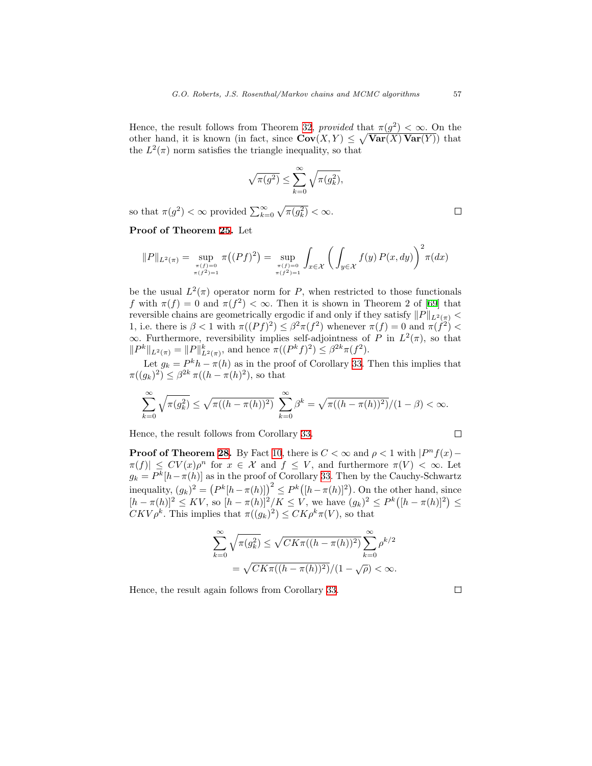Hence, the result follows from Theorem 32, *provided* that $\pi(g^2) < \infty$. On the other hand, it is known (in fact, since $\mathbf{Cov}(X,Y) \le \sqrt{\mathbf{Var}(X)\,\mathbf{Var}(Y)}$) that the $L^2(\pi)$ norm satisfies the triangle inequality, so that

$$\sqrt{\pi(g^2)} \le \sum_{k=0}^{\infty} \sqrt{\pi(g_k^2)},$$

so that $\pi(g^2) < \infty$ provided $\sum_{k=0}^{\infty} \sqrt{\pi(g_k^2)} < \infty$. □

**Proof of Theorem 25.** Let

$$\|P\|_{L^2(\pi)} = \sup_{\substack{\pi(f)=0 \\ \pi(f^2)=1}} \pi\big((Pf)^2\big) = \sup_{\substack{\pi(f)=0 \\ \pi(f^2)=1}} \int_{x\in\mathcal{X}} \left( \int_{y\in\mathcal{X}} f(y)\, P(x,dy) \right)^2 \pi(dx)$$

be the usual $L^2(\pi)$ operator norm for $P$, when restricted to those functionals $f$ with $\pi(f) = 0$ and $\pi(f^2) < \infty$. Then it is shown in Theorem 2 of [69] that reversible chains are geometrically ergodic if and only if they satisfy $\|P\|_{L^2(\pi)} < 1$, i.e. there is $\beta < 1$ with $\pi((Pf)^2) \le \beta^2 \pi(f^2)$ whenever $\pi(f) = 0$ and $\pi(f^2) < \infty$. Furthermore, reversibility implies self-adjointness of $P$ in $L^2(\pi)$, so that $\|P^k\|_{L^2(\pi)} = \|P\|_{L^2(\pi)}^k$, and hence $\pi((P^k f)^2) \le \beta^{2k} \pi(f^2)$.

Let $g_k = P^k h - \pi(h)$ as in the proof of Corollary 33. Then this implies that $\pi((g_k)^2) \le \beta^{2k}\, \pi((h - \pi(h)^2)$, so that

$$\sum_{k=0}^{\infty} \sqrt{\pi(g_k^2)} \le \sqrt{\pi((h-\pi(h))^2)}\; \sum_{k=0}^{\infty} \beta^k = \sqrt{\pi((h-\pi(h))^2)}/(1-\beta) < \infty.$$

Hence, the result follows from Corollary 33. □

**Proof of Theorem 28.** By Fact 10, there is $C < \infty$ and $\rho < 1$ with $|P^n f(x) - \pi(f)| \le C V(x) \rho^n$ for $x \in \mathcal{X}$ and $f \le V$, and furthermore $\pi(V) < \infty$. Let $g_k = P^k[h - \pi(h)]$ as in the proof of Corollary 33. Then by the Cauchy-Schwartz inequality, $(g_k)^2 = \big(P^k[h-\pi(h)]\big)^2 \le P^k\big([h-\pi(h)]^2\big)$. On the other hand, since $[h-\pi(h)]^2 \le KV$, so $[h-\pi(h)]^2/K \le V$, we have $(g_k)^2 \le P^k\big([h-\pi(h)]^2\big) \le CKV\rho^k$. This implies that $\pi((g_k)^2) \le CK\rho^k \pi(V)$, so that

$$\begin{aligned}
\sum_{k=0}^{\infty} \sqrt{\pi(g_k^2)} &\le \sqrt{CK\pi((h-\pi(h))^2)} \sum_{k=0}^{\infty} \rho^{k/2} \\
&= \sqrt{CK\pi((h-\pi(h))^2)}/(1-\sqrt{\rho}) < \infty.
\end{aligned}$$

Hence, the result again follows from Corollary 33. □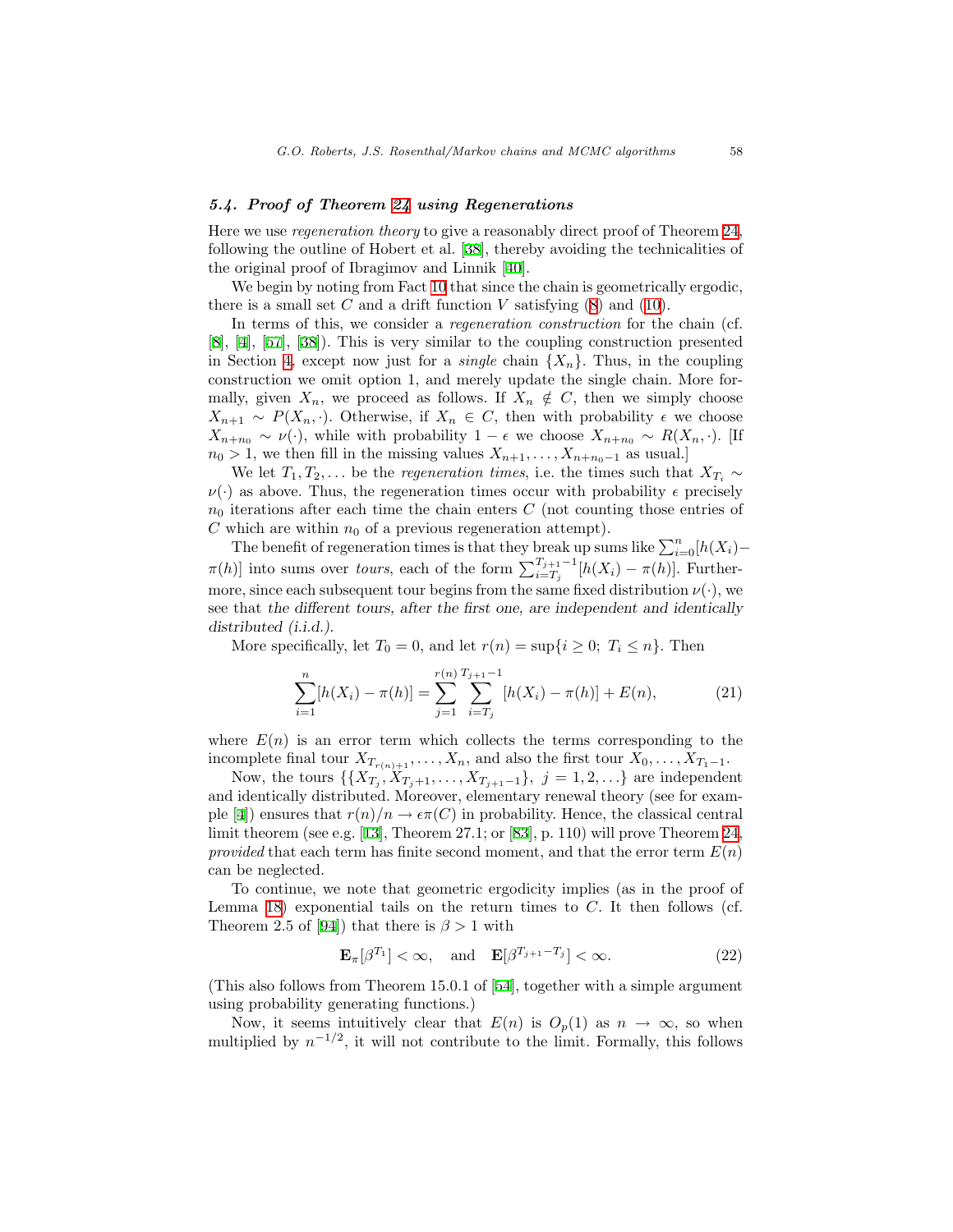### *5.4. Proof of Theorem 24 using Regenerations*

Here we use *regeneration theory* to give a reasonably direct proof of Theorem 24, following the outline of Hobert et al. [38], thereby avoiding the technicalities of the original proof of Ibragimov and Linnik [40].

We begin by noting from Fact 10 that since the chain is geometrically ergodic, there is a small set $C$ and a drift function $V$ satisfying (8) and (10).

In terms of this, we consider a *regeneration construction* for the chain (cf. [8], [4], [57], [38]). This is very similar to the coupling construction presented in Section 4, except now just for a *single* chain $\{X_n\}$. Thus, in the coupling construction we omit option 1, and merely update the single chain. More formally, given $X_n$, we proceed as follows. If $X_n \notin C$, then we simply choose $X_{n+1} \sim P(X_n, \cdot)$. Otherwise, if $X_n \in C$, then with probability $\epsilon$ we choose $X_{n+n_0} \sim \nu(\cdot)$, while with probability $1 - \epsilon$ we choose $X_{n+n_0} \sim R(X_n, \cdot)$. [If $n_0 > 1$, we then fill in the missing values $X_{n+1}, \ldots, X_{n+n_0-1}$ as usual.]

We let $T_1, T_2, \ldots$ be the *regeneration times*, i.e. the times such that $X_{T_i} \sim \nu(\cdot)$ as above. Thus, the regeneration times occur with probability $\epsilon$ precisely $n_0$ iterations after each time the chain enters $C$ (not counting those entries of $C$ which are within $n_0$ of a previous regeneration attempt).

The benefit of regeneration times is that they break up sums like $\sum_{i=0}^{n}[h(X_i) - \pi(h)]$ into sums over *tours*, each of the form $\sum_{i=T_j}^{T_{j+1}-1}[h(X_i) - \pi(h)]$. Furthermore, since each subsequent tour begins from the same fixed distribution $\nu(\cdot)$, we see that *the different tours, after the first one, are independent and identically distributed (i.i.d.)*.

More specifically, let $T_0 = 0$, and let $r(n) = \sup\{i \geq 0;\ T_i \leq n\}$. Then

$$\sum_{i=1}^{n}[h(X_i) - \pi(h)] = \sum_{j=1}^{r(n)} \sum_{i=T_j}^{T_{j+1}-1} [h(X_i) - \pi(h)] + E(n), \tag{21}$$

where $E(n)$ is an error term which collects the terms corresponding to the incomplete final tour $X_{T_{r(n)+1}}, \ldots, X_n$, and also the first tour $X_0, \ldots, X_{T_1-1}$.

Now, the tours $\{\{X_{T_j}, X_{T_j+1}, \ldots, X_{T_{j+1}-1}\},\ j = 1, 2, \ldots\}$ are independent and identically distributed. Moreover, elementary renewal theory (see for example [4]) ensures that $r(n)/n \to \epsilon\pi(C)$ in probability. Hence, the classical central limit theorem (see e.g. [13], Theorem 27.1; or [83], p. 110) will prove Theorem 24, *provided* that each term has finite second moment, and that the error term $E(n)$ can be neglected.

To continue, we note that geometric ergodicity implies (as in the proof of Lemma 18) exponential tails on the return times to $C$. It then follows (cf. Theorem 2.5 of [94]) that there is $\beta > 1$ with

$$\mathbf{E}_\pi[\beta^{T_1}] < \infty, \quad \text{and} \quad \mathbf{E}[\beta^{T_{j+1}-T_j}] < \infty. \tag{22}$$

(This also follows from Theorem 15.0.1 of [54], together with a simple argument using probability generating functions.)

Now, it seems intuitively clear that $E(n)$ is $O_p(1)$ as $n \to \infty$, so when multiplied by $n^{-1/2}$, it will not contribute to the limit. Formally, this follows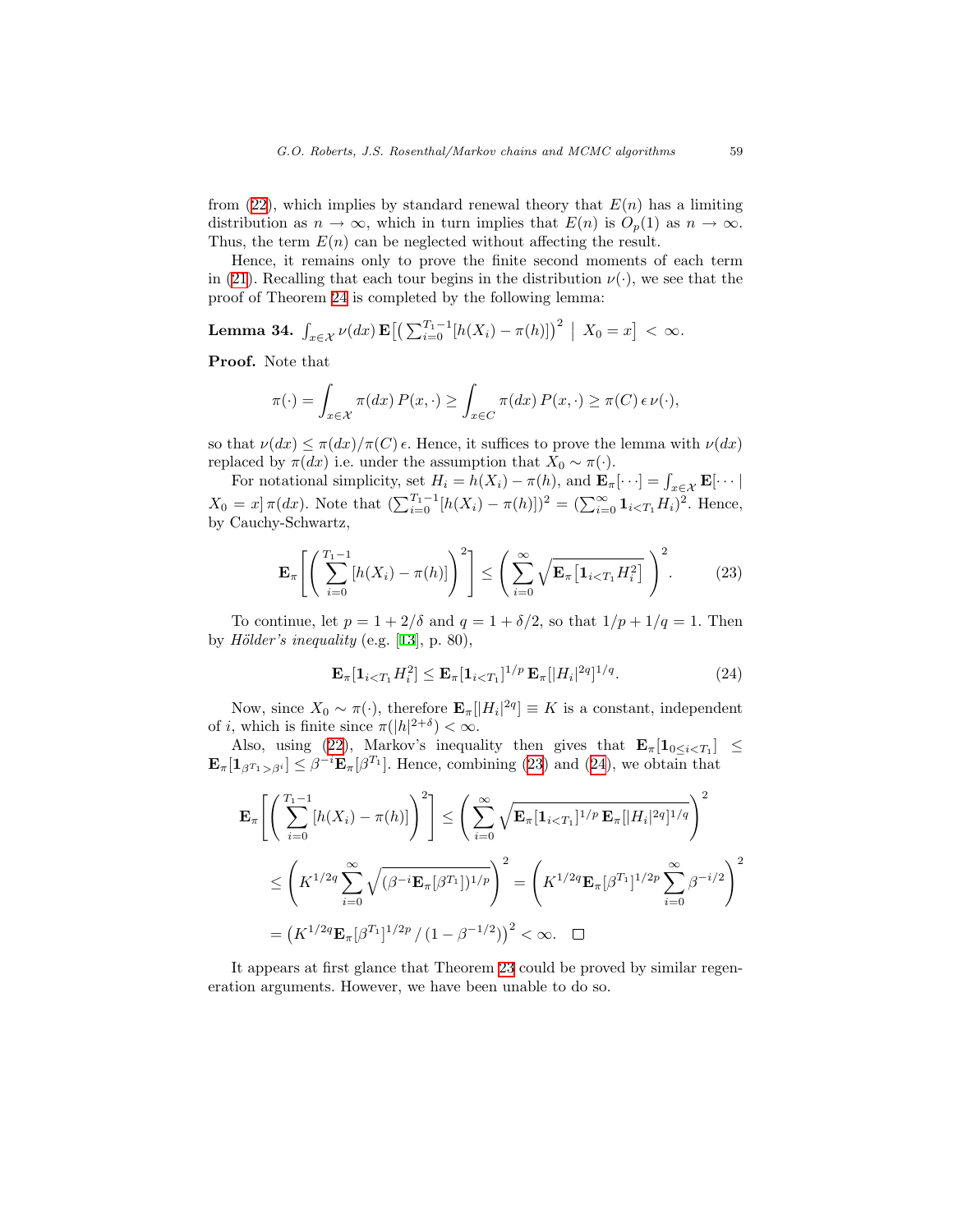from (22), which implies by standard renewal theory that $E(n)$ has a limiting distribution as $n \to \infty$, which in turn implies that $E(n)$ is $O_p(1)$ as $n \to \infty$. Thus, the term $E(n)$ can be neglected without affecting the result.

Hence, it remains only to prove the finite second moments of each term in (21). Recalling that each tour begins in the distribution $\nu(\cdot)$, we see that the proof of Theorem 24 is completed by the following lemma:

**Lemma 34.** $\int_{x\in\mathcal{X}} \nu(dx)\, \mathbf{E}\big[\big(\sum_{i=0}^{T_1-1}[h(X_i) - \pi(h)]\big)^2 \;\big|\; X_0 = x\big] \;<\; \infty.$

**Proof.** Note that

$$\pi(\cdot) = \int_{x\in\mathcal{X}} \pi(dx)\, P(x,\cdot) \geq \int_{x\in C} \pi(dx)\, P(x,\cdot) \geq \pi(C)\, \epsilon\, \nu(\cdot),$$

so that $\nu(dx) \leq \pi(dx)/\pi(C)\, \epsilon$. Hence, it suffices to prove the lemma with $\nu(dx)$ replaced by $\pi(dx)$ i.e. under the assumption that $X_0 \sim \pi(\cdot)$.

For notational simplicity, set $H_i = h(X_i) - \pi(h)$, and $\mathbf{E}_\pi[\cdots] = \int_{x\in\mathcal{X}} \mathbf{E}[\cdots \mid X_0 = x]\, \pi(dx)$. Note that $(\sum_{i=0}^{T_1-1}[h(X_i) - \pi(h)])^2 = (\sum_{i=0}^{\infty} \mathbf{1}_{i<T_1} H_i)^2$. Hence, by Cauchy-Schwartz,

$$\mathbf{E}_\pi\left[\left(\sum_{i=0}^{T_1-1}[h(X_i) - \pi(h)]\right)^2\right] \leq \left(\sum_{i=0}^{\infty} \sqrt{\mathbf{E}_\pi\left[\mathbf{1}_{i<T_1} H_i^2\right]}\,\right)^2. \tag{23}$$

To continue, let $p = 1 + 2/\delta$ and $q = 1 + \delta/2$, so that $1/p + 1/q = 1$. Then by *Hölder's inequality* (e.g. [13], p. 80),

$$\mathbf{E}_\pi[\mathbf{1}_{i<T_1} H_i^2] \leq \mathbf{E}_\pi[\mathbf{1}_{i<T_1}]^{1/p}\, \mathbf{E}_\pi[|H_i|^{2q}]^{1/q}. \tag{24}$$

Now, since $X_0 \sim \pi(\cdot)$, therefore $\mathbf{E}_\pi[|H_i|^{2q}] \equiv K$ is a constant, independent of $i$, which is finite since $\pi(|h|^{2+\delta}) < \infty$.

Also, using (22), Markov's inequality then gives that $\mathbf{E}_\pi[\mathbf{1}_{0\leq i<T_1}] \leq \mathbf{E}_\pi[\mathbf{1}_{\beta^{T_1}>\beta^i}] \leq \beta^{-i}\mathbf{E}_\pi[\beta^{T_1}]$. Hence, combining (23) and (24), we obtain that

$$\begin{aligned}
\mathbf{E}_\pi\left[\left(\sum_{i=0}^{T_1-1}[h(X_i) - \pi(h)]\right)^2\right] &\leq \left(\sum_{i=0}^{\infty} \sqrt{\mathbf{E}_\pi[\mathbf{1}_{i<T_1}]^{1/p}\, \mathbf{E}_\pi[|H_i|^{2q}]^{1/q}}\right)^2 \\
&\leq \left(K^{1/2q} \sum_{i=0}^{\infty} \sqrt{(\beta^{-i}\mathbf{E}_\pi[\beta^{T_1}])^{1/p}}\right)^2 = \left(K^{1/2q}\mathbf{E}_\pi[\beta^{T_1}]^{1/2p} \sum_{i=0}^{\infty} \beta^{-i/2}\right)^2 \\
&= \left(K^{1/2q}\mathbf{E}_\pi[\beta^{T_1}]^{1/2p} \,/\, (1-\beta^{-1/2})\right)^2 < \infty. \quad \square
\end{aligned}$$

It appears at first glance that Theorem 23 could be proved by similar regeneration arguments. However, we have been unable to do so.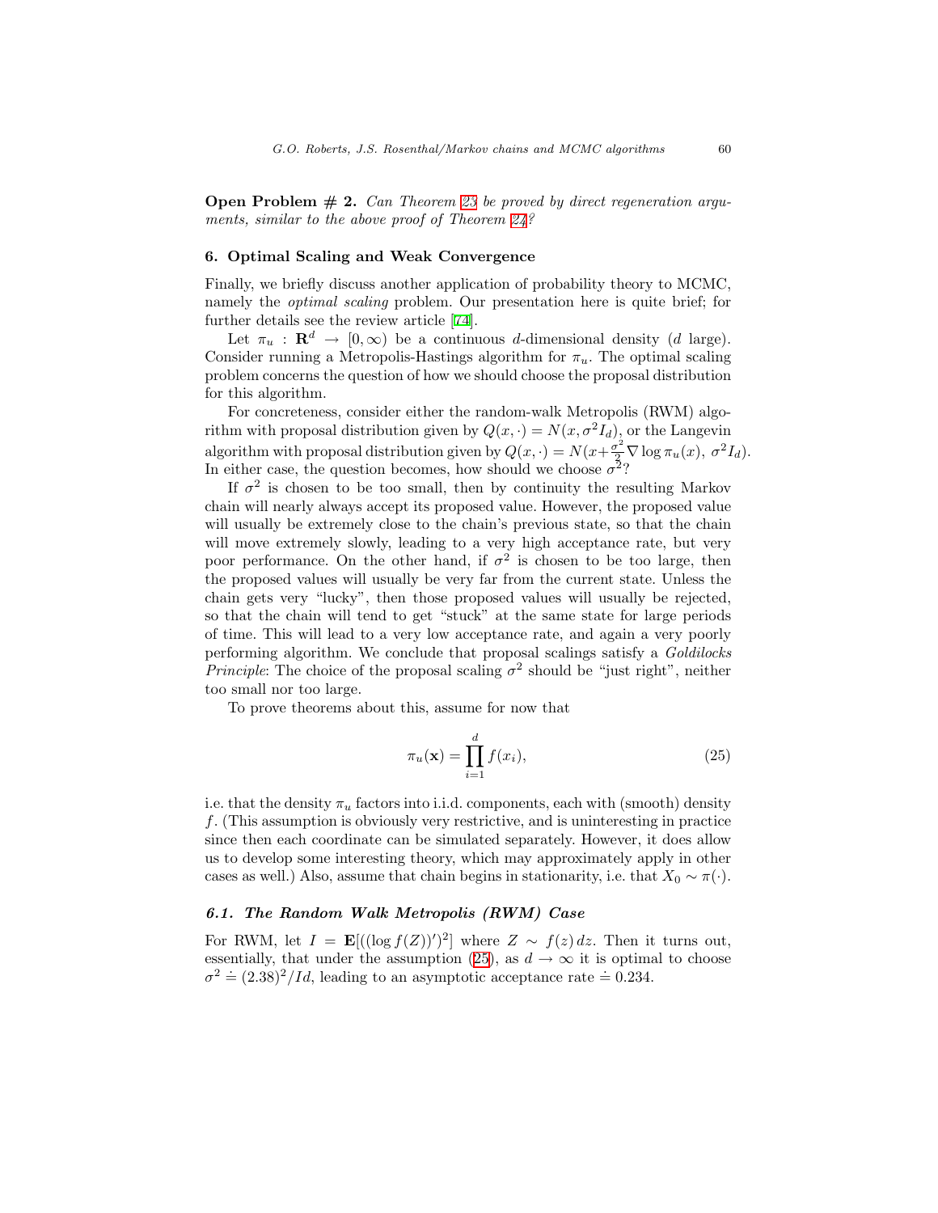**Open Problem # 2.** *Can Theorem 23 be proved by direct regeneration arguments, similar to the above proof of Theorem 24?*

## 6. Optimal Scaling and Weak Convergence

Finally, we briefly discuss another application of probability theory to MCMC, namely the *optimal scaling* problem. Our presentation here is quite brief; for further details see the review article [74].

Let $\pi_u : \mathbf{R}^d \to [0, \infty)$ be a continuous $d$-dimensional density ($d$ large). Consider running a Metropolis-Hastings algorithm for $\pi_u$. The optimal scaling problem concerns the question of how we should choose the proposal distribution for this algorithm.

For concreteness, consider either the random-walk Metropolis (RWM) algorithm with proposal distribution given by $Q(x, \cdot) = N(x, \sigma^2 I_d)$, or the Langevin algorithm with proposal distribution given by $Q(x, \cdot) = N(x + \frac{\sigma^2}{2} \nabla \log \pi_u(x),\ \sigma^2 I_d)$. In either case, the question becomes, how should we choose $\sigma^2$?

If $\sigma^2$ is chosen to be too small, then by continuity the resulting Markov chain will nearly always accept its proposed value. However, the proposed value will usually be extremely close to the chain's previous state, so that the chain will move extremely slowly, leading to a very high acceptance rate, but very poor performance. On the other hand, if $\sigma^2$ is chosen to be too large, then the proposed values will usually be very far from the current state. Unless the chain gets very "lucky", then those proposed values will usually be rejected, so that the chain will tend to get "stuck" at the same state for large periods of time. This will lead to a very low acceptance rate, and again a very poorly performing algorithm. We conclude that proposal scalings satisfy a *Goldilocks Principle*: The choice of the proposal scaling $\sigma^2$ should be "just right", neither too small nor too large.

To prove theorems about this, assume for now that

$$\pi_u(\mathbf{x}) = \prod_{i=1}^{d} f(x_i), \tag{25}$$

i.e. that the density $\pi_u$ factors into i.i.d. components, each with (smooth) density $f$. (This assumption is obviously very restrictive, and is uninteresting in practice since then each coordinate can be simulated separately. However, it does allow us to develop some interesting theory, which may approximately apply in other cases as well.) Also, assume that chain begins in stationarity, i.e. that $X_0 \sim \pi(\cdot)$.

### 6.1. The Random Walk Metropolis (RWM) Case

For RWM, let $I = \mathbf{E}[((\log f(Z))')^2]$ where $Z \sim f(z)\, dz$. Then it turns out, essentially, that under the assumption (25), as $d \to \infty$ it is optimal to choose $\sigma^2 \doteq (2.38)^2/Id$, leading to an asymptotic acceptance rate $\doteq 0.234$.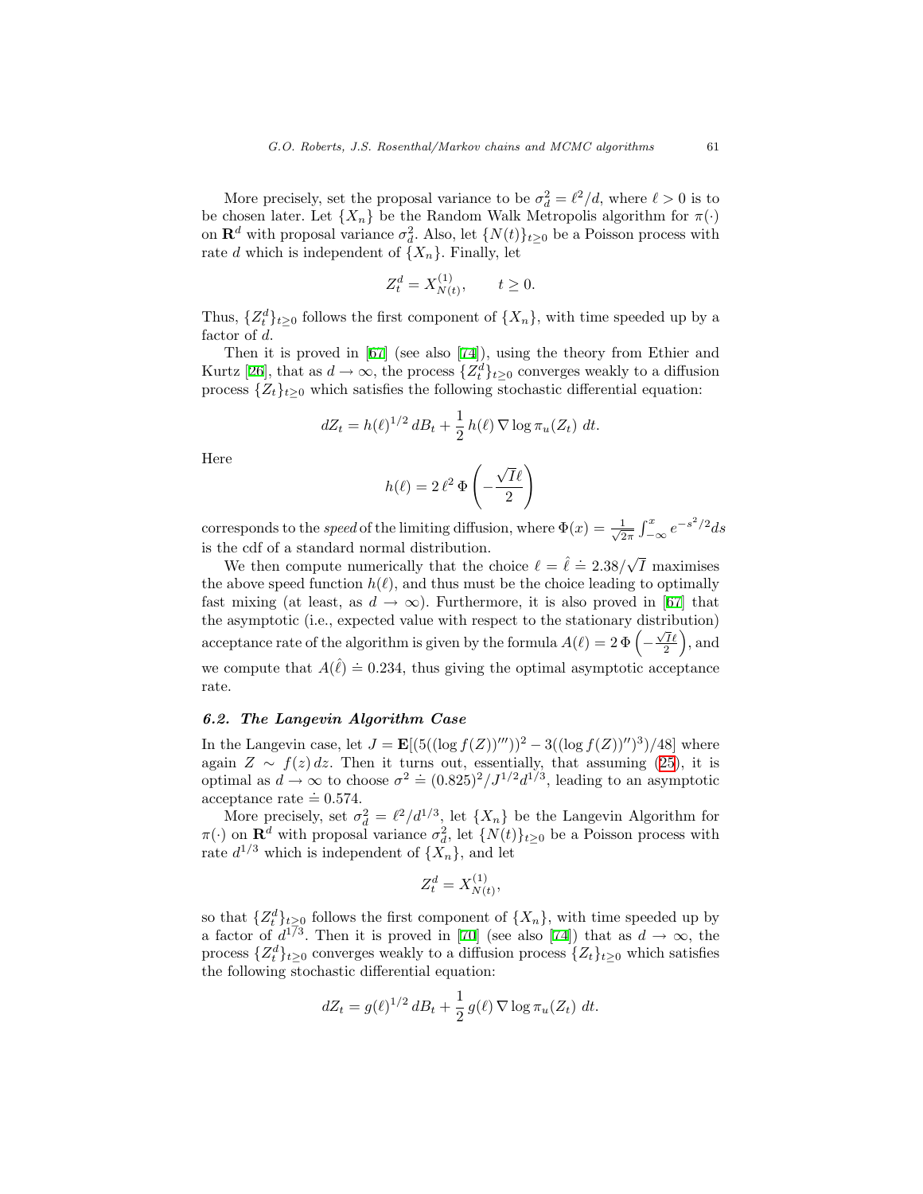More precisely, set the proposal variance to be $\sigma_d^2 = \ell^2/d$, where $\ell > 0$ is to be chosen later. Let $\{X_n\}$ be the Random Walk Metropolis algorithm for $\pi(\cdot)$ on $\mathbf{R}^d$ with proposal variance $\sigma_d^2$. Also, let $\{N(t)\}_{t\geq 0}$ be a Poisson process with rate $d$ which is independent of $\{X_n\}$. Finally, let

$$Z_t^d = X_{N(t)}^{(1)}, \qquad t \geq 0.$$

Thus, $\{Z_t^d\}_{t\geq 0}$ follows the first component of $\{X_n\}$, with time speeded up by a factor of $d$.

Then it is proved in [67] (see also [74]), using the theory from Ethier and Kurtz [26], that as $d \to \infty$, the process $\{Z_t^d\}_{t\geq 0}$ converges weakly to a diffusion process $\{Z_t\}_{t\geq 0}$ which satisfies the following stochastic differential equation:

$$dZ_t = h(\ell)^{1/2}\, dB_t + \frac{1}{2}\, h(\ell)\, \nabla \log \pi_u(Z_t)\; dt.$$

Here

$$h(\ell) = 2\, \ell^2\, \Phi\left(-\frac{\sqrt{I}\ell}{2}\right)$$

corresponds to the *speed* of the limiting diffusion, where $\Phi(x) = \frac{1}{\sqrt{2\pi}}\int_{-\infty}^{x} e^{-s^2/2}ds$ is the cdf of a standard normal distribution.

We then compute numerically that the choice $\ell = \hat{\ell} \doteq 2.38/\sqrt{I}$ maximises the above speed function $h(\ell)$, and thus must be the choice leading to optimally fast mixing (at least, as $d \to \infty$). Furthermore, it is also proved in [67] that the asymptotic (i.e., expected value with respect to the stationary distribution) acceptance rate of the algorithm is given by the formula $A(\ell) = 2\,\Phi\left(-\frac{\sqrt{I}\ell}{2}\right)$, and we compute that $A(\hat{\ell}) \doteq 0.234$, thus giving the optimal asymptotic acceptance rate.

### 6.2. The Langevin Algorithm Case

In the Langevin case, let $J = \mathbf{E}[(5((\log f(Z))'''))^2 - 3((\log f(Z))'')^3)/48]$ where again $Z \sim f(z)\,dz$. Then it turns out, essentially, that assuming (25), it is optimal as $d \to \infty$ to choose $\sigma^2 \doteq (0.825)^2/J^{1/2}d^{1/3}$, leading to an asymptotic acceptance rate $\doteq 0.574$.

More precisely, set $\sigma_d^2 = \ell^2/d^{1/3}$, let $\{X_n\}$ be the Langevin Algorithm for $\pi(\cdot)$ on $\mathbf{R}^d$ with proposal variance $\sigma_d^2$, let $\{N(t)\}_{t\geq 0}$ be a Poisson process with rate $d^{1/3}$ which is independent of $\{X_n\}$, and let

$$Z_t^d = X_{N(t)}^{(1)},$$

so that $\{Z_t^d\}_{t\geq 0}$ follows the first component of $\{X_n\}$, with time speeded up by a factor of $d^{1/3}$. Then it is proved in [70] (see also [74]) that as $d \to \infty$, the process $\{Z_t^d\}_{t\geq 0}$ converges weakly to a diffusion process $\{Z_t\}_{t\geq 0}$ which satisfies the following stochastic differential equation:

$$dZ_t = g(\ell)^{1/2}\, dB_t + \frac{1}{2}\, g(\ell)\, \nabla \log \pi_u(Z_t)\; dt.$$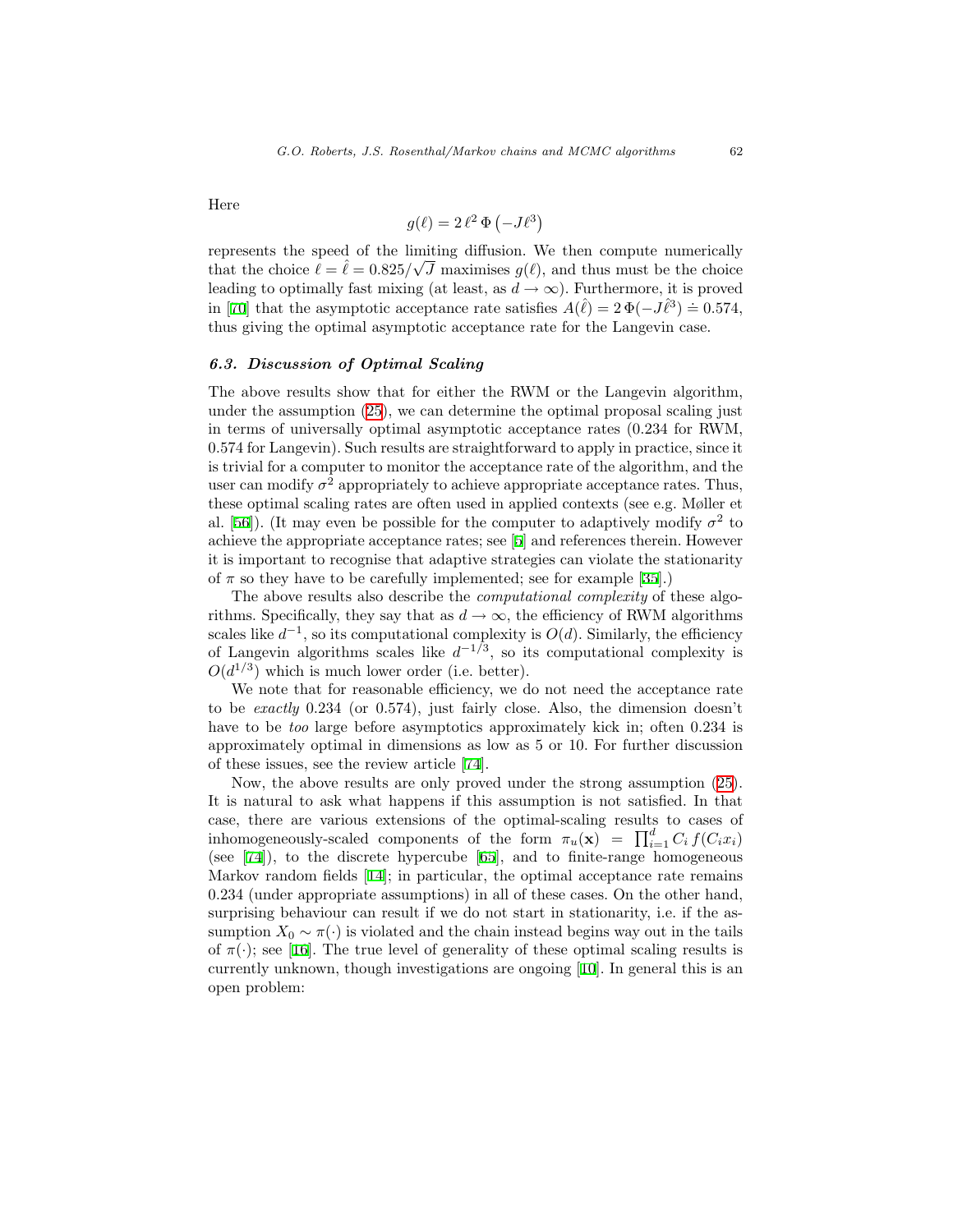Here

$$g(\ell) = 2\,\ell^2\,\Phi\left(-J\ell^3\right)$$

represents the speed of the limiting diffusion. We then compute numerically that the choice $\ell = \hat{\ell} = 0.825/\sqrt{J}$ maximises $g(\ell)$, and thus must be the choice leading to optimally fast mixing (at least, as $d \to \infty$). Furthermore, it is proved in [70] that the asymptotic acceptance rate satisfies $A(\hat{\ell}) = 2\,\Phi(-J\hat{\ell}^3) \doteq 0.574$, thus giving the optimal asymptotic acceptance rate for the Langevin case.

### 6.3. Discussion of Optimal Scaling

The above results show that for either the RWM or the Langevin algorithm, under the assumption (25), we can determine the optimal proposal scaling just in terms of universally optimal asymptotic acceptance rates (0.234 for RWM, 0.574 for Langevin). Such results are straightforward to apply in practice, since it is trivial for a computer to monitor the acceptance rate of the algorithm, and the user can modify $\sigma^2$ appropriately to achieve appropriate acceptance rates. Thus, these optimal scaling rates are often used in applied contexts (see e.g. Møller et al. [56]). (It may even be possible for the computer to adaptively modify $\sigma^2$ to achieve the appropriate acceptance rates; see [5] and references therein. However it is important to recognise that adaptive strategies can violate the stationarity of $\pi$ so they have to be carefully implemented; see for example [35].)

The above results also describe the *computational complexity* of these algorithms. Specifically, they say that as $d \to \infty$, the efficiency of RWM algorithms scales like $d^{-1}$, so its computational complexity is $O(d)$. Similarly, the efficiency of Langevin algorithms scales like $d^{-1/3}$, so its computational complexity is $O(d^{1/3})$ which is much lower order (i.e. better).

We note that for reasonable efficiency, we do not need the acceptance rate to be *exactly* 0.234 (or 0.574), just fairly close. Also, the dimension doesn't have to be *too* large before asymptotics approximately kick in; often 0.234 is approximately optimal in dimensions as low as 5 or 10. For further discussion of these issues, see the review article [74].

Now, the above results are only proved under the strong assumption (25). It is natural to ask what happens if this assumption is not satisfied. In that case, there are various extensions of the optimal-scaling results to cases of inhomogeneously-scaled components of the form $\pi_u(\mathbf{x}) = \prod_{i=1}^{d} C_i\, f(C_i x_i)$ (see [74]), to the discrete hypercube [65], and to finite-range homogeneous Markov random fields [14]; in particular, the optimal acceptance rate remains 0.234 (under appropriate assumptions) in all of these cases. On the other hand, surprising behaviour can result if we do not start in stationarity, i.e. if the assumption $X_0 \sim \pi(\cdot)$ is violated and the chain instead begins way out in the tails of $\pi(\cdot)$; see [16]. The true level of generality of these optimal scaling results is currently unknown, though investigations are ongoing [10]. In general this is an open problem: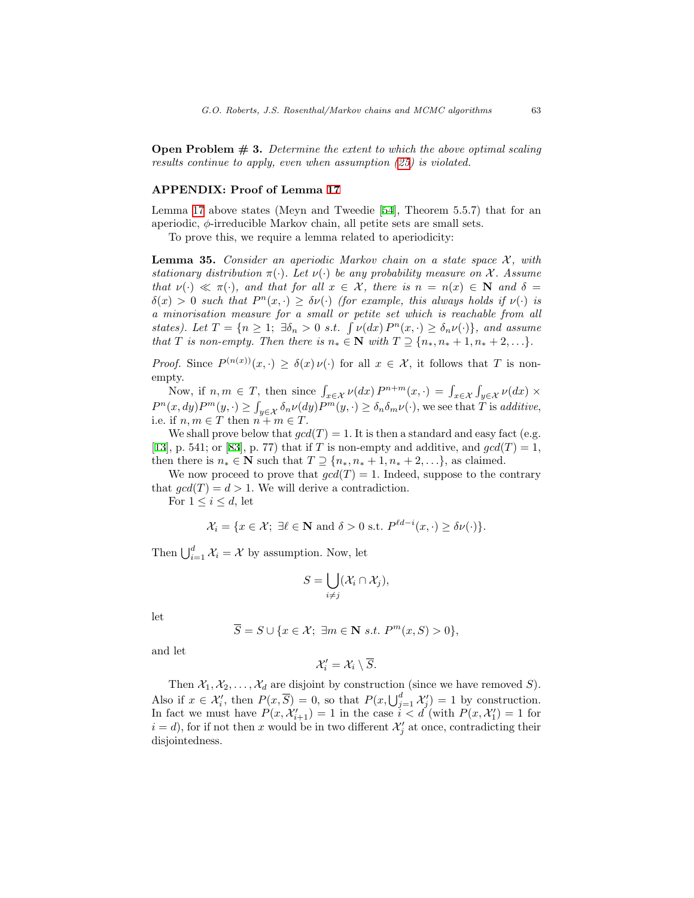**Open Problem # 3.** *Determine the extent to which the above optimal scaling results continue to apply, even when assumption (25) is violated.*

**APPENDIX: Proof of Lemma 17**

Lemma 17 above states (Meyn and Tweedie [54], Theorem 5.5.7) that for an aperiodic, $\phi$-irreducible Markov chain, all petite sets are small sets.

To prove this, we require a lemma related to aperiodicity:

**Lemma 35.** *Consider an aperiodic Markov chain on a state space $\mathcal{X}$, with stationary distribution $\pi(\cdot)$. Let $\nu(\cdot)$ be any probability measure on $\mathcal{X}$. Assume that $\nu(\cdot) \ll \pi(\cdot)$, and that for all $x \in \mathcal{X}$, there is $n = n(x) \in \mathbf{N}$ and $\delta = \delta(x) > 0$ such that $P^n(x, \cdot) \geq \delta\nu(\cdot)$ (for example, this always holds if $\nu(\cdot)$ is a minorisation measure for a small or petite set which is reachable from all states). Let $T = \{n \geq 1;\ \exists \delta_n > 0 \text{ s.t. } \int \nu(dx)\, P^n(x, \cdot) \geq \delta_n \nu(\cdot)\}$, and assume that $T$ is non-empty. Then there is $n_* \in \mathbf{N}$ with $T \supseteq \{n_*, n_* + 1, n_* + 2, \ldots\}$.*

*Proof.* Since $P^{(n(x))}(x, \cdot) \geq \delta(x)\, \nu(\cdot)$ for all $x \in \mathcal{X}$, it follows that $T$ is non-empty.

Now, if $n, m \in T$, then since $\int_{x \in \mathcal{X}} \nu(dx)\, P^{n+m}(x, \cdot) = \int_{x \in \mathcal{X}} \int_{y \in \mathcal{X}} \nu(dx) \times P^n(x, dy) P^m(y, \cdot) \geq \int_{y \in \mathcal{X}} \delta_n \nu(dy) P^m(y, \cdot) \geq \delta_n \delta_m \nu(\cdot)$, we see that $T$ is *additive*, i.e. if $n, m \in T$ then $n + m \in T$.

We shall prove below that $gcd(T) = 1$. It is then a standard and easy fact (e.g. [13], p. 541; or [83], p. 77) that if $T$ is non-empty and additive, and $gcd(T) = 1$, then there is $n_* \in \mathbf{N}$ such that $T \supseteq \{n_*, n_* + 1, n_* + 2, \ldots\}$, as claimed.

We now proceed to prove that $gcd(T) = 1$. Indeed, suppose to the contrary that $gcd(T) = d > 1$. We will derive a contradiction.

For $1 \leq i \leq d$, let

$$\mathcal{X}_i = \{x \in \mathcal{X};\ \exists \ell \in \mathbf{N} \text{ and } \delta > 0 \text{ s.t. } P^{\ell d - i}(x, \cdot) \geq \delta \nu(\cdot)\}.$$

Then $\bigcup_{i=1}^{d} \mathcal{X}_i = \mathcal{X}$ by assumption. Now, let

$$S = \bigcup_{i \neq j} (\mathcal{X}_i \cap \mathcal{X}_j),$$

let

$$\overline{S} = S \cup \{x \in \mathcal{X};\ \exists m \in \mathbf{N} \ s.t.\ P^m(x, S) > 0\},$$

and let

$$\mathcal{X}_i' = \mathcal{X}_i \setminus \overline{S}.$$

Then $\mathcal{X}_1, \mathcal{X}_2, \ldots, \mathcal{X}_d$ are disjoint by construction (since we have removed $S$). Also if $x \in \mathcal{X}_i'$, then $P(x, \overline{S}) = 0$, so that $P(x, \bigcup_{j=1}^{d} \mathcal{X}_j') = 1$ by construction. In fact we must have $P(x, \mathcal{X}_{i+1}') = 1$ in the case $i < d$ (with $P(x, \mathcal{X}_1') = 1$ for $i = d$), for if not then $x$ would be in two different $\mathcal{X}_j'$ at once, contradicting their disjointedness.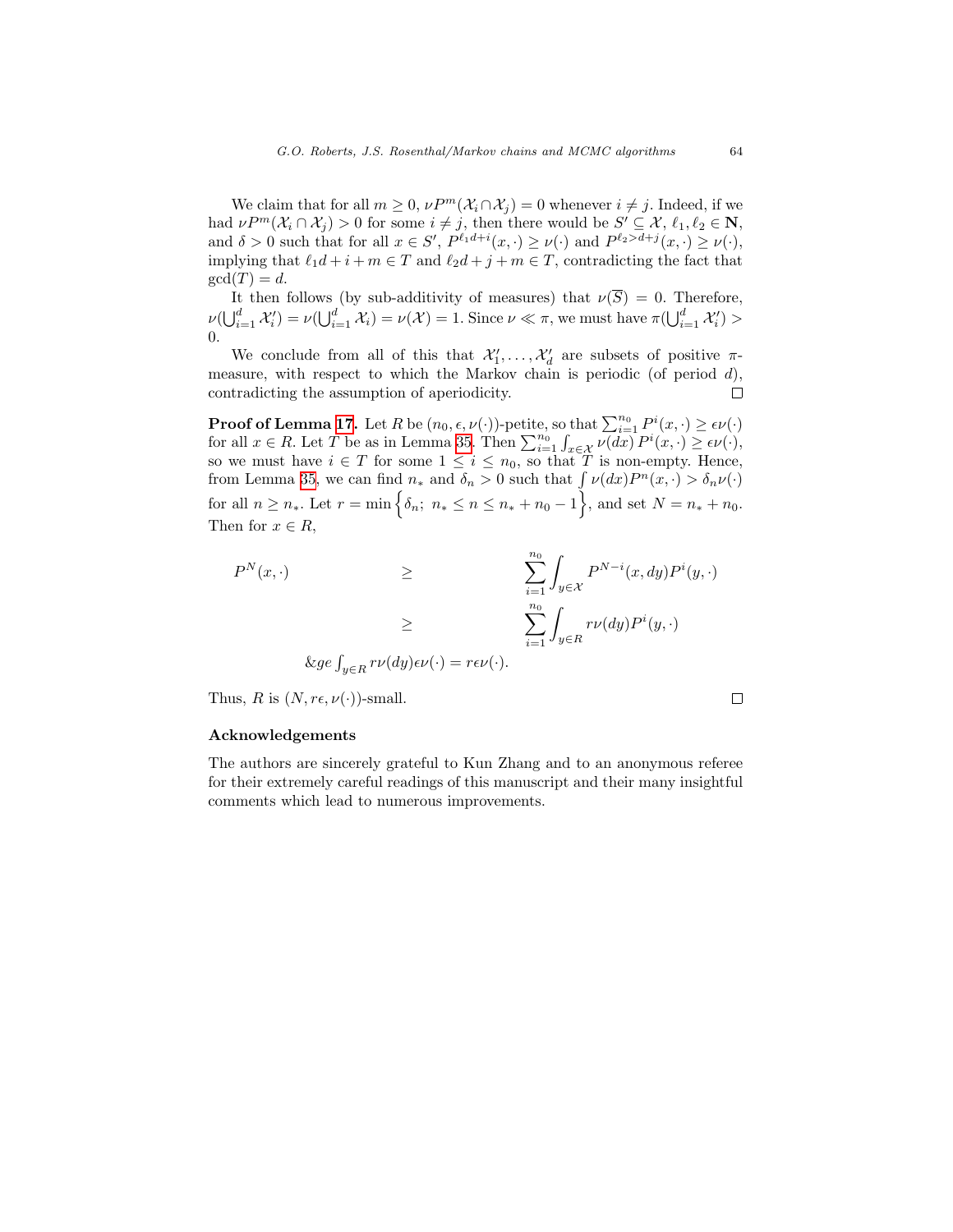We claim that for all $m \geq 0$, $\nu P^m(\mathcal{X}_i \cap \mathcal{X}_j) = 0$ whenever $i \neq j$. Indeed, if we had $\nu P^m(\mathcal{X}_i \cap \mathcal{X}_j) > 0$ for some $i \neq j$, then there would be $S' \subseteq \mathcal{X}$, $\ell_1, \ell_2 \in \mathbf{N}$, and $\delta > 0$ such that for all $x \in S'$, $P^{\ell_1 d + i}(x, \cdot) \geq \nu(\cdot)$ and $P^{\ell_2 > d + j}(x, \cdot) \geq \nu(\cdot)$, implying that $\ell_1 d + i + m \in T$ and $\ell_2 d + j + m \in T$, contradicting the fact that $\gcd(T) = d$.

It then follows (by sub-additivity of measures) that $\nu(\overline{S}) = 0$. Therefore, $\nu(\bigcup_{i=1}^d \mathcal{X}_i') = \nu(\bigcup_{i=1}^d \mathcal{X}_i) = \nu(\mathcal{X}) = 1$. Since $\nu \ll \pi$, we must have $\pi(\bigcup_{i=1}^d \mathcal{X}_i') > 0$.

We conclude from all of this that $\mathcal{X}_1', \ldots, \mathcal{X}_d'$ are subsets of positive $\pi$-measure, with respect to which the Markov chain is periodic (of period $d$), contradicting the assumption of aperiodicity. ∎

**Proof of Lemma 17.** Let $R$ be $(n_0, \epsilon, \nu(\cdot))$-petite, so that $\sum_{i=1}^{n_0} P^i(x, \cdot) \geq \epsilon \nu(\cdot)$ for all $x \in R$. Let $T$ be as in Lemma 35. Then $\sum_{i=1}^{n_0} \int_{x \in \mathcal{X}} \nu(dx)\, P^i(x, \cdot) \geq \epsilon \nu(\cdot)$, so we must have $i \in T$ for some $1 \leq i \leq n_0$, so that $T$ is non-empty. Hence, from Lemma 35, we can find $n_*$ and $\delta_n > 0$ such that $\int \nu(dx) P^n(x, \cdot) > \delta_n \nu(\cdot)$ for all $n \geq n_*$. Let $r = \min\left\{\delta_n;\ n_* \leq n \leq n_* + n_0 - 1\right\}$, and set $N = n_* + n_0$. Then for $x \in R$,

$$
\begin{aligned}
P^N(x, \cdot) &\geq \sum_{i=1}^{n_0} \int_{y \in \mathcal{X}} P^{N-i}(x, dy) P^i(y, \cdot) \\
&\geq \sum_{i=1}^{n_0} \int_{y \in R} r \nu(dy) P^i(y, \cdot) \\
&\geq \int_{y \in R} r \nu(dy) \epsilon \nu(\cdot) = r \epsilon \nu(\cdot).
\end{aligned}
$$

Thus, $R$ is $(N, r\epsilon, \nu(\cdot))$-small. ∎

### Acknowledgements

The authors are sincerely grateful to Kun Zhang and to an anonymous referee for their extremely careful readings of this manuscript and their many insightful comments which lead to numerous improvements.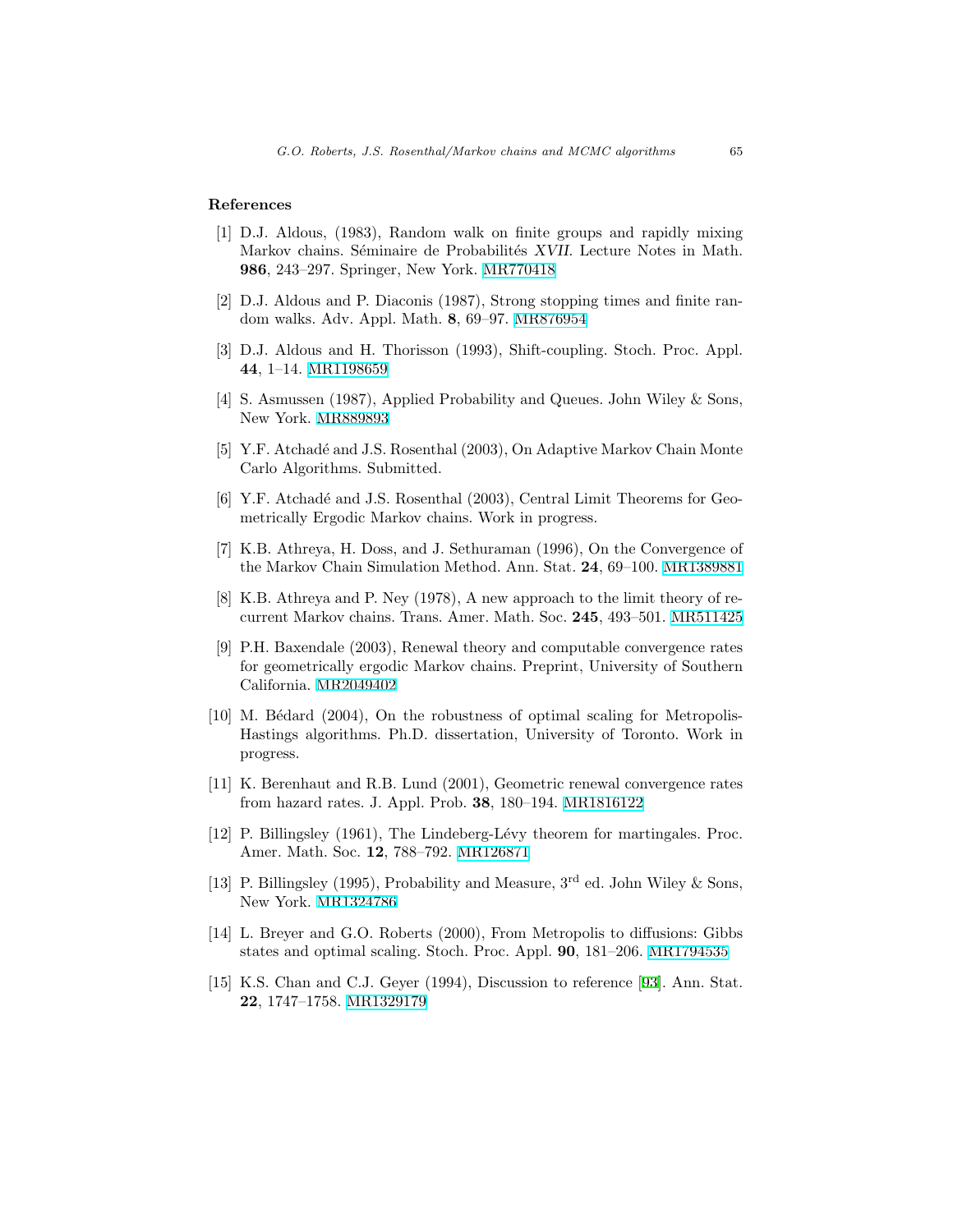## References

[1] D.J. Aldous, (1983), Random walk on finite groups and rapidly mixing Markov chains. Séminaire de Probabilités *XVII*. Lecture Notes in Math. **986**, 243–297. Springer, New York. MR770418

[2] D.J. Aldous and P. Diaconis (1987), Strong stopping times and finite random walks. Adv. Appl. Math. **8**, 69–97. MR876954

[3] D.J. Aldous and H. Thorisson (1993), Shift-coupling. Stoch. Proc. Appl. **44**, 1–14. MR1198659

[4] S. Asmussen (1987), Applied Probability and Queues. John Wiley & Sons, New York. MR889893

[5] Y.F. Atchadé and J.S. Rosenthal (2003), On Adaptive Markov Chain Monte Carlo Algorithms. Submitted.

[6] Y.F. Atchadé and J.S. Rosenthal (2003), Central Limit Theorems for Geometrically Ergodic Markov chains. Work in progress.

[7] K.B. Athreya, H. Doss, and J. Sethuraman (1996), On the Convergence of the Markov Chain Simulation Method. Ann. Stat. **24**, 69–100. MR1389881

[8] K.B. Athreya and P. Ney (1978), A new approach to the limit theory of recurrent Markov chains. Trans. Amer. Math. Soc. **245**, 493–501. MR511425

[9] P.H. Baxendale (2003), Renewal theory and computable convergence rates for geometrically ergodic Markov chains. Preprint, University of Southern California. MR2049402

[10] M. Bédard (2004), On the robustness of optimal scaling for Metropolis-Hastings algorithms. Ph.D. dissertation, University of Toronto. Work in progress.

[11] K. Berenhaut and R.B. Lund (2001), Geometric renewal convergence rates from hazard rates. J. Appl. Prob. **38**, 180–194. MR1816122

[12] P. Billingsley (1961), The Lindeberg-Lévy theorem for martingales. Proc. Amer. Math. Soc. **12**, 788–792. MR126871

[13] P. Billingsley (1995), Probability and Measure, 3rd ed. John Wiley & Sons, New York. MR1324786

[14] L. Breyer and G.O. Roberts (2000), From Metropolis to diffusions: Gibbs states and optimal scaling. Stoch. Proc. Appl. **90**, 181–206. MR1794535

[15] K.S. Chan and C.J. Geyer (1994), Discussion to reference [93]. Ann. Stat. **22**, 1747–1758. MR1329179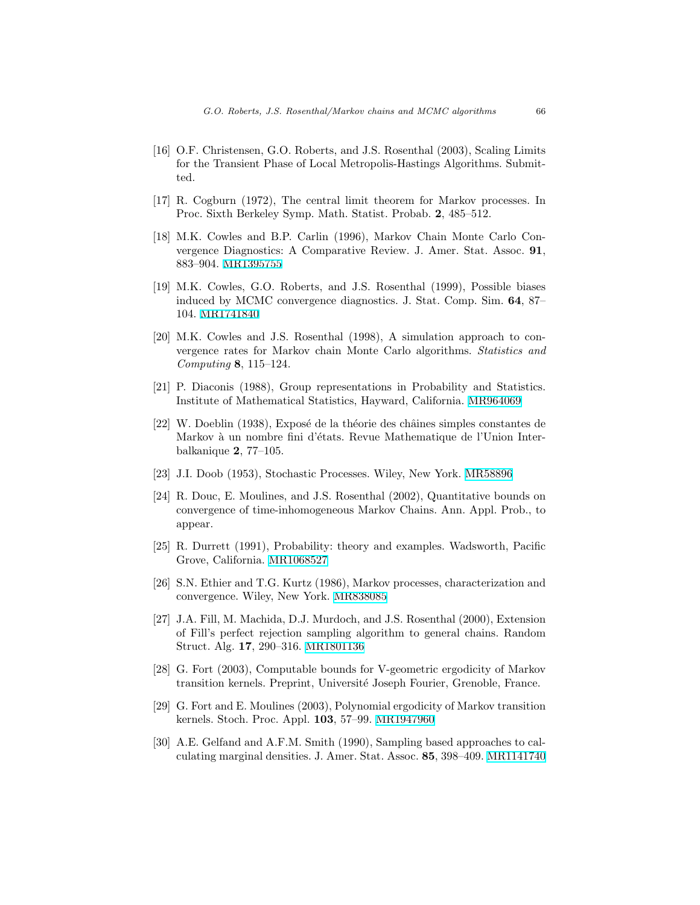[16] O.F. Christensen, G.O. Roberts, and J.S. Rosenthal (2003), Scaling Limits for the Transient Phase of Local Metropolis-Hastings Algorithms. Submitted.

[17] R. Cogburn (1972), The central limit theorem for Markov processes. In Proc. Sixth Berkeley Symp. Math. Statist. Probab. **2**, 485–512.

[18] M.K. Cowles and B.P. Carlin (1996), Markov Chain Monte Carlo Convergence Diagnostics: A Comparative Review. J. Amer. Stat. Assoc. **91**, 883–904. MR1395755

[19] M.K. Cowles, G.O. Roberts, and J.S. Rosenthal (1999), Possible biases induced by MCMC convergence diagnostics. J. Stat. Comp. Sim. **64**, 87–104. MR1741840

[20] M.K. Cowles and J.S. Rosenthal (1998), A simulation approach to convergence rates for Markov chain Monte Carlo algorithms. *Statistics and Computing* **8**, 115–124.

[21] P. Diaconis (1988), Group representations in Probability and Statistics. Institute of Mathematical Statistics, Hayward, California. MR964069

[22] W. Doeblin (1938), Exposé de la théorie des châines simples constantes de Markov à un nombre fini d'états. Revue Mathematique de l'Union Interbalkanique **2**, 77–105.

[23] J.I. Doob (1953), Stochastic Processes. Wiley, New York. MR58896

[24] R. Douc, E. Moulines, and J.S. Rosenthal (2002), Quantitative bounds on convergence of time-inhomogeneous Markov Chains. Ann. Appl. Prob., to appear.

[25] R. Durrett (1991), Probability: theory and examples. Wadsworth, Pacific Grove, California. MR1068527

[26] S.N. Ethier and T.G. Kurtz (1986), Markov processes, characterization and convergence. Wiley, New York. MR838085

[27] J.A. Fill, M. Machida, D.J. Murdoch, and J.S. Rosenthal (2000), Extension of Fill's perfect rejection sampling algorithm to general chains. Random Struct. Alg. **17**, 290–316. MR1801136

[28] G. Fort (2003), Computable bounds for V-geometric ergodicity of Markov transition kernels. Preprint, Université Joseph Fourier, Grenoble, France.

[29] G. Fort and E. Moulines (2003), Polynomial ergodicity of Markov transition kernels. Stoch. Proc. Appl. **103**, 57–99. MR1947960

[30] A.E. Gelfand and A.F.M. Smith (1990), Sampling based approaches to calculating marginal densities. J. Amer. Stat. Assoc. **85**, 398–409. MR1141740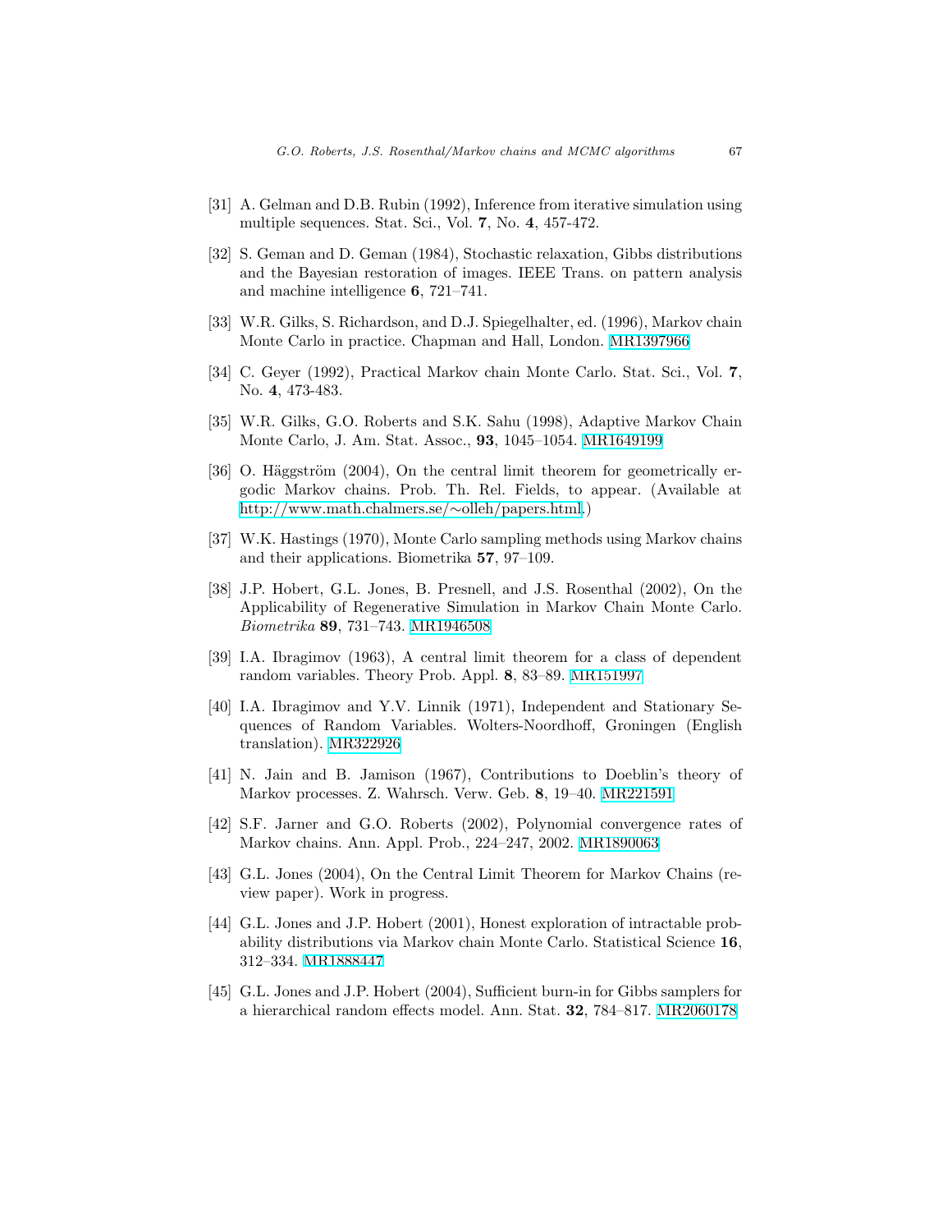[31] A. Gelman and D.B. Rubin (1992), Inference from iterative simulation using multiple sequences. Stat. Sci., Vol. **7**, No. **4**, 457-472.

[32] S. Geman and D. Geman (1984), Stochastic relaxation, Gibbs distributions and the Bayesian restoration of images. IEEE Trans. on pattern analysis and machine intelligence **6**, 721–741.

[33] W.R. Gilks, S. Richardson, and D.J. Spiegelhalter, ed. (1996), Markov chain Monte Carlo in practice. Chapman and Hall, London. MR1397966

[34] C. Geyer (1992), Practical Markov chain Monte Carlo. Stat. Sci., Vol. **7**, No. **4**, 473-483.

[35] W.R. Gilks, G.O. Roberts and S.K. Sahu (1998), Adaptive Markov Chain Monte Carlo, J. Am. Stat. Assoc., **93**, 1045–1054. MR1649199

[36] O. Häggström (2004), On the central limit theorem for geometrically ergodic Markov chains. Prob. Th. Rel. Fields, to appear. (Available at http://www.math.chalmers.se/∼olleh/papers.html.)

[37] W.K. Hastings (1970), Monte Carlo sampling methods using Markov chains and their applications. Biometrika **57**, 97–109.

[38] J.P. Hobert, G.L. Jones, B. Presnell, and J.S. Rosenthal (2002), On the Applicability of Regenerative Simulation in Markov Chain Monte Carlo. *Biometrika* **89**, 731–743. MR1946508

[39] I.A. Ibragimov (1963), A central limit theorem for a class of dependent random variables. Theory Prob. Appl. **8**, 83–89. MR151997

[40] I.A. Ibragimov and Y.V. Linnik (1971), Independent and Stationary Sequences of Random Variables. Wolters-Noordhoff, Groningen (English translation). MR322926

[41] N. Jain and B. Jamison (1967), Contributions to Doeblin's theory of Markov processes. Z. Wahrsch. Verw. Geb. **8**, 19–40. MR221591

[42] S.F. Jarner and G.O. Roberts (2002), Polynomial convergence rates of Markov chains. Ann. Appl. Prob., 224–247, 2002. MR1890063

[43] G.L. Jones (2004), On the Central Limit Theorem for Markov Chains (review paper). Work in progress.

[44] G.L. Jones and J.P. Hobert (2001), Honest exploration of intractable probability distributions via Markov chain Monte Carlo. Statistical Science **16**, 312–334. MR1888447

[45] G.L. Jones and J.P. Hobert (2004), Sufficient burn-in for Gibbs samplers for a hierarchical random effects model. Ann. Stat. **32**, 784–817. MR2060178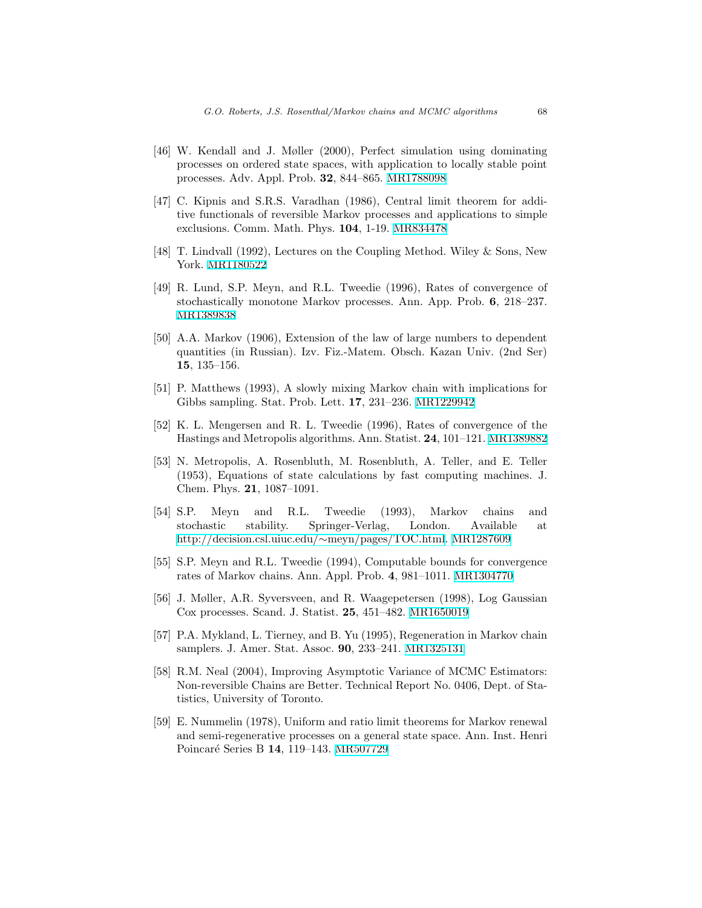[46] W. Kendall and J. Møller (2000), Perfect simulation using dominating processes on ordered state spaces, with application to locally stable point processes. Adv. Appl. Prob. **32**, 844–865. MR1788098

[47] C. Kipnis and S.R.S. Varadhan (1986), Central limit theorem for additive functionals of reversible Markov processes and applications to simple exclusions. Comm. Math. Phys. **104**, 1-19. MR834478

[48] T. Lindvall (1992), Lectures on the Coupling Method. Wiley & Sons, New York. MR1180522

[49] R. Lund, S.P. Meyn, and R.L. Tweedie (1996), Rates of convergence of stochastically monotone Markov processes. Ann. App. Prob. **6**, 218–237. MR1389838

[50] A.A. Markov (1906), Extension of the law of large numbers to dependent quantities (in Russian). Izv. Fiz.-Matem. Obsch. Kazan Univ. (2nd Ser) **15**, 135–156.

[51] P. Matthews (1993), A slowly mixing Markov chain with implications for Gibbs sampling. Stat. Prob. Lett. **17**, 231–236. MR1229942

[52] K. L. Mengersen and R. L. Tweedie (1996), Rates of convergence of the Hastings and Metropolis algorithms. Ann. Statist. **24**, 101–121. MR1389882

[53] N. Metropolis, A. Rosenbluth, M. Rosenbluth, A. Teller, and E. Teller (1953), Equations of state calculations by fast computing machines. J. Chem. Phys. **21**, 1087–1091.

[54] S.P. Meyn and R.L. Tweedie (1993), Markov chains and stochastic stability. Springer-Verlag, London. Available at http://decision.csl.uiuc.edu/∼meyn/pages/TOC.html. MR1287609

[55] S.P. Meyn and R.L. Tweedie (1994), Computable bounds for convergence rates of Markov chains. Ann. Appl. Prob. **4**, 981–1011. MR1304770

[56] J. Møller, A.R. Syversveen, and R. Waagepetersen (1998), Log Gaussian Cox processes. Scand. J. Statist. **25**, 451–482. MR1650019

[57] P.A. Mykland, L. Tierney, and B. Yu (1995), Regeneration in Markov chain samplers. J. Amer. Stat. Assoc. **90**, 233–241. MR1325131

[58] R.M. Neal (2004), Improving Asymptotic Variance of MCMC Estimators: Non-reversible Chains are Better. Technical Report No. 0406, Dept. of Statistics, University of Toronto.

[59] E. Nummelin (1978), Uniform and ratio limit theorems for Markov renewal and semi-regenerative processes on a general state space. Ann. Inst. Henri Poincaré Series B **14**, 119–143. MR507729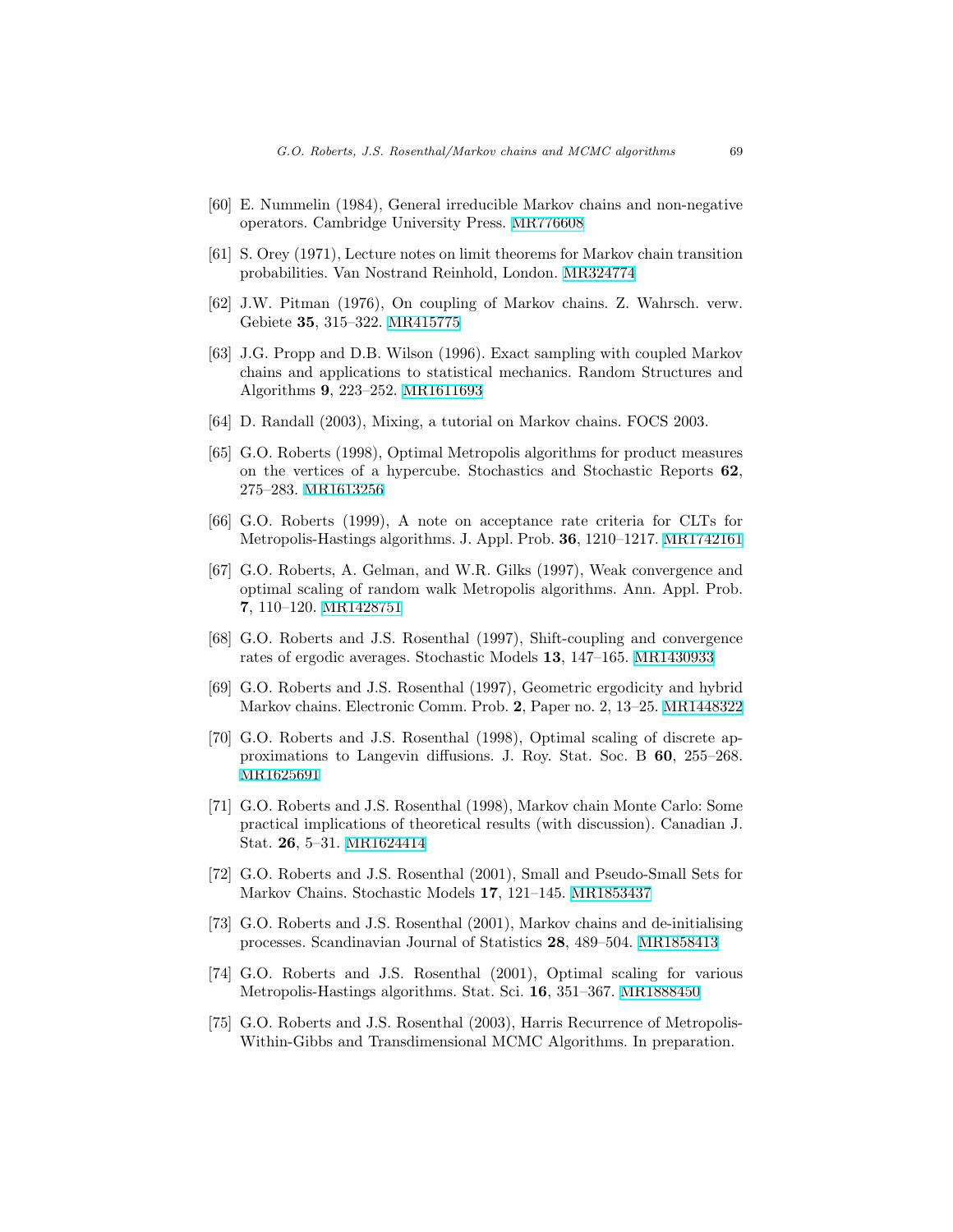[60] E. Nummelin (1984), General irreducible Markov chains and non-negative operators. Cambridge University Press. MR776608

[61] S. Orey (1971), Lecture notes on limit theorems for Markov chain transition probabilities. Van Nostrand Reinhold, London. MR324774

[62] J.W. Pitman (1976), On coupling of Markov chains. Z. Wahrsch. verw. Gebiete **35**, 315–322. MR415775

[63] J.G. Propp and D.B. Wilson (1996). Exact sampling with coupled Markov chains and applications to statistical mechanics. Random Structures and Algorithms **9**, 223–252. MR1611693

[64] D. Randall (2003), Mixing, a tutorial on Markov chains. FOCS 2003.

[65] G.O. Roberts (1998), Optimal Metropolis algorithms for product measures on the vertices of a hypercube. Stochastics and Stochastic Reports **62**, 275–283. MR1613256

[66] G.O. Roberts (1999), A note on acceptance rate criteria for CLTs for Metropolis-Hastings algorithms. J. Appl. Prob. **36**, 1210–1217. MR1742161

[67] G.O. Roberts, A. Gelman, and W.R. Gilks (1997), Weak convergence and optimal scaling of random walk Metropolis algorithms. Ann. Appl. Prob. **7**, 110–120. MR1428751

[68] G.O. Roberts and J.S. Rosenthal (1997), Shift-coupling and convergence rates of ergodic averages. Stochastic Models **13**, 147–165. MR1430933

[69] G.O. Roberts and J.S. Rosenthal (1997), Geometric ergodicity and hybrid Markov chains. Electronic Comm. Prob. **2**, Paper no. 2, 13–25. MR1448322

[70] G.O. Roberts and J.S. Rosenthal (1998), Optimal scaling of discrete approximations to Langevin diffusions. J. Roy. Stat. Soc. B **60**, 255–268. MR1625691

[71] G.O. Roberts and J.S. Rosenthal (1998), Markov chain Monte Carlo: Some practical implications of theoretical results (with discussion). Canadian J. Stat. **26**, 5–31. MR1624414

[72] G.O. Roberts and J.S. Rosenthal (2001), Small and Pseudo-Small Sets for Markov Chains. Stochastic Models **17**, 121–145. MR1853437

[73] G.O. Roberts and J.S. Rosenthal (2001), Markov chains and de-initialising processes. Scandinavian Journal of Statistics **28**, 489–504. MR1858413

[74] G.O. Roberts and J.S. Rosenthal (2001), Optimal scaling for various Metropolis-Hastings algorithms. Stat. Sci. **16**, 351–367. MR1888450

[75] G.O. Roberts and J.S. Rosenthal (2003), Harris Recurrence of Metropolis-Within-Gibbs and Transdimensional MCMC Algorithms. In preparation.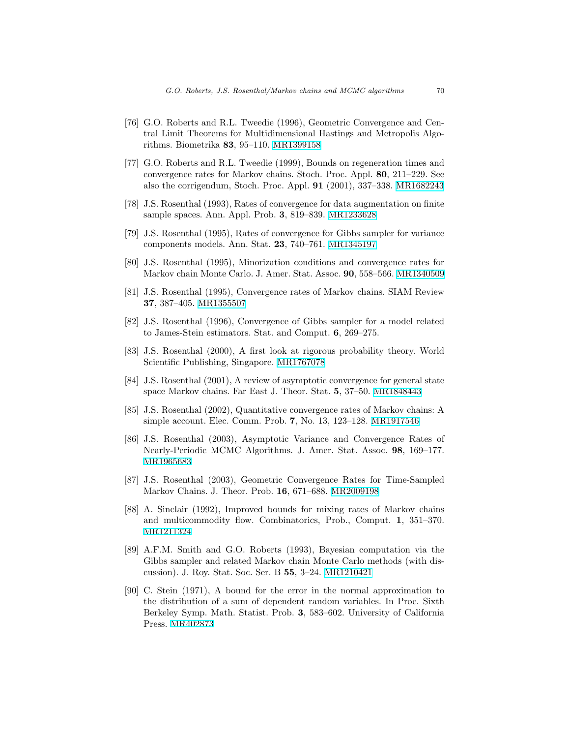[76] G.O. Roberts and R.L. Tweedie (1996), Geometric Convergence and Central Limit Theorems for Multidimensional Hastings and Metropolis Algorithms. Biometrika **83**, 95–110. MR1399158

[77] G.O. Roberts and R.L. Tweedie (1999), Bounds on regeneration times and convergence rates for Markov chains. Stoch. Proc. Appl. **80**, 211–229. See also the corrigendum, Stoch. Proc. Appl. **91** (2001), 337–338. MR1682243

[78] J.S. Rosenthal (1993), Rates of convergence for data augmentation on finite sample spaces. Ann. Appl. Prob. **3**, 819–839. MR1233628

[79] J.S. Rosenthal (1995), Rates of convergence for Gibbs sampler for variance components models. Ann. Stat. **23**, 740–761. MR1345197

[80] J.S. Rosenthal (1995), Minorization conditions and convergence rates for Markov chain Monte Carlo. J. Amer. Stat. Assoc. **90**, 558–566. MR1340509

[81] J.S. Rosenthal (1995), Convergence rates of Markov chains. SIAM Review **37**, 387–405. MR1355507

[82] J.S. Rosenthal (1996), Convergence of Gibbs sampler for a model related to James-Stein estimators. Stat. and Comput. **6**, 269–275.

[83] J.S. Rosenthal (2000), A first look at rigorous probability theory. World Scientific Publishing, Singapore. MR1767078

[84] J.S. Rosenthal (2001), A review of asymptotic convergence for general state space Markov chains. Far East J. Theor. Stat. **5**, 37–50. MR1848443

[85] J.S. Rosenthal (2002), Quantitative convergence rates of Markov chains: A simple account. Elec. Comm. Prob. **7**, No. 13, 123–128. MR1917546

[86] J.S. Rosenthal (2003), Asymptotic Variance and Convergence Rates of Nearly-Periodic MCMC Algorithms. J. Amer. Stat. Assoc. **98**, 169–177. MR1965683

[87] J.S. Rosenthal (2003), Geometric Convergence Rates for Time-Sampled Markov Chains. J. Theor. Prob. **16**, 671–688. MR2009198

[88] A. Sinclair (1992), Improved bounds for mixing rates of Markov chains and multicommodity flow. Combinatorics, Prob., Comput. **1**, 351–370. MR1211324

[89] A.F.M. Smith and G.O. Roberts (1993), Bayesian computation via the Gibbs sampler and related Markov chain Monte Carlo methods (with discussion). J. Roy. Stat. Soc. Ser. B **55**, 3–24. MR1210421

[90] C. Stein (1971), A bound for the error in the normal approximation to the distribution of a sum of dependent random variables. In Proc. Sixth Berkeley Symp. Math. Statist. Prob. **3**, 583–602. University of California Press. MR402873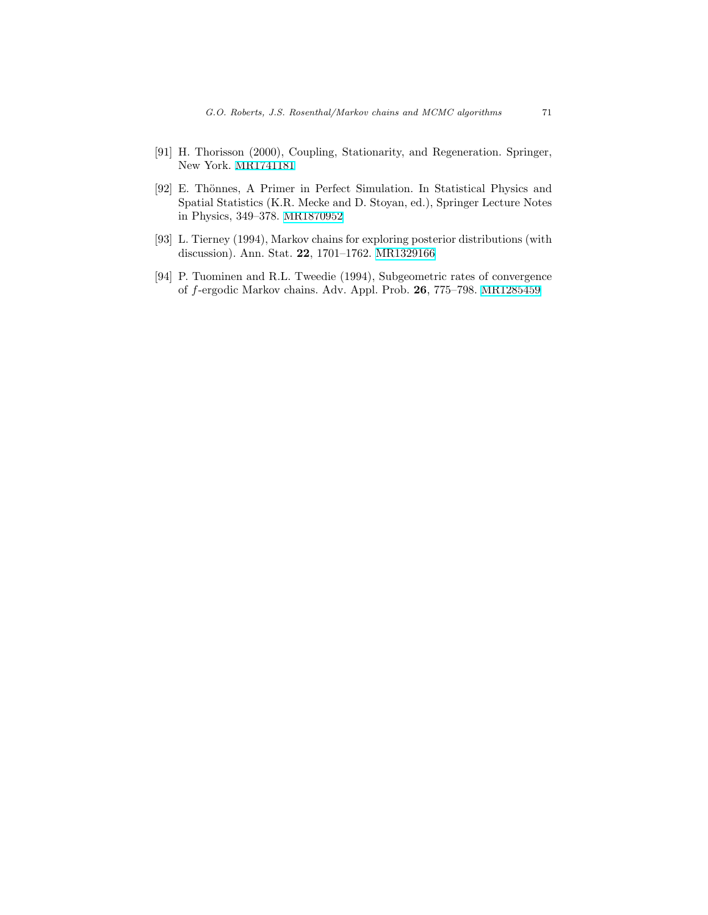[91] H. Thorisson (2000), Coupling, Stationarity, and Regeneration. Springer, New York. MR1741181

[92] E. Thönnes, A Primer in Perfect Simulation. In Statistical Physics and Spatial Statistics (K.R. Mecke and D. Stoyan, ed.), Springer Lecture Notes in Physics, 349–378. MR1870952

[93] L. Tierney (1994), Markov chains for exploring posterior distributions (with discussion). Ann. Stat. **22**, 1701–1762. MR1329166

[94] P. Tuominen and R.L. Tweedie (1994), Subgeometric rates of convergence of $f$-ergodic Markov chains. Adv. Appl. Prob. **26**, 775–798. MR1285459